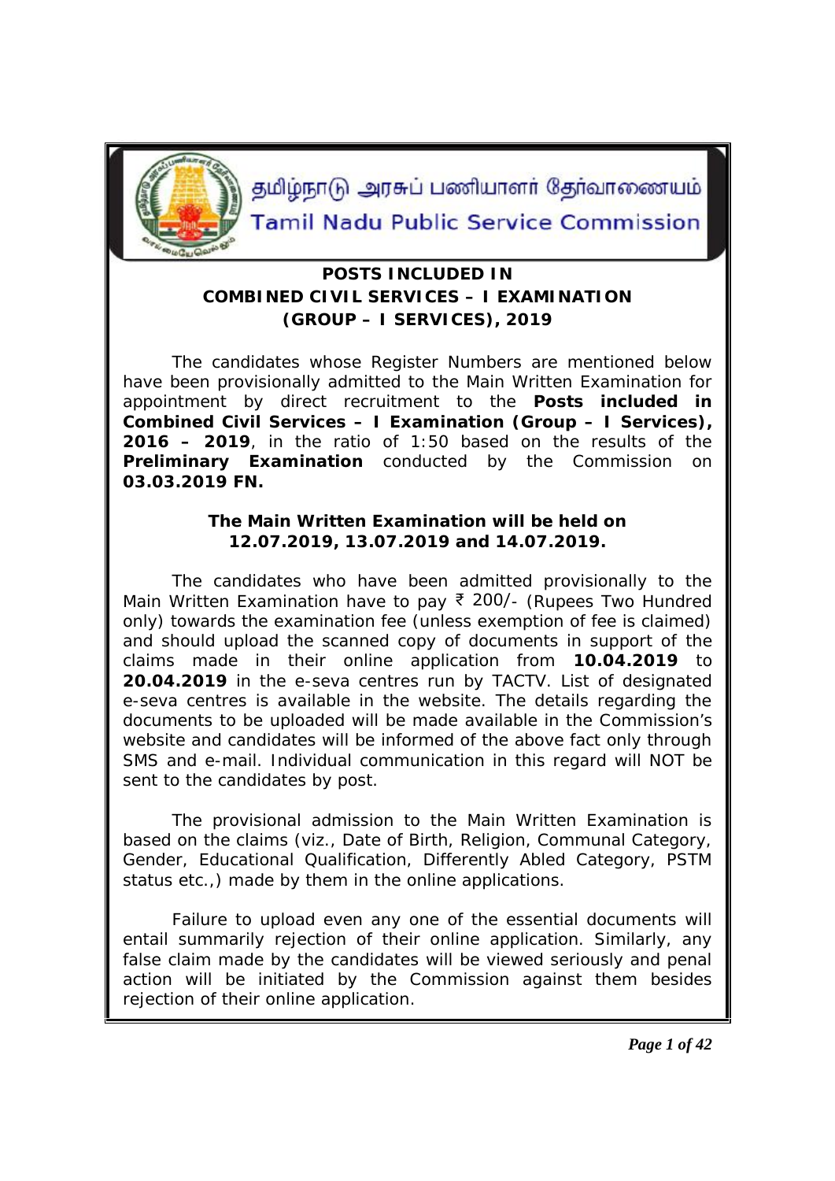தமிழ்நாடு அரசுப் பணியாளர் தேர்வாணையம்

Tamil Nadu Public Service Commission

# POSTS INCLUDED IN COMBINED CIVIL SERVICES – I EXAMINATION (GROUP – I SERVICES), 2019

The candidates whose Register Numbers are mentioned below have been provisionally admitted to the Main Written Examination for appointment by direct recruitment to the **Posts included in Combined Civil Services – I Examination (Group – I Services), 2016 – 2019**, in the ratio of 1:50 based on the results of the **Preliminary Examination** conducted by the Commission on **03.03.2019 FN.**

**The Main Written Examination will be held on 12.07.2019, 13.07.2019 and 14.07.2019.**

The candidates who have been admitted provisionally to the Main Written Examination have to pay ₹ 200/- (Rupees Two Hundred only) towards the examination fee (unless exemption of fee is claimed) and should upload the scanned copy of documents in support of the claims made in their online application from **10.04.2019** to **20.04.2019** in the e-seva centres run by TACTV. List of designated e-seva centres is available in the website. The details regarding the documents to be uploaded will be made available in the Commission's website and candidates will be informed of the above fact only through SMS and e-mail. Individual communication in this regard will NOT be sent to the candidates by post.

The provisional admission to the Main Written Examination is based on the claims (viz., Date of Birth, Religion, Communal Category, Gender, Educational Qualification, Differently Abled Category, PSTM status etc.,) made by them in the online applications.

Failure to upload even any one of the essential documents will entail summarily rejection of their online application. Similarly, any false claim made by the candidates will be viewed seriously and penal action will be initiated by the Commission against them besides rejection of their online application.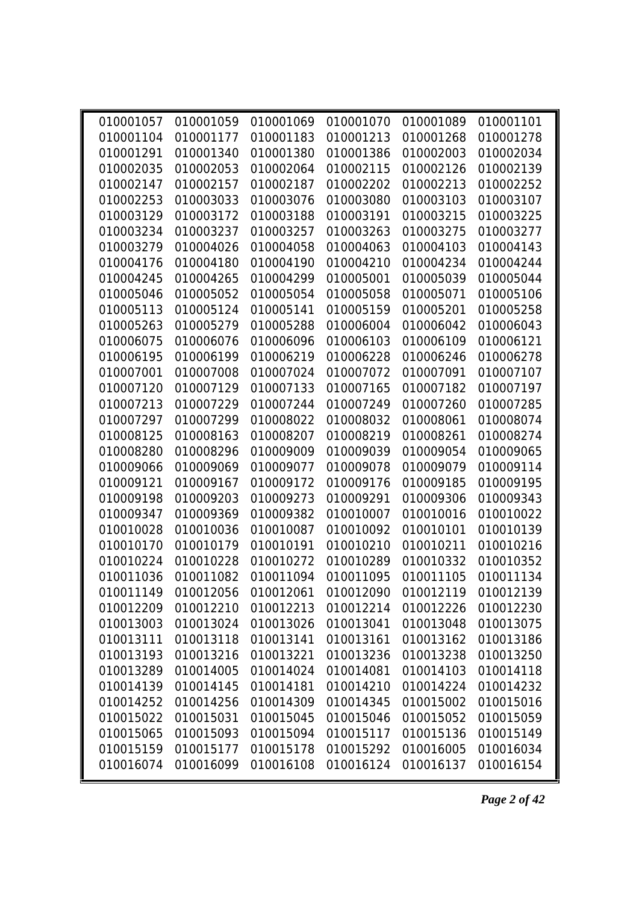| | | | | | |
|---|---|---|---|---|---|
| 010001057 | 010001059 | 010001069 | 010001070 | 010001089 | 010001101 |
| 010001104 | 010001177 | 010001183 | 010001213 | 010001268 | 010001278 |
| 010001291 | 010001340 | 010001380 | 010001386 | 010002003 | 010002034 |
| 010002035 | 010002053 | 010002064 | 010002115 | 010002126 | 010002139 |
| 010002147 | 010002157 | 010002187 | 010002202 | 010002213 | 010002252 |
| 010002253 | 010003033 | 010003076 | 010003080 | 010003103 | 010003107 |
| 010003129 | 010003172 | 010003188 | 010003191 | 010003215 | 010003225 |
| 010003234 | 010003237 | 010003257 | 010003263 | 010003275 | 010003277 |
| 010003279 | 010004026 | 010004058 | 010004063 | 010004103 | 010004143 |
| 010004176 | 010004180 | 010004190 | 010004210 | 010004234 | 010004244 |
| 010004245 | 010004265 | 010004299 | 010005001 | 010005039 | 010005044 |
| 010005046 | 010005052 | 010005054 | 010005058 | 010005071 | 010005106 |
| 010005113 | 010005124 | 010005141 | 010005159 | 010005201 | 010005258 |
| 010005263 | 010005279 | 010005288 | 010006004 | 010006042 | 010006043 |
| 010006075 | 010006076 | 010006096 | 010006103 | 010006109 | 010006121 |
| 010006195 | 010006199 | 010006219 | 010006228 | 010006246 | 010006278 |
| 010007001 | 010007008 | 010007024 | 010007072 | 010007091 | 010007107 |
| 010007120 | 010007129 | 010007133 | 010007165 | 010007182 | 010007197 |
| 010007213 | 010007229 | 010007244 | 010007249 | 010007260 | 010007285 |
| 010007297 | 010007299 | 010008022 | 010008032 | 010008061 | 010008074 |
| 010008125 | 010008163 | 010008207 | 010008219 | 010008261 | 010008274 |
| 010008280 | 010008296 | 010009009 | 010009039 | 010009054 | 010009065 |
| 010009066 | 010009069 | 010009077 | 010009078 | 010009079 | 010009114 |
| 010009121 | 010009167 | 010009172 | 010009176 | 010009185 | 010009195 |
| 010009198 | 010009203 | 010009273 | 010009291 | 010009306 | 010009343 |
| 010009347 | 010009369 | 010009382 | 010010007 | 010010016 | 010010022 |
| 010010028 | 010010036 | 010010087 | 010010092 | 010010101 | 010010139 |
| 010010170 | 010010179 | 010010191 | 010010210 | 010010211 | 010010216 |
| 010010224 | 010010228 | 010010272 | 010010289 | 010010332 | 010010352 |
| 010011036 | 010011082 | 010011094 | 010011095 | 010011105 | 010011134 |
| 010011149 | 010012056 | 010012061 | 010012090 | 010012119 | 010012139 |
| 010012209 | 010012210 | 010012213 | 010012214 | 010012226 | 010012230 |
| 010013003 | 010013024 | 010013026 | 010013041 | 010013048 | 010013075 |
| 010013111 | 010013118 | 010013141 | 010013161 | 010013162 | 010013186 |
| 010013193 | 010013216 | 010013221 | 010013236 | 010013238 | 010013250 |
| 010013289 | 010014005 | 010014024 | 010014081 | 010014103 | 010014118 |
| 010014139 | 010014145 | 010014181 | 010014210 | 010014224 | 010014232 |
| 010014252 | 010014256 | 010014309 | 010014345 | 010015002 | 010015016 |
| 010015022 | 010015031 | 010015045 | 010015046 | 010015052 | 010015059 |
| 010015065 | 010015093 | 010015094 | 010015117 | 010015136 | 010015149 |
| 010015159 | 010015177 | 010015178 | 010015292 | 010016005 | 010016034 |
| 010016074 | 010016099 | 010016108 | 010016124 | 010016137 | 010016154 |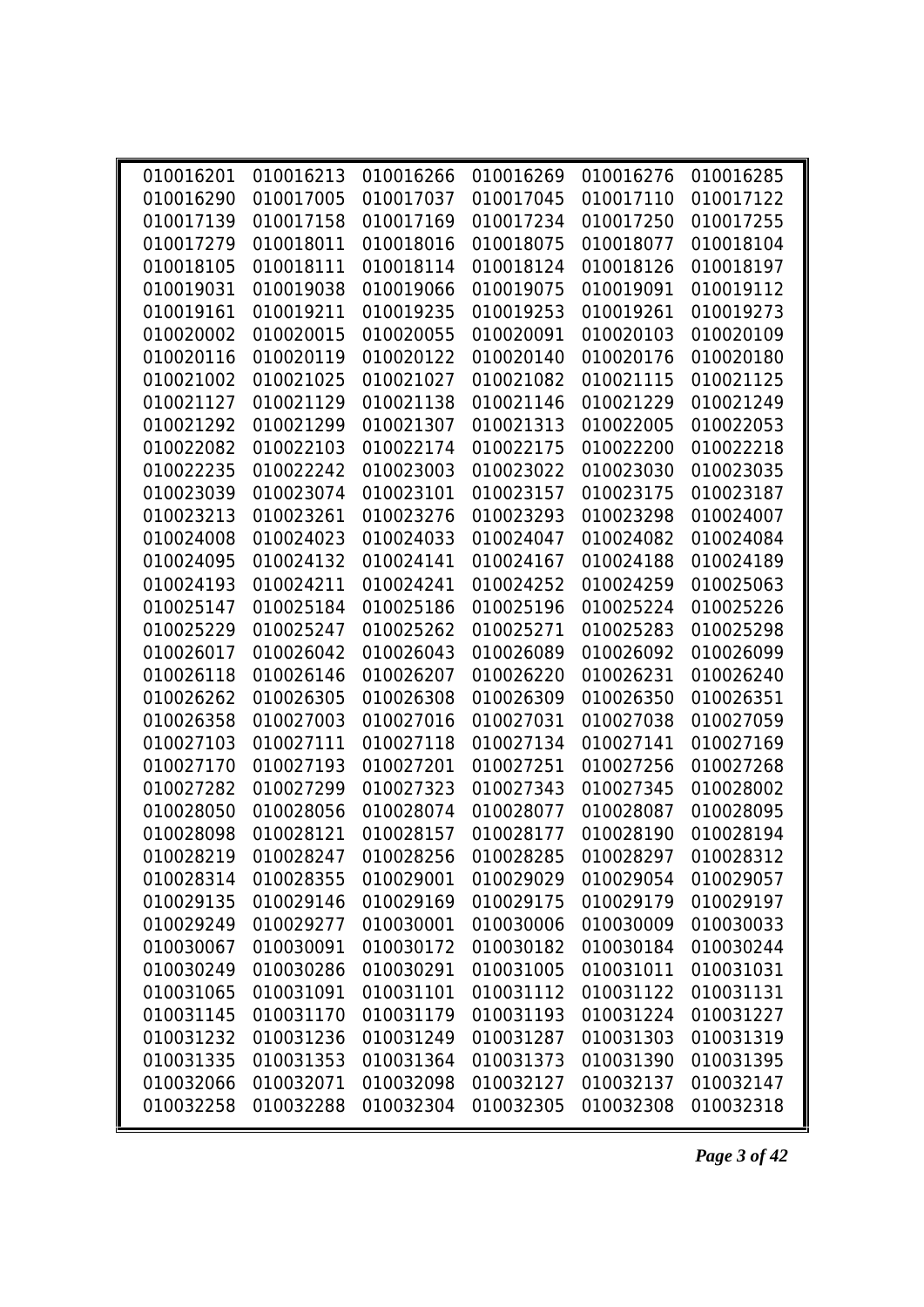| | | | | | |
|---|---|---|---|---|---|
| 010016201 | 010016213 | 010016266 | 010016269 | 010016276 | 010016285 |
| 010016290 | 010017005 | 010017037 | 010017045 | 010017110 | 010017122 |
| 010017139 | 010017158 | 010017169 | 010017234 | 010017250 | 010017255 |
| 010017279 | 010018011 | 010018016 | 010018075 | 010018077 | 010018104 |
| 010018105 | 010018111 | 010018114 | 010018124 | 010018126 | 010018197 |
| 010019031 | 010019038 | 010019066 | 010019075 | 010019091 | 010019112 |
| 010019161 | 010019211 | 010019235 | 010019253 | 010019261 | 010019273 |
| 010020002 | 010020015 | 010020055 | 010020091 | 010020103 | 010020109 |
| 010020116 | 010020119 | 010020122 | 010020140 | 010020176 | 010020180 |
| 010021002 | 010021025 | 010021027 | 010021082 | 010021115 | 010021125 |
| 010021127 | 010021129 | 010021138 | 010021146 | 010021229 | 010021249 |
| 010021292 | 010021299 | 010021307 | 010021313 | 010022005 | 010022053 |
| 010022082 | 010022103 | 010022174 | 010022175 | 010022200 | 010022218 |
| 010022235 | 010022242 | 010023003 | 010023022 | 010023030 | 010023035 |
| 010023039 | 010023074 | 010023101 | 010023157 | 010023175 | 010023187 |
| 010023213 | 010023261 | 010023276 | 010023293 | 010023298 | 010024007 |
| 010024008 | 010024023 | 010024033 | 010024047 | 010024082 | 010024084 |
| 010024095 | 010024132 | 010024141 | 010024167 | 010024188 | 010024189 |
| 010024193 | 010024211 | 010024241 | 010024252 | 010024259 | 010025063 |
| 010025147 | 010025184 | 010025186 | 010025196 | 010025224 | 010025226 |
| 010025229 | 010025247 | 010025262 | 010025271 | 010025283 | 010025298 |
| 010026017 | 010026042 | 010026043 | 010026089 | 010026092 | 010026099 |
| 010026118 | 010026146 | 010026207 | 010026220 | 010026231 | 010026240 |
| 010026262 | 010026305 | 010026308 | 010026309 | 010026350 | 010026351 |
| 010026358 | 010027003 | 010027016 | 010027031 | 010027038 | 010027059 |
| 010027103 | 010027111 | 010027118 | 010027134 | 010027141 | 010027169 |
| 010027170 | 010027193 | 010027201 | 010027251 | 010027256 | 010027268 |
| 010027282 | 010027299 | 010027323 | 010027343 | 010027345 | 010028002 |
| 010028050 | 010028056 | 010028074 | 010028077 | 010028087 | 010028095 |
| 010028098 | 010028121 | 010028157 | 010028177 | 010028190 | 010028194 |
| 010028219 | 010028247 | 010028256 | 010028285 | 010028297 | 010028312 |
| 010028314 | 010028355 | 010029001 | 010029029 | 010029054 | 010029057 |
| 010029135 | 010029146 | 010029169 | 010029175 | 010029179 | 010029197 |
| 010029249 | 010029277 | 010030001 | 010030006 | 010030009 | 010030033 |
| 010030067 | 010030091 | 010030172 | 010030182 | 010030184 | 010030244 |
| 010030249 | 010030286 | 010030291 | 010031005 | 010031011 | 010031031 |
| 010031065 | 010031091 | 010031101 | 010031112 | 010031122 | 010031131 |
| 010031145 | 010031170 | 010031179 | 010031193 | 010031224 | 010031227 |
| 010031232 | 010031236 | 010031249 | 010031287 | 010031303 | 010031319 |
| 010031335 | 010031353 | 010031364 | 010031373 | 010031390 | 010031395 |
| 010032066 | 010032071 | 010032098 | 010032127 | 010032137 | 010032147 |
| 010032258 | 010032288 | 010032304 | 010032305 | 010032308 | 010032318 |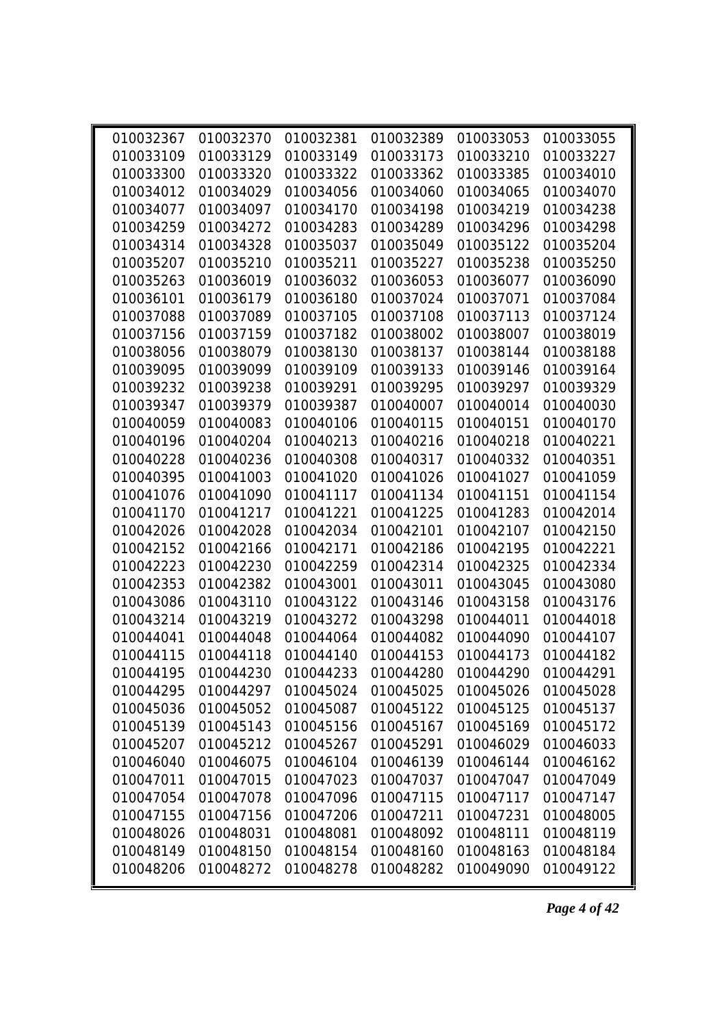| 010032367 | 010032370 | 010032381 | 010032389 | 010033053 | 010033055 |
|---|---|---|---|---|---|
| 010033109 | 010033129 | 010033149 | 010033173 | 010033210 | 010033227 |
| 010033300 | 010033320 | 010033322 | 010033362 | 010033385 | 010034010 |
| 010034012 | 010034029 | 010034056 | 010034060 | 010034065 | 010034070 |
| 010034077 | 010034097 | 010034170 | 010034198 | 010034219 | 010034238 |
| 010034259 | 010034272 | 010034283 | 010034289 | 010034296 | 010034298 |
| 010034314 | 010034328 | 010035037 | 010035049 | 010035122 | 010035204 |
| 010035207 | 010035210 | 010035211 | 010035227 | 010035238 | 010035250 |
| 010035263 | 010036019 | 010036032 | 010036053 | 010036077 | 010036090 |
| 010036101 | 010036179 | 010036180 | 010037024 | 010037071 | 010037084 |
| 010037088 | 010037089 | 010037105 | 010037108 | 010037113 | 010037124 |
| 010037156 | 010037159 | 010037182 | 010038002 | 010038007 | 010038019 |
| 010038056 | 010038079 | 010038130 | 010038137 | 010038144 | 010038188 |
| 010039095 | 010039099 | 010039109 | 010039133 | 010039146 | 010039164 |
| 010039232 | 010039238 | 010039291 | 010039295 | 010039297 | 010039329 |
| 010039347 | 010039379 | 010039387 | 010040007 | 010040014 | 010040030 |
| 010040059 | 010040083 | 010040106 | 010040115 | 010040151 | 010040170 |
| 010040196 | 010040204 | 010040213 | 010040216 | 010040218 | 010040221 |
| 010040228 | 010040236 | 010040308 | 010040317 | 010040332 | 010040351 |
| 010040395 | 010041003 | 010041020 | 010041026 | 010041027 | 010041059 |
| 010041076 | 010041090 | 010041117 | 010041134 | 010041151 | 010041154 |
| 010041170 | 010041217 | 010041221 | 010041225 | 010041283 | 010042014 |
| 010042026 | 010042028 | 010042034 | 010042101 | 010042107 | 010042150 |
| 010042152 | 010042166 | 010042171 | 010042186 | 010042195 | 010042221 |
| 010042223 | 010042230 | 010042259 | 010042314 | 010042325 | 010042334 |
| 010042353 | 010042382 | 010043001 | 010043011 | 010043045 | 010043080 |
| 010043086 | 010043110 | 010043122 | 010043146 | 010043158 | 010043176 |
| 010043214 | 010043219 | 010043272 | 010043298 | 010044011 | 010044018 |
| 010044041 | 010044048 | 010044064 | 010044082 | 010044090 | 010044107 |
| 010044115 | 010044118 | 010044140 | 010044153 | 010044173 | 010044182 |
| 010044195 | 010044230 | 010044233 | 010044280 | 010044290 | 010044291 |
| 010044295 | 010044297 | 010045024 | 010045025 | 010045026 | 010045028 |
| 010045036 | 010045052 | 010045087 | 010045122 | 010045125 | 010045137 |
| 010045139 | 010045143 | 010045156 | 010045167 | 010045169 | 010045172 |
| 010045207 | 010045212 | 010045267 | 010045291 | 010046029 | 010046033 |
| 010046040 | 010046075 | 010046104 | 010046139 | 010046144 | 010046162 |
| 010047011 | 010047015 | 010047023 | 010047037 | 010047047 | 010047049 |
| 010047054 | 010047078 | 010047096 | 010047115 | 010047117 | 010047147 |
| 010047155 | 010047156 | 010047206 | 010047211 | 010047231 | 010048005 |
| 010048026 | 010048031 | 010048081 | 010048092 | 010048111 | 010048119 |
| 010048149 | 010048150 | 010048154 | 010048160 | 010048163 | 010048184 |
| 010048206 | 010048272 | 010048278 | 010048282 | 010049090 | 010049122 |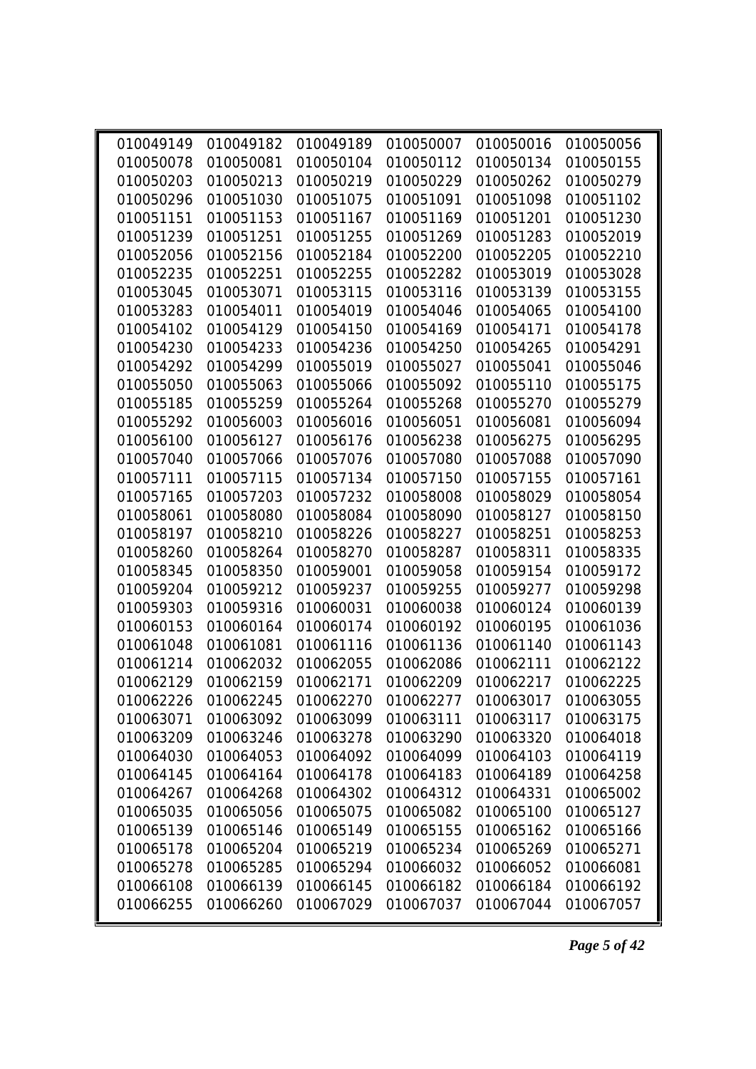| | | | | | |
|---|---|---|---|---|---|
| 010049149 | 010049182 | 010049189 | 010050007 | 010050016 | 010050056 |
| 010050078 | 010050081 | 010050104 | 010050112 | 010050134 | 010050155 |
| 010050203 | 010050213 | 010050219 | 010050229 | 010050262 | 010050279 |
| 010050296 | 010051030 | 010051075 | 010051091 | 010051098 | 010051102 |
| 010051151 | 010051153 | 010051167 | 010051169 | 010051201 | 010051230 |
| 010051239 | 010051251 | 010051255 | 010051269 | 010051283 | 010052019 |
| 010052056 | 010052156 | 010052184 | 010052200 | 010052205 | 010052210 |
| 010052235 | 010052251 | 010052255 | 010052282 | 010053019 | 010053028 |
| 010053045 | 010053071 | 010053115 | 010053116 | 010053139 | 010053155 |
| 010053283 | 010054011 | 010054019 | 010054046 | 010054065 | 010054100 |
| 010054102 | 010054129 | 010054150 | 010054169 | 010054171 | 010054178 |
| 010054230 | 010054233 | 010054236 | 010054250 | 010054265 | 010054291 |
| 010054292 | 010054299 | 010055019 | 010055027 | 010055041 | 010055046 |
| 010055050 | 010055063 | 010055066 | 010055092 | 010055110 | 010055175 |
| 010055185 | 010055259 | 010055264 | 010055268 | 010055270 | 010055279 |
| 010055292 | 010056003 | 010056016 | 010056051 | 010056081 | 010056094 |
| 010056100 | 010056127 | 010056176 | 010056238 | 010056275 | 010056295 |
| 010057040 | 010057066 | 010057076 | 010057080 | 010057088 | 010057090 |
| 010057111 | 010057115 | 010057134 | 010057150 | 010057155 | 010057161 |
| 010057165 | 010057203 | 010057232 | 010058008 | 010058029 | 010058054 |
| 010058061 | 010058080 | 010058084 | 010058090 | 010058127 | 010058150 |
| 010058197 | 010058210 | 010058226 | 010058227 | 010058251 | 010058253 |
| 010058260 | 010058264 | 010058270 | 010058287 | 010058311 | 010058335 |
| 010058345 | 010058350 | 010059001 | 010059058 | 010059154 | 010059172 |
| 010059204 | 010059212 | 010059237 | 010059255 | 010059277 | 010059298 |
| 010059303 | 010059316 | 010060031 | 010060038 | 010060124 | 010060139 |
| 010060153 | 010060164 | 010060174 | 010060192 | 010060195 | 010061036 |
| 010061048 | 010061081 | 010061116 | 010061136 | 010061140 | 010061143 |
| 010061214 | 010062032 | 010062055 | 010062086 | 010062111 | 010062122 |
| 010062129 | 010062159 | 010062171 | 010062209 | 010062217 | 010062225 |
| 010062226 | 010062245 | 010062270 | 010062277 | 010063017 | 010063055 |
| 010063071 | 010063092 | 010063099 | 010063111 | 010063117 | 010063175 |
| 010063209 | 010063246 | 010063278 | 010063290 | 010063320 | 010064018 |
| 010064030 | 010064053 | 010064092 | 010064099 | 010064103 | 010064119 |
| 010064145 | 010064164 | 010064178 | 010064183 | 010064189 | 010064258 |
| 010064267 | 010064268 | 010064302 | 010064312 | 010064331 | 010065002 |
| 010065035 | 010065056 | 010065075 | 010065082 | 010065100 | 010065127 |
| 010065139 | 010065146 | 010065149 | 010065155 | 010065162 | 010065166 |
| 010065178 | 010065204 | 010065219 | 010065234 | 010065269 | 010065271 |
| 010065278 | 010065285 | 010065294 | 010066032 | 010066052 | 010066081 |
| 010066108 | 010066139 | 010066145 | 010066182 | 010066184 | 010066192 |
| 010066255 | 010066260 | 010067029 | 010067037 | 010067044 | 010067057 |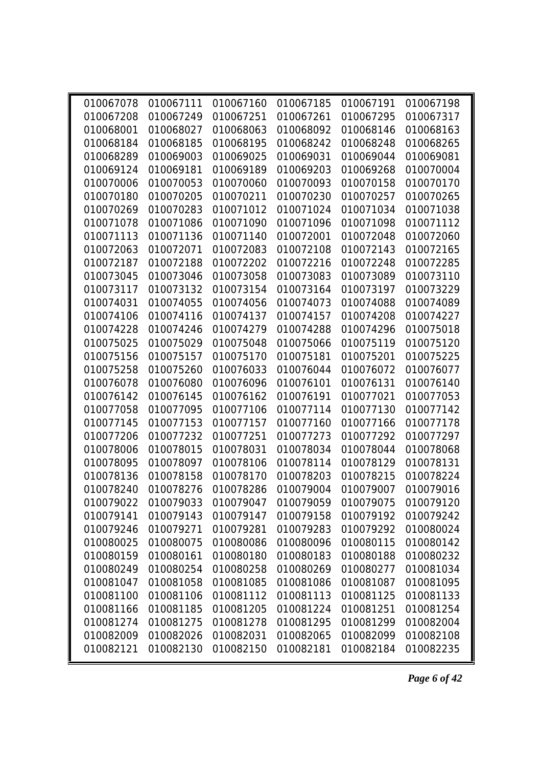| | | | | | |
|---|---|---|---|---|---|
| 010067078 | 010067111 | 010067160 | 010067185 | 010067191 | 010067198 |
| 010067208 | 010067249 | 010067251 | 010067261 | 010067295 | 010067317 |
| 010068001 | 010068027 | 010068063 | 010068092 | 010068146 | 010068163 |
| 010068184 | 010068185 | 010068195 | 010068242 | 010068248 | 010068265 |
| 010068289 | 010069003 | 010069025 | 010069031 | 010069044 | 010069081 |
| 010069124 | 010069181 | 010069189 | 010069203 | 010069268 | 010070004 |
| 010070006 | 010070053 | 010070060 | 010070093 | 010070158 | 010070170 |
| 010070180 | 010070205 | 010070211 | 010070230 | 010070257 | 010070265 |
| 010070269 | 010070283 | 010071012 | 010071024 | 010071034 | 010071038 |
| 010071078 | 010071086 | 010071090 | 010071096 | 010071098 | 010071112 |
| 010071113 | 010071136 | 010071140 | 010072001 | 010072048 | 010072060 |
| 010072063 | 010072071 | 010072083 | 010072108 | 010072143 | 010072165 |
| 010072187 | 010072188 | 010072202 | 010072216 | 010072248 | 010072285 |
| 010073045 | 010073046 | 010073058 | 010073083 | 010073089 | 010073110 |
| 010073117 | 010073132 | 010073154 | 010073164 | 010073197 | 010073229 |
| 010074031 | 010074055 | 010074056 | 010074073 | 010074088 | 010074089 |
| 010074106 | 010074116 | 010074137 | 010074157 | 010074208 | 010074227 |
| 010074228 | 010074246 | 010074279 | 010074288 | 010074296 | 010075018 |
| 010075025 | 010075029 | 010075048 | 010075066 | 010075119 | 010075120 |
| 010075156 | 010075157 | 010075170 | 010075181 | 010075201 | 010075225 |
| 010075258 | 010075260 | 010076033 | 010076044 | 010076072 | 010076077 |
| 010076078 | 010076080 | 010076096 | 010076101 | 010076131 | 010076140 |
| 010076142 | 010076145 | 010076162 | 010076191 | 010077021 | 010077053 |
| 010077058 | 010077095 | 010077106 | 010077114 | 010077130 | 010077142 |
| 010077145 | 010077153 | 010077157 | 010077160 | 010077166 | 010077178 |
| 010077206 | 010077232 | 010077251 | 010077273 | 010077292 | 010077297 |
| 010078006 | 010078015 | 010078031 | 010078034 | 010078044 | 010078068 |
| 010078095 | 010078097 | 010078106 | 010078114 | 010078129 | 010078131 |
| 010078136 | 010078158 | 010078170 | 010078203 | 010078215 | 010078224 |
| 010078240 | 010078276 | 010078286 | 010079004 | 010079007 | 010079016 |
| 010079022 | 010079033 | 010079047 | 010079059 | 010079075 | 010079120 |
| 010079141 | 010079143 | 010079147 | 010079158 | 010079192 | 010079242 |
| 010079246 | 010079271 | 010079281 | 010079283 | 010079292 | 010080024 |
| 010080025 | 010080075 | 010080086 | 010080096 | 010080115 | 010080142 |
| 010080159 | 010080161 | 010080180 | 010080183 | 010080188 | 010080232 |
| 010080249 | 010080254 | 010080258 | 010080269 | 010080277 | 010081034 |
| 010081047 | 010081058 | 010081085 | 010081086 | 010081087 | 010081095 |
| 010081100 | 010081106 | 010081112 | 010081113 | 010081125 | 010081133 |
| 010081166 | 010081185 | 010081205 | 010081224 | 010081251 | 010081254 |
| 010081274 | 010081275 | 010081278 | 010081295 | 010081299 | 010082004 |
| 010082009 | 010082026 | 010082031 | 010082065 | 010082099 | 010082108 |
| 010082121 | 010082130 | 010082150 | 010082181 | 010082184 | 010082235 |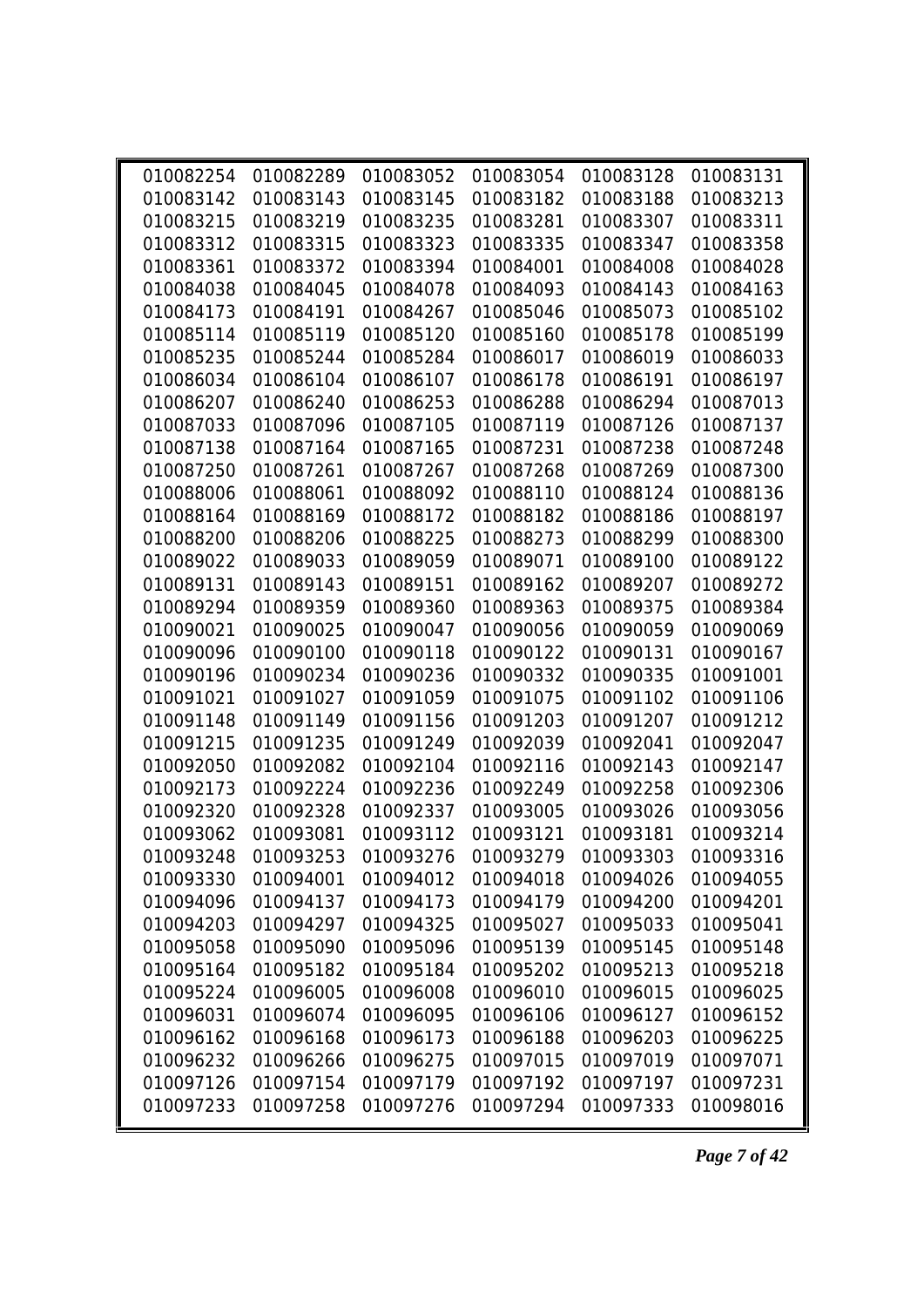| | | | | | |
|---|---|---|---|---|---|
| 010082254 | 010082289 | 010083052 | 010083054 | 010083128 | 010083131 |
| 010083142 | 010083143 | 010083145 | 010083182 | 010083188 | 010083213 |
| 010083215 | 010083219 | 010083235 | 010083281 | 010083307 | 010083311 |
| 010083312 | 010083315 | 010083323 | 010083335 | 010083347 | 010083358 |
| 010083361 | 010083372 | 010083394 | 010084001 | 010084008 | 010084028 |
| 010084038 | 010084045 | 010084078 | 010084093 | 010084143 | 010084163 |
| 010084173 | 010084191 | 010084267 | 010085046 | 010085073 | 010085102 |
| 010085114 | 010085119 | 010085120 | 010085160 | 010085178 | 010085199 |
| 010085235 | 010085244 | 010085284 | 010086017 | 010086019 | 010086033 |
| 010086034 | 010086104 | 010086107 | 010086178 | 010086191 | 010086197 |
| 010086207 | 010086240 | 010086253 | 010086288 | 010086294 | 010087013 |
| 010087033 | 010087096 | 010087105 | 010087119 | 010087126 | 010087137 |
| 010087138 | 010087164 | 010087165 | 010087231 | 010087238 | 010087248 |
| 010087250 | 010087261 | 010087267 | 010087268 | 010087269 | 010087300 |
| 010088006 | 010088061 | 010088092 | 010088110 | 010088124 | 010088136 |
| 010088164 | 010088169 | 010088172 | 010088182 | 010088186 | 010088197 |
| 010088200 | 010088206 | 010088225 | 010088273 | 010088299 | 010088300 |
| 010089022 | 010089033 | 010089059 | 010089071 | 010089100 | 010089122 |
| 010089131 | 010089143 | 010089151 | 010089162 | 010089207 | 010089272 |
| 010089294 | 010089359 | 010089360 | 010089363 | 010089375 | 010089384 |
| 010090021 | 010090025 | 010090047 | 010090056 | 010090059 | 010090069 |
| 010090096 | 010090100 | 010090118 | 010090122 | 010090131 | 010090167 |
| 010090196 | 010090234 | 010090236 | 010090332 | 010090335 | 010091001 |
| 010091021 | 010091027 | 010091059 | 010091075 | 010091102 | 010091106 |
| 010091148 | 010091149 | 010091156 | 010091203 | 010091207 | 010091212 |
| 010091215 | 010091235 | 010091249 | 010092039 | 010092041 | 010092047 |
| 010092050 | 010092082 | 010092104 | 010092116 | 010092143 | 010092147 |
| 010092173 | 010092224 | 010092236 | 010092249 | 010092258 | 010092306 |
| 010092320 | 010092328 | 010092337 | 010093005 | 010093026 | 010093056 |
| 010093062 | 010093081 | 010093112 | 010093121 | 010093181 | 010093214 |
| 010093248 | 010093253 | 010093276 | 010093279 | 010093303 | 010093316 |
| 010093330 | 010094001 | 010094012 | 010094018 | 010094026 | 010094055 |
| 010094096 | 010094137 | 010094173 | 010094179 | 010094200 | 010094201 |
| 010094203 | 010094297 | 010094325 | 010095027 | 010095033 | 010095041 |
| 010095058 | 010095090 | 010095096 | 010095139 | 010095145 | 010095148 |
| 010095164 | 010095182 | 010095184 | 010095202 | 010095213 | 010095218 |
| 010095224 | 010096005 | 010096008 | 010096010 | 010096015 | 010096025 |
| 010096031 | 010096074 | 010096095 | 010096106 | 010096127 | 010096152 |
| 010096162 | 010096168 | 010096173 | 010096188 | 010096203 | 010096225 |
| 010096232 | 010096266 | 010096275 | 010097015 | 010097019 | 010097071 |
| 010097126 | 010097154 | 010097179 | 010097192 | 010097197 | 010097231 |
| 010097233 | 010097258 | 010097276 | 010097294 | 010097333 | 010098016 |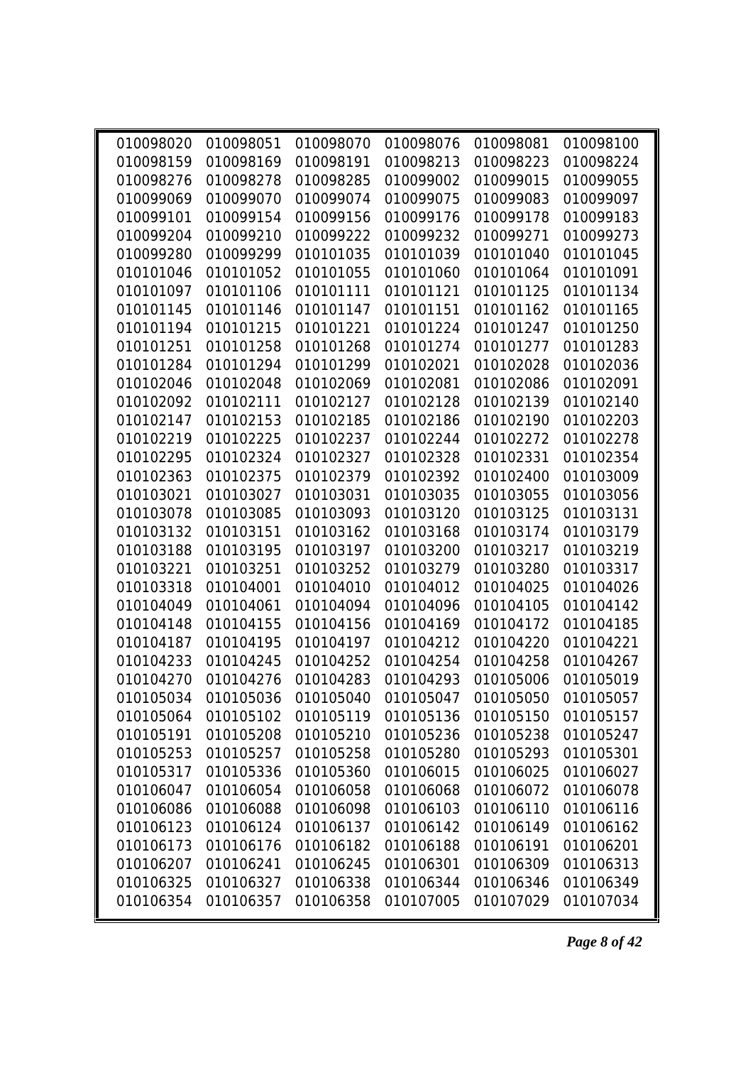| | | | | | |
|---|---|---|---|---|---|
| 010098020 | 010098051 | 010098070 | 010098076 | 010098081 | 010098100 |
| 010098159 | 010098169 | 010098191 | 010098213 | 010098223 | 010098224 |
| 010098276 | 010098278 | 010098285 | 010099002 | 010099015 | 010099055 |
| 010099069 | 010099070 | 010099074 | 010099075 | 010099083 | 010099097 |
| 010099101 | 010099154 | 010099156 | 010099176 | 010099178 | 010099183 |
| 010099204 | 010099210 | 010099222 | 010099232 | 010099271 | 010099273 |
| 010099280 | 010099299 | 010101035 | 010101039 | 010101040 | 010101045 |
| 010101046 | 010101052 | 010101055 | 010101060 | 010101064 | 010101091 |
| 010101097 | 010101106 | 010101111 | 010101121 | 010101125 | 010101134 |
| 010101145 | 010101146 | 010101147 | 010101151 | 010101162 | 010101165 |
| 010101194 | 010101215 | 010101221 | 010101224 | 010101247 | 010101250 |
| 010101251 | 010101258 | 010101268 | 010101274 | 010101277 | 010101283 |
| 010101284 | 010101294 | 010101299 | 010102021 | 010102028 | 010102036 |
| 010102046 | 010102048 | 010102069 | 010102081 | 010102086 | 010102091 |
| 010102092 | 010102111 | 010102127 | 010102128 | 010102139 | 010102140 |
| 010102147 | 010102153 | 010102185 | 010102186 | 010102190 | 010102203 |
| 010102219 | 010102225 | 010102237 | 010102244 | 010102272 | 010102278 |
| 010102295 | 010102324 | 010102327 | 010102328 | 010102331 | 010102354 |
| 010102363 | 010102375 | 010102379 | 010102392 | 010102400 | 010103009 |
| 010103021 | 010103027 | 010103031 | 010103035 | 010103055 | 010103056 |
| 010103078 | 010103085 | 010103093 | 010103120 | 010103125 | 010103131 |
| 010103132 | 010103151 | 010103162 | 010103168 | 010103174 | 010103179 |
| 010103188 | 010103195 | 010103197 | 010103200 | 010103217 | 010103219 |
| 010103221 | 010103251 | 010103252 | 010103279 | 010103280 | 010103317 |
| 010103318 | 010104001 | 010104010 | 010104012 | 010104025 | 010104026 |
| 010104049 | 010104061 | 010104094 | 010104096 | 010104105 | 010104142 |
| 010104148 | 010104155 | 010104156 | 010104169 | 010104172 | 010104185 |
| 010104187 | 010104195 | 010104197 | 010104212 | 010104220 | 010104221 |
| 010104233 | 010104245 | 010104252 | 010104254 | 010104258 | 010104267 |
| 010104270 | 010104276 | 010104283 | 010104293 | 010105006 | 010105019 |
| 010105034 | 010105036 | 010105040 | 010105047 | 010105050 | 010105057 |
| 010105064 | 010105102 | 010105119 | 010105136 | 010105150 | 010105157 |
| 010105191 | 010105208 | 010105210 | 010105236 | 010105238 | 010105247 |
| 010105253 | 010105257 | 010105258 | 010105280 | 010105293 | 010105301 |
| 010105317 | 010105336 | 010105360 | 010106015 | 010106025 | 010106027 |
| 010106047 | 010106054 | 010106058 | 010106068 | 010106072 | 010106078 |
| 010106086 | 010106088 | 010106098 | 010106103 | 010106110 | 010106116 |
| 010106123 | 010106124 | 010106137 | 010106142 | 010106149 | 010106162 |
| 010106173 | 010106176 | 010106182 | 010106188 | 010106191 | 010106201 |
| 010106207 | 010106241 | 010106245 | 010106301 | 010106309 | 010106313 |
| 010106325 | 010106327 | 010106338 | 010106344 | 010106346 | 010106349 |
| 010106354 | 010106357 | 010106358 | 010107005 | 010107029 | 010107034 |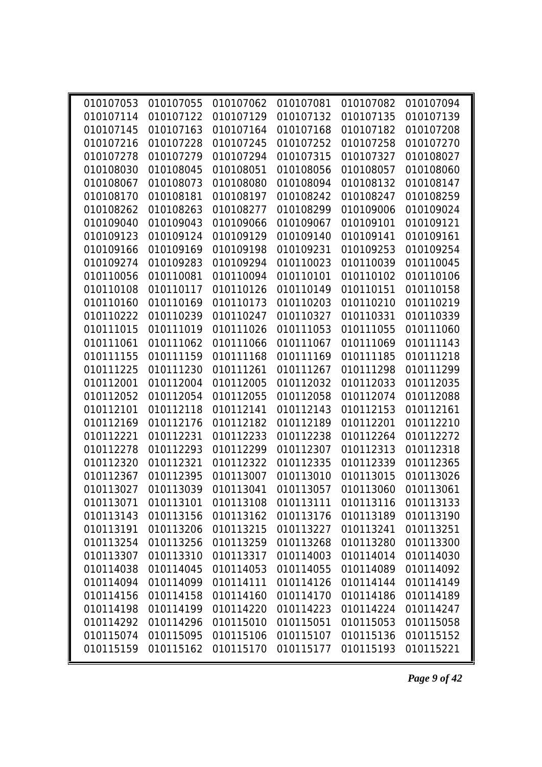| | | | | | |
|---|---|---|---|---|---|
| 010107053 | 010107055 | 010107062 | 010107081 | 010107082 | 010107094 |
| 010107114 | 010107122 | 010107129 | 010107132 | 010107135 | 010107139 |
| 010107145 | 010107163 | 010107164 | 010107168 | 010107182 | 010107208 |
| 010107216 | 010107228 | 010107245 | 010107252 | 010107258 | 010107270 |
| 010107278 | 010107279 | 010107294 | 010107315 | 010107327 | 010108027 |
| 010108030 | 010108045 | 010108051 | 010108056 | 010108057 | 010108060 |
| 010108067 | 010108073 | 010108080 | 010108094 | 010108132 | 010108147 |
| 010108170 | 010108181 | 010108197 | 010108242 | 010108247 | 010108259 |
| 010108262 | 010108263 | 010108277 | 010108299 | 010109006 | 010109024 |
| 010109040 | 010109043 | 010109066 | 010109067 | 010109101 | 010109121 |
| 010109123 | 010109124 | 010109129 | 010109140 | 010109141 | 010109161 |
| 010109166 | 010109169 | 010109198 | 010109231 | 010109253 | 010109254 |
| 010109274 | 010109283 | 010109294 | 010110023 | 010110039 | 010110045 |
| 010110056 | 010110081 | 010110094 | 010110101 | 010110102 | 010110106 |
| 010110108 | 010110117 | 010110126 | 010110149 | 010110151 | 010110158 |
| 010110160 | 010110169 | 010110173 | 010110203 | 010110210 | 010110219 |
| 010110222 | 010110239 | 010110247 | 010110327 | 010110331 | 010110339 |
| 010111015 | 010111019 | 010111026 | 010111053 | 010111055 | 010111060 |
| 010111061 | 010111062 | 010111066 | 010111067 | 010111069 | 010111143 |
| 010111155 | 010111159 | 010111168 | 010111169 | 010111185 | 010111218 |
| 010111225 | 010111230 | 010111261 | 010111267 | 010111298 | 010111299 |
| 010112001 | 010112004 | 010112005 | 010112032 | 010112033 | 010112035 |
| 010112052 | 010112054 | 010112055 | 010112058 | 010112074 | 010112088 |
| 010112101 | 010112118 | 010112141 | 010112143 | 010112153 | 010112161 |
| 010112169 | 010112176 | 010112182 | 010112189 | 010112201 | 010112210 |
| 010112221 | 010112231 | 010112233 | 010112238 | 010112264 | 010112272 |
| 010112278 | 010112293 | 010112299 | 010112307 | 010112313 | 010112318 |
| 010112320 | 010112321 | 010112322 | 010112335 | 010112339 | 010112365 |
| 010112367 | 010112395 | 010113007 | 010113010 | 010113015 | 010113026 |
| 010113027 | 010113039 | 010113041 | 010113057 | 010113060 | 010113061 |
| 010113071 | 010113101 | 010113108 | 010113111 | 010113116 | 010113133 |
| 010113143 | 010113156 | 010113162 | 010113176 | 010113189 | 010113190 |
| 010113191 | 010113206 | 010113215 | 010113227 | 010113241 | 010113251 |
| 010113254 | 010113256 | 010113259 | 010113268 | 010113280 | 010113300 |
| 010113307 | 010113310 | 010113317 | 010114003 | 010114014 | 010114030 |
| 010114038 | 010114045 | 010114053 | 010114055 | 010114089 | 010114092 |
| 010114094 | 010114099 | 010114111 | 010114126 | 010114144 | 010114149 |
| 010114156 | 010114158 | 010114160 | 010114170 | 010114186 | 010114189 |
| 010114198 | 010114199 | 010114220 | 010114223 | 010114224 | 010114247 |
| 010114292 | 010114296 | 010115010 | 010115051 | 010115053 | 010115058 |
| 010115074 | 010115095 | 010115106 | 010115107 | 010115136 | 010115152 |
| 010115159 | 010115162 | 010115170 | 010115177 | 010115193 | 010115221 |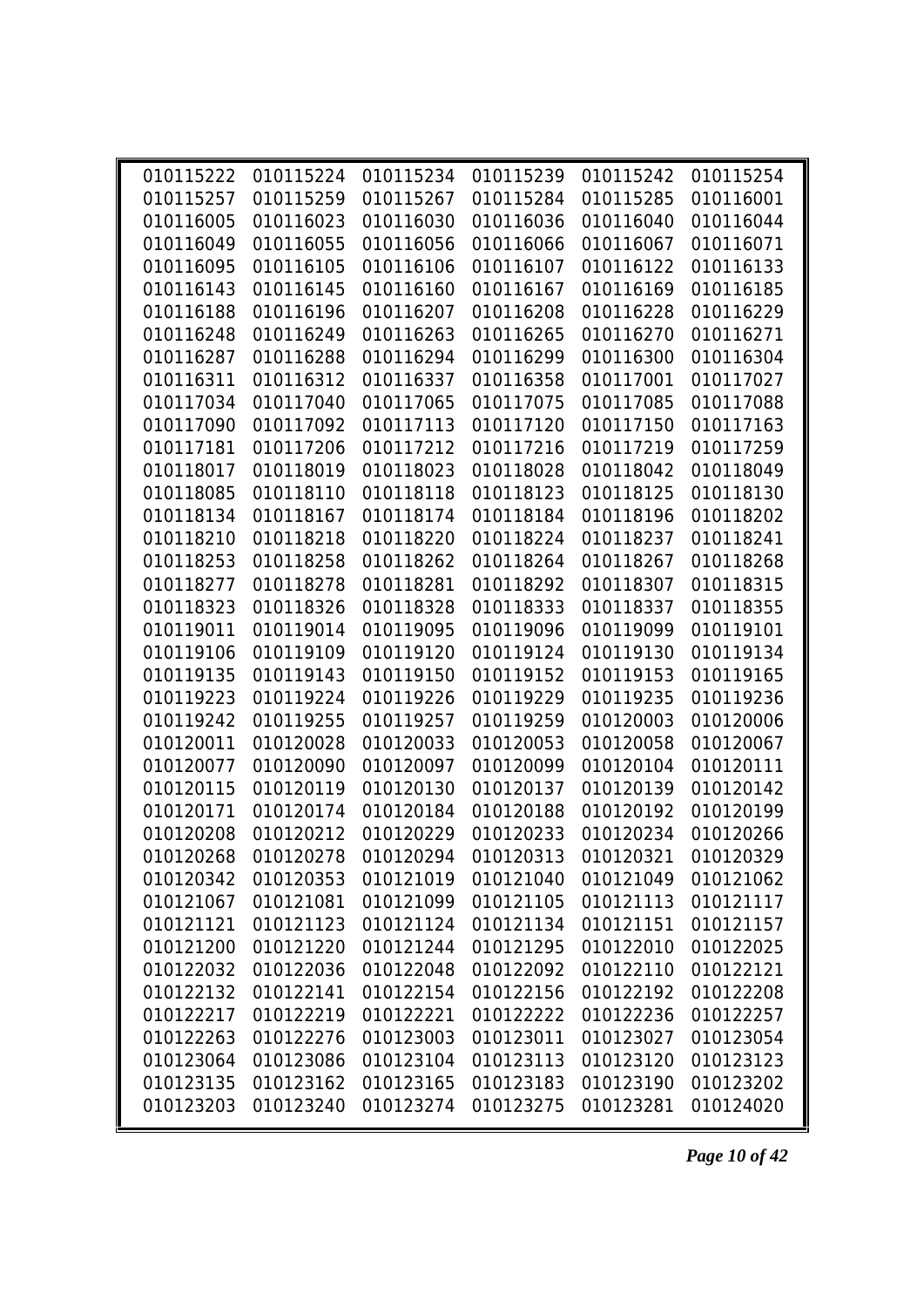| | | | | | |
|---|---|---|---|---|---|
| 010115222 | 010115224 | 010115234 | 010115239 | 010115242 | 010115254 |
| 010115257 | 010115259 | 010115267 | 010115284 | 010115285 | 010116001 |
| 010116005 | 010116023 | 010116030 | 010116036 | 010116040 | 010116044 |
| 010116049 | 010116055 | 010116056 | 010116066 | 010116067 | 010116071 |
| 010116095 | 010116105 | 010116106 | 010116107 | 010116122 | 010116133 |
| 010116143 | 010116145 | 010116160 | 010116167 | 010116169 | 010116185 |
| 010116188 | 010116196 | 010116207 | 010116208 | 010116228 | 010116229 |
| 010116248 | 010116249 | 010116263 | 010116265 | 010116270 | 010116271 |
| 010116287 | 010116288 | 010116294 | 010116299 | 010116300 | 010116304 |
| 010116311 | 010116312 | 010116337 | 010116358 | 010117001 | 010117027 |
| 010117034 | 010117040 | 010117065 | 010117075 | 010117085 | 010117088 |
| 010117090 | 010117092 | 010117113 | 010117120 | 010117150 | 010117163 |
| 010117181 | 010117206 | 010117212 | 010117216 | 010117219 | 010117259 |
| 010118017 | 010118019 | 010118023 | 010118028 | 010118042 | 010118049 |
| 010118085 | 010118110 | 010118118 | 010118123 | 010118125 | 010118130 |
| 010118134 | 010118167 | 010118174 | 010118184 | 010118196 | 010118202 |
| 010118210 | 010118218 | 010118220 | 010118224 | 010118237 | 010118241 |
| 010118253 | 010118258 | 010118262 | 010118264 | 010118267 | 010118268 |
| 010118277 | 010118278 | 010118281 | 010118292 | 010118307 | 010118315 |
| 010118323 | 010118326 | 010118328 | 010118333 | 010118337 | 010118355 |
| 010119011 | 010119014 | 010119095 | 010119096 | 010119099 | 010119101 |
| 010119106 | 010119109 | 010119120 | 010119124 | 010119130 | 010119134 |
| 010119135 | 010119143 | 010119150 | 010119152 | 010119153 | 010119165 |
| 010119223 | 010119224 | 010119226 | 010119229 | 010119235 | 010119236 |
| 010119242 | 010119255 | 010119257 | 010119259 | 010120003 | 010120006 |
| 010120011 | 010120028 | 010120033 | 010120053 | 010120058 | 010120067 |
| 010120077 | 010120090 | 010120097 | 010120099 | 010120104 | 010120111 |
| 010120115 | 010120119 | 010120130 | 010120137 | 010120139 | 010120142 |
| 010120171 | 010120174 | 010120184 | 010120188 | 010120192 | 010120199 |
| 010120208 | 010120212 | 010120229 | 010120233 | 010120234 | 010120266 |
| 010120268 | 010120278 | 010120294 | 010120313 | 010120321 | 010120329 |
| 010120342 | 010120353 | 010121019 | 010121040 | 010121049 | 010121062 |
| 010121067 | 010121081 | 010121099 | 010121105 | 010121113 | 010121117 |
| 010121121 | 010121123 | 010121124 | 010121134 | 010121151 | 010121157 |
| 010121200 | 010121220 | 010121244 | 010121295 | 010122010 | 010122025 |
| 010122032 | 010122036 | 010122048 | 010122092 | 010122110 | 010122121 |
| 010122132 | 010122141 | 010122154 | 010122156 | 010122192 | 010122208 |
| 010122217 | 010122219 | 010122221 | 010122222 | 010122236 | 010122257 |
| 010122263 | 010122276 | 010123003 | 010123011 | 010123027 | 010123054 |
| 010123064 | 010123086 | 010123104 | 010123113 | 010123120 | 010123123 |
| 010123135 | 010123162 | 010123165 | 010123183 | 010123190 | 010123202 |
| 010123203 | 010123240 | 010123274 | 010123275 | 010123281 | 010124020 |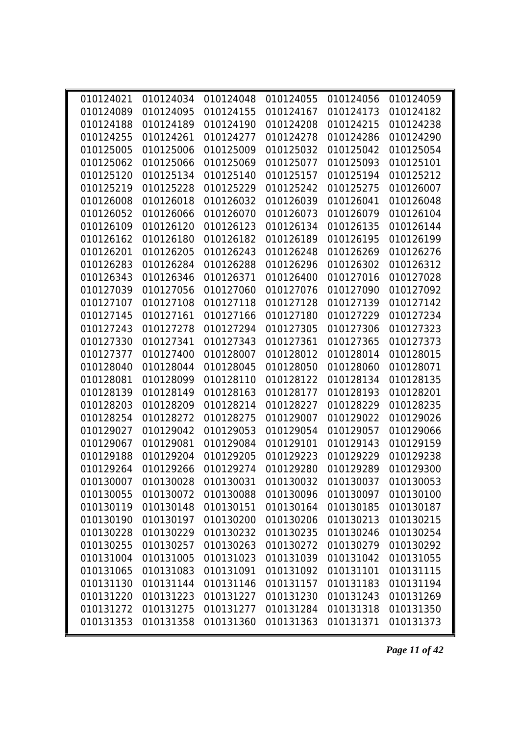| | | | | | |
|---|---|---|---|---|---|
| 010124021 | 010124034 | 010124048 | 010124055 | 010124056 | 010124059 |
| 010124089 | 010124095 | 010124155 | 010124167 | 010124173 | 010124182 |
| 010124188 | 010124189 | 010124190 | 010124208 | 010124215 | 010124238 |
| 010124255 | 010124261 | 010124277 | 010124278 | 010124286 | 010124290 |
| 010125005 | 010125006 | 010125009 | 010125032 | 010125042 | 010125054 |
| 010125062 | 010125066 | 010125069 | 010125077 | 010125093 | 010125101 |
| 010125120 | 010125134 | 010125140 | 010125157 | 010125194 | 010125212 |
| 010125219 | 010125228 | 010125229 | 010125242 | 010125275 | 010126007 |
| 010126008 | 010126018 | 010126032 | 010126039 | 010126041 | 010126048 |
| 010126052 | 010126066 | 010126070 | 010126073 | 010126079 | 010126104 |
| 010126109 | 010126120 | 010126123 | 010126134 | 010126135 | 010126144 |
| 010126162 | 010126180 | 010126182 | 010126189 | 010126195 | 010126199 |
| 010126201 | 010126205 | 010126243 | 010126248 | 010126269 | 010126276 |
| 010126283 | 010126284 | 010126288 | 010126296 | 010126302 | 010126312 |
| 010126343 | 010126346 | 010126371 | 010126400 | 010127016 | 010127028 |
| 010127039 | 010127056 | 010127060 | 010127076 | 010127090 | 010127092 |
| 010127107 | 010127108 | 010127118 | 010127128 | 010127139 | 010127142 |
| 010127145 | 010127161 | 010127166 | 010127180 | 010127229 | 010127234 |
| 010127243 | 010127278 | 010127294 | 010127305 | 010127306 | 010127323 |
| 010127330 | 010127341 | 010127343 | 010127361 | 010127365 | 010127373 |
| 010127377 | 010127400 | 010128007 | 010128012 | 010128014 | 010128015 |
| 010128040 | 010128044 | 010128045 | 010128050 | 010128060 | 010128071 |
| 010128081 | 010128099 | 010128110 | 010128122 | 010128134 | 010128135 |
| 010128139 | 010128149 | 010128163 | 010128177 | 010128193 | 010128201 |
| 010128203 | 010128209 | 010128214 | 010128227 | 010128229 | 010128235 |
| 010128254 | 010128272 | 010128275 | 010129007 | 010129022 | 010129026 |
| 010129027 | 010129042 | 010129053 | 010129054 | 010129057 | 010129066 |
| 010129067 | 010129081 | 010129084 | 010129101 | 010129143 | 010129159 |
| 010129188 | 010129204 | 010129205 | 010129223 | 010129229 | 010129238 |
| 010129264 | 010129266 | 010129274 | 010129280 | 010129289 | 010129300 |
| 010130007 | 010130028 | 010130031 | 010130032 | 010130037 | 010130053 |
| 010130055 | 010130072 | 010130088 | 010130096 | 010130097 | 010130100 |
| 010130119 | 010130148 | 010130151 | 010130164 | 010130185 | 010130187 |
| 010130190 | 010130197 | 010130200 | 010130206 | 010130213 | 010130215 |
| 010130228 | 010130229 | 010130232 | 010130235 | 010130246 | 010130254 |
| 010130255 | 010130257 | 010130263 | 010130272 | 010130279 | 010130292 |
| 010131004 | 010131005 | 010131023 | 010131039 | 010131042 | 010131055 |
| 010131065 | 010131083 | 010131091 | 010131092 | 010131101 | 010131115 |
| 010131130 | 010131144 | 010131146 | 010131157 | 010131183 | 010131194 |
| 010131220 | 010131223 | 010131227 | 010131230 | 010131243 | 010131269 |
| 010131272 | 010131275 | 010131277 | 010131284 | 010131318 | 010131350 |
| 010131353 | 010131358 | 010131360 | 010131363 | 010131371 | 010131373 |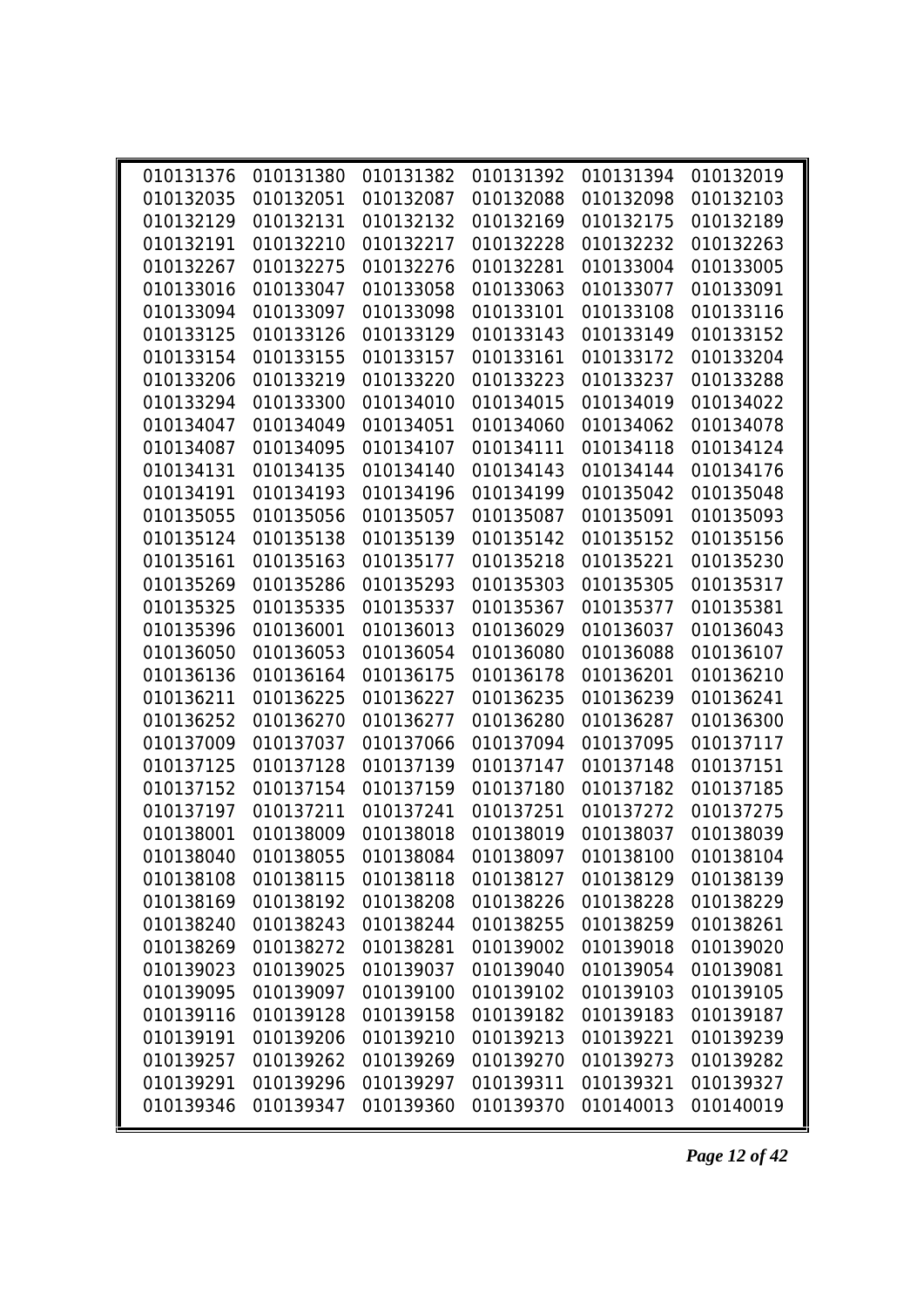| | | | | | |
|---|---|---|---|---|---|
| 010131376 | 010131380 | 010131382 | 010131392 | 010131394 | 010132019 |
| 010132035 | 010132051 | 010132087 | 010132088 | 010132098 | 010132103 |
| 010132129 | 010132131 | 010132132 | 010132169 | 010132175 | 010132189 |
| 010132191 | 010132210 | 010132217 | 010132228 | 010132232 | 010132263 |
| 010132267 | 010132275 | 010132276 | 010132281 | 010133004 | 010133005 |
| 010133016 | 010133047 | 010133058 | 010133063 | 010133077 | 010133091 |
| 010133094 | 010133097 | 010133098 | 010133101 | 010133108 | 010133116 |
| 010133125 | 010133126 | 010133129 | 010133143 | 010133149 | 010133152 |
| 010133154 | 010133155 | 010133157 | 010133161 | 010133172 | 010133204 |
| 010133206 | 010133219 | 010133220 | 010133223 | 010133237 | 010133288 |
| 010133294 | 010133300 | 010134010 | 010134015 | 010134019 | 010134022 |
| 010134047 | 010134049 | 010134051 | 010134060 | 010134062 | 010134078 |
| 010134087 | 010134095 | 010134107 | 010134111 | 010134118 | 010134124 |
| 010134131 | 010134135 | 010134140 | 010134143 | 010134144 | 010134176 |
| 010134191 | 010134193 | 010134196 | 010134199 | 010135042 | 010135048 |
| 010135055 | 010135056 | 010135057 | 010135087 | 010135091 | 010135093 |
| 010135124 | 010135138 | 010135139 | 010135142 | 010135152 | 010135156 |
| 010135161 | 010135163 | 010135177 | 010135218 | 010135221 | 010135230 |
| 010135269 | 010135286 | 010135293 | 010135303 | 010135305 | 010135317 |
| 010135325 | 010135335 | 010135337 | 010135367 | 010135377 | 010135381 |
| 010135396 | 010136001 | 010136013 | 010136029 | 010136037 | 010136043 |
| 010136050 | 010136053 | 010136054 | 010136080 | 010136088 | 010136107 |
| 010136136 | 010136164 | 010136175 | 010136178 | 010136201 | 010136210 |
| 010136211 | 010136225 | 010136227 | 010136235 | 010136239 | 010136241 |
| 010136252 | 010136270 | 010136277 | 010136280 | 010136287 | 010136300 |
| 010137009 | 010137037 | 010137066 | 010137094 | 010137095 | 010137117 |
| 010137125 | 010137128 | 010137139 | 010137147 | 010137148 | 010137151 |
| 010137152 | 010137154 | 010137159 | 010137180 | 010137182 | 010137185 |
| 010137197 | 010137211 | 010137241 | 010137251 | 010137272 | 010137275 |
| 010138001 | 010138009 | 010138018 | 010138019 | 010138037 | 010138039 |
| 010138040 | 010138055 | 010138084 | 010138097 | 010138100 | 010138104 |
| 010138108 | 010138115 | 010138118 | 010138127 | 010138129 | 010138139 |
| 010138169 | 010138192 | 010138208 | 010138226 | 010138228 | 010138229 |
| 010138240 | 010138243 | 010138244 | 010138255 | 010138259 | 010138261 |
| 010138269 | 010138272 | 010138281 | 010139002 | 010139018 | 010139020 |
| 010139023 | 010139025 | 010139037 | 010139040 | 010139054 | 010139081 |
| 010139095 | 010139097 | 010139100 | 010139102 | 010139103 | 010139105 |
| 010139116 | 010139128 | 010139158 | 010139182 | 010139183 | 010139187 |
| 010139191 | 010139206 | 010139210 | 010139213 | 010139221 | 010139239 |
| 010139257 | 010139262 | 010139269 | 010139270 | 010139273 | 010139282 |
| 010139291 | 010139296 | 010139297 | 010139311 | 010139321 | 010139327 |
| 010139346 | 010139347 | 010139360 | 010139370 | 010140013 | 010140019 |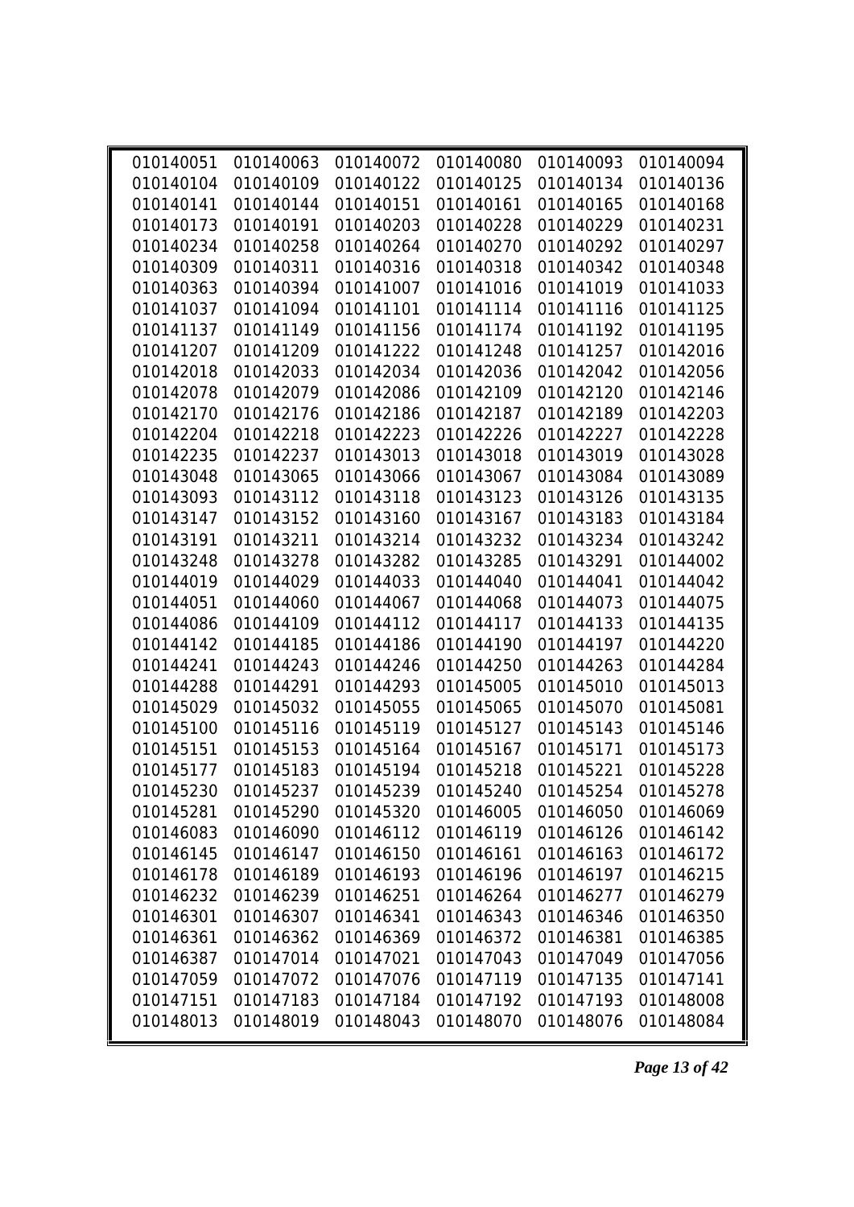| | | | | | |
|---|---|---|---|---|---|
| 010140051 | 010140063 | 010140072 | 010140080 | 010140093 | 010140094 |
| 010140104 | 010140109 | 010140122 | 010140125 | 010140134 | 010140136 |
| 010140141 | 010140144 | 010140151 | 010140161 | 010140165 | 010140168 |
| 010140173 | 010140191 | 010140203 | 010140228 | 010140229 | 010140231 |
| 010140234 | 010140258 | 010140264 | 010140270 | 010140292 | 010140297 |
| 010140309 | 010140311 | 010140316 | 010140318 | 010140342 | 010140348 |
| 010140363 | 010140394 | 010141007 | 010141016 | 010141019 | 010141033 |
| 010141037 | 010141094 | 010141101 | 010141114 | 010141116 | 010141125 |
| 010141137 | 010141149 | 010141156 | 010141174 | 010141192 | 010141195 |
| 010141207 | 010141209 | 010141222 | 010141248 | 010141257 | 010142016 |
| 010142018 | 010142033 | 010142034 | 010142036 | 010142042 | 010142056 |
| 010142078 | 010142079 | 010142086 | 010142109 | 010142120 | 010142146 |
| 010142170 | 010142176 | 010142186 | 010142187 | 010142189 | 010142203 |
| 010142204 | 010142218 | 010142223 | 010142226 | 010142227 | 010142228 |
| 010142235 | 010142237 | 010143013 | 010143018 | 010143019 | 010143028 |
| 010143048 | 010143065 | 010143066 | 010143067 | 010143084 | 010143089 |
| 010143093 | 010143112 | 010143118 | 010143123 | 010143126 | 010143135 |
| 010143147 | 010143152 | 010143160 | 010143167 | 010143183 | 010143184 |
| 010143191 | 010143211 | 010143214 | 010143232 | 010143234 | 010143242 |
| 010143248 | 010143278 | 010143282 | 010143285 | 010143291 | 010144002 |
| 010144019 | 010144029 | 010144033 | 010144040 | 010144041 | 010144042 |
| 010144051 | 010144060 | 010144067 | 010144068 | 010144073 | 010144075 |
| 010144086 | 010144109 | 010144112 | 010144117 | 010144133 | 010144135 |
| 010144142 | 010144185 | 010144186 | 010144190 | 010144197 | 010144220 |
| 010144241 | 010144243 | 010144246 | 010144250 | 010144263 | 010144284 |
| 010144288 | 010144291 | 010144293 | 010145005 | 010145010 | 010145013 |
| 010145029 | 010145032 | 010145055 | 010145065 | 010145070 | 010145081 |
| 010145100 | 010145116 | 010145119 | 010145127 | 010145143 | 010145146 |
| 010145151 | 010145153 | 010145164 | 010145167 | 010145171 | 010145173 |
| 010145177 | 010145183 | 010145194 | 010145218 | 010145221 | 010145228 |
| 010145230 | 010145237 | 010145239 | 010145240 | 010145254 | 010145278 |
| 010145281 | 010145290 | 010145320 | 010146005 | 010146050 | 010146069 |
| 010146083 | 010146090 | 010146112 | 010146119 | 010146126 | 010146142 |
| 010146145 | 010146147 | 010146150 | 010146161 | 010146163 | 010146172 |
| 010146178 | 010146189 | 010146193 | 010146196 | 010146197 | 010146215 |
| 010146232 | 010146239 | 010146251 | 010146264 | 010146277 | 010146279 |
| 010146301 | 010146307 | 010146341 | 010146343 | 010146346 | 010146350 |
| 010146361 | 010146362 | 010146369 | 010146372 | 010146381 | 010146385 |
| 010146387 | 010147014 | 010147021 | 010147043 | 010147049 | 010147056 |
| 010147059 | 010147072 | 010147076 | 010147119 | 010147135 | 010147141 |
| 010147151 | 010147183 | 010147184 | 010147192 | 010147193 | 010148008 |
| 010148013 | 010148019 | 010148043 | 010148070 | 010148076 | 010148084 |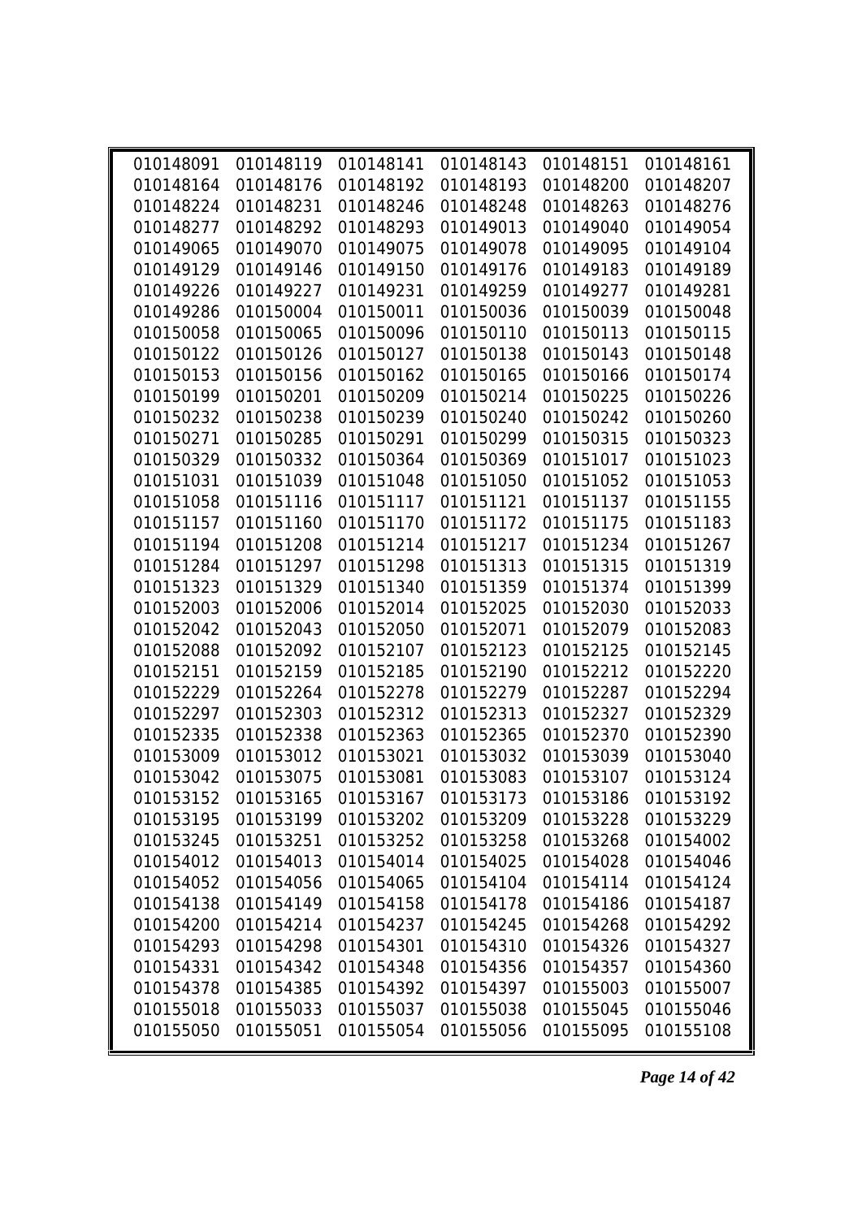| | | | | | |
|---|---|---|---|---|---|
| 010148091 | 010148119 | 010148141 | 010148143 | 010148151 | 010148161 |
| 010148164 | 010148176 | 010148192 | 010148193 | 010148200 | 010148207 |
| 010148224 | 010148231 | 010148246 | 010148248 | 010148263 | 010148276 |
| 010148277 | 010148292 | 010148293 | 010149013 | 010149040 | 010149054 |
| 010149065 | 010149070 | 010149075 | 010149078 | 010149095 | 010149104 |
| 010149129 | 010149146 | 010149150 | 010149176 | 010149183 | 010149189 |
| 010149226 | 010149227 | 010149231 | 010149259 | 010149277 | 010149281 |
| 010149286 | 010150004 | 010150011 | 010150036 | 010150039 | 010150048 |
| 010150058 | 010150065 | 010150096 | 010150110 | 010150113 | 010150115 |
| 010150122 | 010150126 | 010150127 | 010150138 | 010150143 | 010150148 |
| 010150153 | 010150156 | 010150162 | 010150165 | 010150166 | 010150174 |
| 010150199 | 010150201 | 010150209 | 010150214 | 010150225 | 010150226 |
| 010150232 | 010150238 | 010150239 | 010150240 | 010150242 | 010150260 |
| 010150271 | 010150285 | 010150291 | 010150299 | 010150315 | 010150323 |
| 010150329 | 010150332 | 010150364 | 010150369 | 010151017 | 010151023 |
| 010151031 | 010151039 | 010151048 | 010151050 | 010151052 | 010151053 |
| 010151058 | 010151116 | 010151117 | 010151121 | 010151137 | 010151155 |
| 010151157 | 010151160 | 010151170 | 010151172 | 010151175 | 010151183 |
| 010151194 | 010151208 | 010151214 | 010151217 | 010151234 | 010151267 |
| 010151284 | 010151297 | 010151298 | 010151313 | 010151315 | 010151319 |
| 010151323 | 010151329 | 010151340 | 010151359 | 010151374 | 010151399 |
| 010152003 | 010152006 | 010152014 | 010152025 | 010152030 | 010152033 |
| 010152042 | 010152043 | 010152050 | 010152071 | 010152079 | 010152083 |
| 010152088 | 010152092 | 010152107 | 010152123 | 010152125 | 010152145 |
| 010152151 | 010152159 | 010152185 | 010152190 | 010152212 | 010152220 |
| 010152229 | 010152264 | 010152278 | 010152279 | 010152287 | 010152294 |
| 010152297 | 010152303 | 010152312 | 010152313 | 010152327 | 010152329 |
| 010152335 | 010152338 | 010152363 | 010152365 | 010152370 | 010152390 |
| 010153009 | 010153012 | 010153021 | 010153032 | 010153039 | 010153040 |
| 010153042 | 010153075 | 010153081 | 010153083 | 010153107 | 010153124 |
| 010153152 | 010153165 | 010153167 | 010153173 | 010153186 | 010153192 |
| 010153195 | 010153199 | 010153202 | 010153209 | 010153228 | 010153229 |
| 010153245 | 010153251 | 010153252 | 010153258 | 010153268 | 010154002 |
| 010154012 | 010154013 | 010154014 | 010154025 | 010154028 | 010154046 |
| 010154052 | 010154056 | 010154065 | 010154104 | 010154114 | 010154124 |
| 010154138 | 010154149 | 010154158 | 010154178 | 010154186 | 010154187 |
| 010154200 | 010154214 | 010154237 | 010154245 | 010154268 | 010154292 |
| 010154293 | 010154298 | 010154301 | 010154310 | 010154326 | 010154327 |
| 010154331 | 010154342 | 010154348 | 010154356 | 010154357 | 010154360 |
| 010154378 | 010154385 | 010154392 | 010154397 | 010155003 | 010155007 |
| 010155018 | 010155033 | 010155037 | 010155038 | 010155045 | 010155046 |
| 010155050 | 010155051 | 010155054 | 010155056 | 010155095 | 010155108 |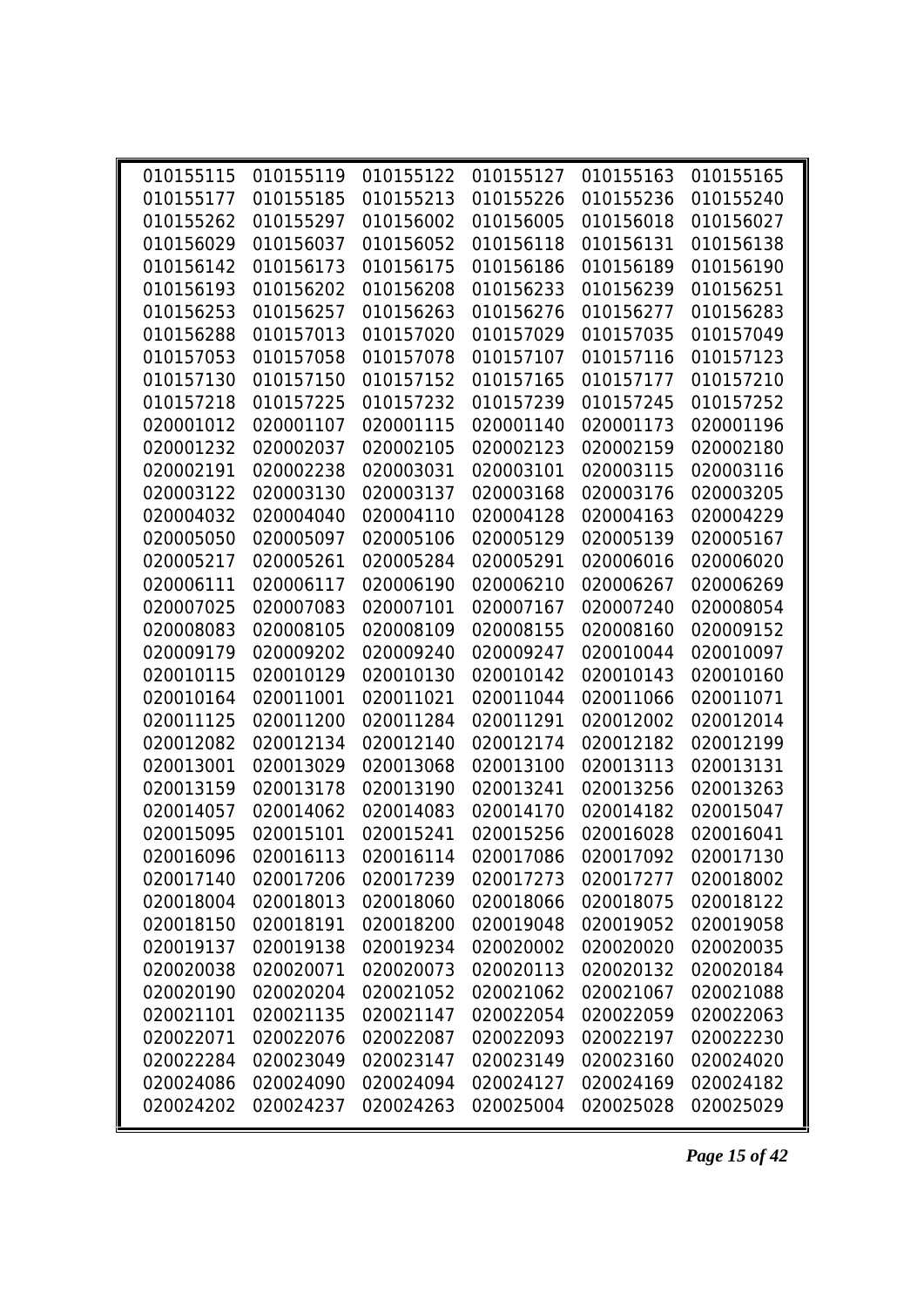| | | | | | |
|---|---|---|---|---|---|
| 010155115 | 010155119 | 010155122 | 010155127 | 010155163 | 010155165 |
| 010155177 | 010155185 | 010155213 | 010155226 | 010155236 | 010155240 |
| 010155262 | 010155297 | 010156002 | 010156005 | 010156018 | 010156027 |
| 010156029 | 010156037 | 010156052 | 010156118 | 010156131 | 010156138 |
| 010156142 | 010156173 | 010156175 | 010156186 | 010156189 | 010156190 |
| 010156193 | 010156202 | 010156208 | 010156233 | 010156239 | 010156251 |
| 010156253 | 010156257 | 010156263 | 010156276 | 010156277 | 010156283 |
| 010156288 | 010157013 | 010157020 | 010157029 | 010157035 | 010157049 |
| 010157053 | 010157058 | 010157078 | 010157107 | 010157116 | 010157123 |
| 010157130 | 010157150 | 010157152 | 010157165 | 010157177 | 010157210 |
| 010157218 | 010157225 | 010157232 | 010157239 | 010157245 | 010157252 |
| 020001012 | 020001107 | 020001115 | 020001140 | 020001173 | 020001196 |
| 020001232 | 020002037 | 020002105 | 020002123 | 020002159 | 020002180 |
| 020002191 | 020002238 | 020003031 | 020003101 | 020003115 | 020003116 |
| 020003122 | 020003130 | 020003137 | 020003168 | 020003176 | 020003205 |
| 020004032 | 020004040 | 020004110 | 020004128 | 020004163 | 020004229 |
| 020005050 | 020005097 | 020005106 | 020005129 | 020005139 | 020005167 |
| 020005217 | 020005261 | 020005284 | 020005291 | 020006016 | 020006020 |
| 020006111 | 020006117 | 020006190 | 020006210 | 020006267 | 020006269 |
| 020007025 | 020007083 | 020007101 | 020007167 | 020007240 | 020008054 |
| 020008083 | 020008105 | 020008109 | 020008155 | 020008160 | 020009152 |
| 020009179 | 020009202 | 020009240 | 020009247 | 020010044 | 020010097 |
| 020010115 | 020010129 | 020010130 | 020010142 | 020010143 | 020010160 |
| 020010164 | 020011001 | 020011021 | 020011044 | 020011066 | 020011071 |
| 020011125 | 020011200 | 020011284 | 020011291 | 020012002 | 020012014 |
| 020012082 | 020012134 | 020012140 | 020012174 | 020012182 | 020012199 |
| 020013001 | 020013029 | 020013068 | 020013100 | 020013113 | 020013131 |
| 020013159 | 020013178 | 020013190 | 020013241 | 020013256 | 020013263 |
| 020014057 | 020014062 | 020014083 | 020014170 | 020014182 | 020015047 |
| 020015095 | 020015101 | 020015241 | 020015256 | 020016028 | 020016041 |
| 020016096 | 020016113 | 020016114 | 020017086 | 020017092 | 020017130 |
| 020017140 | 020017206 | 020017239 | 020017273 | 020017277 | 020018002 |
| 020018004 | 020018013 | 020018060 | 020018066 | 020018075 | 020018122 |
| 020018150 | 020018191 | 020018200 | 020019048 | 020019052 | 020019058 |
| 020019137 | 020019138 | 020019234 | 020020002 | 020020020 | 020020035 |
| 020020038 | 020020071 | 020020073 | 020020113 | 020020132 | 020020184 |
| 020020190 | 020020204 | 020021052 | 020021062 | 020021067 | 020021088 |
| 020021101 | 020021135 | 020021147 | 020022054 | 020022059 | 020022063 |
| 020022071 | 020022076 | 020022087 | 020022093 | 020022197 | 020022230 |
| 020022284 | 020023049 | 020023147 | 020023149 | 020023160 | 020024020 |
| 020024086 | 020024090 | 020024094 | 020024127 | 020024169 | 020024182 |
| 020024202 | 020024237 | 020024263 | 020025004 | 020025028 | 020025029 |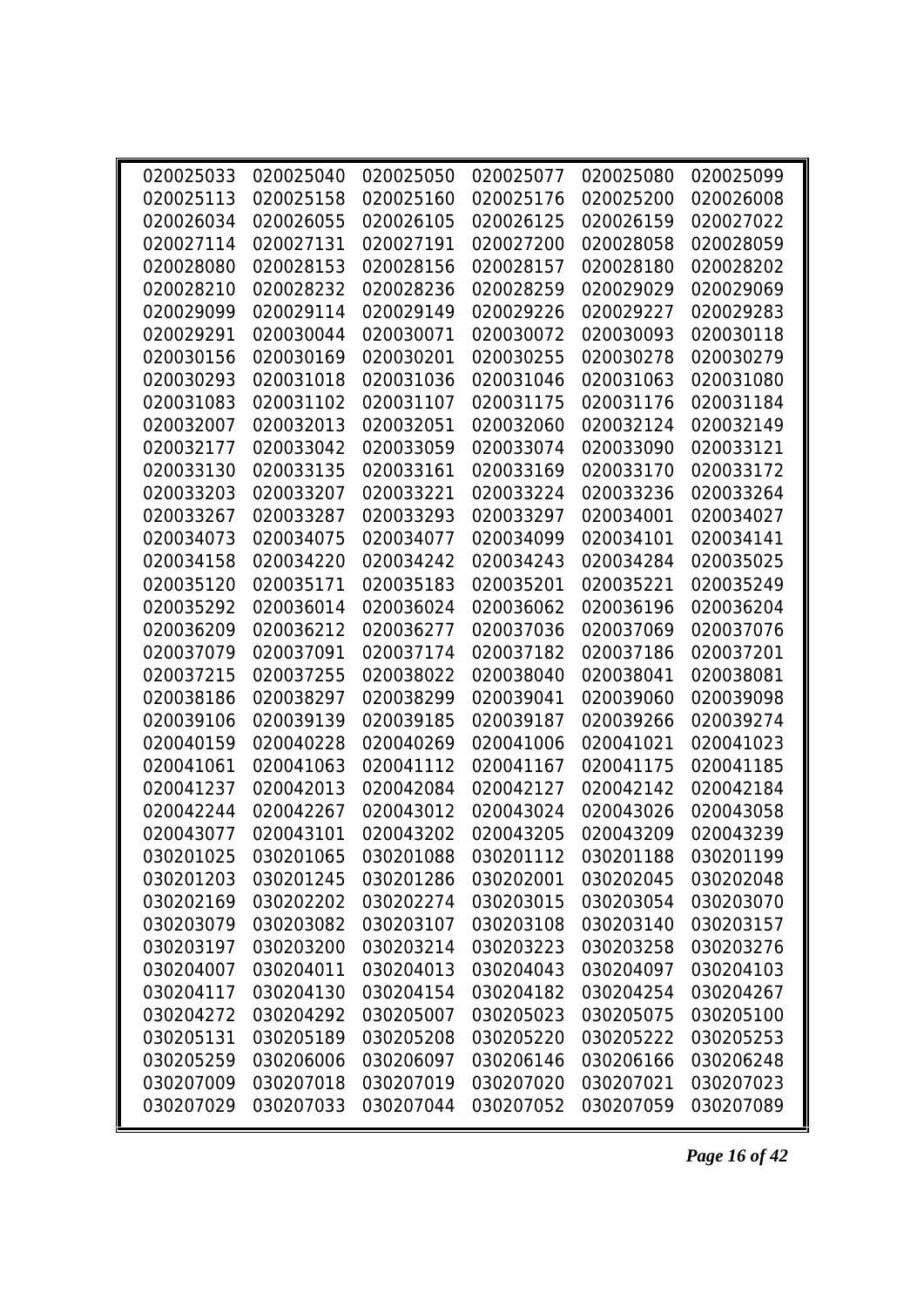| | | | | | |
|---|---|---|---|---|---|
| 020025033 | 020025040 | 020025050 | 020025077 | 020025080 | 020025099 |
| 020025113 | 020025158 | 020025160 | 020025176 | 020025200 | 020026008 |
| 020026034 | 020026055 | 020026105 | 020026125 | 020026159 | 020027022 |
| 020027114 | 020027131 | 020027191 | 020027200 | 020028058 | 020028059 |
| 020028080 | 020028153 | 020028156 | 020028157 | 020028180 | 020028202 |
| 020028210 | 020028232 | 020028236 | 020028259 | 020029029 | 020029069 |
| 020029099 | 020029114 | 020029149 | 020029226 | 020029227 | 020029283 |
| 020029291 | 020030044 | 020030071 | 020030072 | 020030093 | 020030118 |
| 020030156 | 020030169 | 020030201 | 020030255 | 020030278 | 020030279 |
| 020030293 | 020031018 | 020031036 | 020031046 | 020031063 | 020031080 |
| 020031083 | 020031102 | 020031107 | 020031175 | 020031176 | 020031184 |
| 020032007 | 020032013 | 020032051 | 020032060 | 020032124 | 020032149 |
| 020032177 | 020033042 | 020033059 | 020033074 | 020033090 | 020033121 |
| 020033130 | 020033135 | 020033161 | 020033169 | 020033170 | 020033172 |
| 020033203 | 020033207 | 020033221 | 020033224 | 020033236 | 020033264 |
| 020033267 | 020033287 | 020033293 | 020033297 | 020034001 | 020034027 |
| 020034073 | 020034075 | 020034077 | 020034099 | 020034101 | 020034141 |
| 020034158 | 020034220 | 020034242 | 020034243 | 020034284 | 020035025 |
| 020035120 | 020035171 | 020035183 | 020035201 | 020035221 | 020035249 |
| 020035292 | 020036014 | 020036024 | 020036062 | 020036196 | 020036204 |
| 020036209 | 020036212 | 020036277 | 020037036 | 020037069 | 020037076 |
| 020037079 | 020037091 | 020037174 | 020037182 | 020037186 | 020037201 |
| 020037215 | 020037255 | 020038022 | 020038040 | 020038041 | 020038081 |
| 020038186 | 020038297 | 020038299 | 020039041 | 020039060 | 020039098 |
| 020039106 | 020039139 | 020039185 | 020039187 | 020039266 | 020039274 |
| 020040159 | 020040228 | 020040269 | 020041006 | 020041021 | 020041023 |
| 020041061 | 020041063 | 020041112 | 020041167 | 020041175 | 020041185 |
| 020041237 | 020042013 | 020042084 | 020042127 | 020042142 | 020042184 |
| 020042244 | 020042267 | 020043012 | 020043024 | 020043026 | 020043058 |
| 020043077 | 020043101 | 020043202 | 020043205 | 020043209 | 020043239 |
| 030201025 | 030201065 | 030201088 | 030201112 | 030201188 | 030201199 |
| 030201203 | 030201245 | 030201286 | 030202001 | 030202045 | 030202048 |
| 030202169 | 030202202 | 030202274 | 030203015 | 030203054 | 030203070 |
| 030203079 | 030203082 | 030203107 | 030203108 | 030203140 | 030203157 |
| 030203197 | 030203200 | 030203214 | 030203223 | 030203258 | 030203276 |
| 030204007 | 030204011 | 030204013 | 030204043 | 030204097 | 030204103 |
| 030204117 | 030204130 | 030204154 | 030204182 | 030204254 | 030204267 |
| 030204272 | 030204292 | 030205007 | 030205023 | 030205075 | 030205100 |
| 030205131 | 030205189 | 030205208 | 030205220 | 030205222 | 030205253 |
| 030205259 | 030206006 | 030206097 | 030206146 | 030206166 | 030206248 |
| 030207009 | 030207018 | 030207019 | 030207020 | 030207021 | 030207023 |
| 030207029 | 030207033 | 030207044 | 030207052 | 030207059 | 030207089 |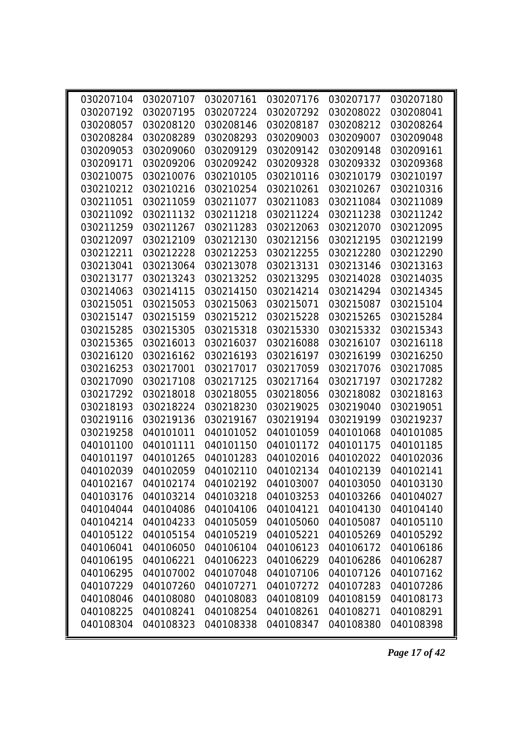| | | | | | |
|---|---|---|---|---|---|
| 030207104 | 030207107 | 030207161 | 030207176 | 030207177 | 030207180 |
| 030207192 | 030207195 | 030207224 | 030207292 | 030208022 | 030208041 |
| 030208057 | 030208120 | 030208146 | 030208187 | 030208212 | 030208264 |
| 030208284 | 030208289 | 030208293 | 030209003 | 030209007 | 030209048 |
| 030209053 | 030209060 | 030209129 | 030209142 | 030209148 | 030209161 |
| 030209171 | 030209206 | 030209242 | 030209328 | 030209332 | 030209368 |
| 030210075 | 030210076 | 030210105 | 030210116 | 030210179 | 030210197 |
| 030210212 | 030210216 | 030210254 | 030210261 | 030210267 | 030210316 |
| 030211051 | 030211059 | 030211077 | 030211083 | 030211084 | 030211089 |
| 030211092 | 030211132 | 030211218 | 030211224 | 030211238 | 030211242 |
| 030211259 | 030211267 | 030211283 | 030212063 | 030212070 | 030212095 |
| 030212097 | 030212109 | 030212130 | 030212156 | 030212195 | 030212199 |
| 030212211 | 030212228 | 030212253 | 030212255 | 030212280 | 030212290 |
| 030213041 | 030213064 | 030213078 | 030213131 | 030213146 | 030213163 |
| 030213177 | 030213243 | 030213252 | 030213295 | 030214028 | 030214035 |
| 030214063 | 030214115 | 030214150 | 030214214 | 030214294 | 030214345 |
| 030215051 | 030215053 | 030215063 | 030215071 | 030215087 | 030215104 |
| 030215147 | 030215159 | 030215212 | 030215228 | 030215265 | 030215284 |
| 030215285 | 030215305 | 030215318 | 030215330 | 030215332 | 030215343 |
| 030215365 | 030216013 | 030216037 | 030216088 | 030216107 | 030216118 |
| 030216120 | 030216162 | 030216193 | 030216197 | 030216199 | 030216250 |
| 030216253 | 030217001 | 030217017 | 030217059 | 030217076 | 030217085 |
| 030217090 | 030217108 | 030217125 | 030217164 | 030217197 | 030217282 |
| 030217292 | 030218018 | 030218055 | 030218056 | 030218082 | 030218163 |
| 030218193 | 030218224 | 030218230 | 030219025 | 030219040 | 030219051 |
| 030219116 | 030219136 | 030219167 | 030219194 | 030219199 | 030219237 |
| 030219258 | 040101011 | 040101052 | 040101059 | 040101068 | 040101085 |
| 040101100 | 040101111 | 040101150 | 040101172 | 040101175 | 040101185 |
| 040101197 | 040101265 | 040101283 | 040102016 | 040102022 | 040102036 |
| 040102039 | 040102059 | 040102110 | 040102134 | 040102139 | 040102141 |
| 040102167 | 040102174 | 040102192 | 040103007 | 040103050 | 040103130 |
| 040103176 | 040103214 | 040103218 | 040103253 | 040103266 | 040104027 |
| 040104044 | 040104086 | 040104106 | 040104121 | 040104130 | 040104140 |
| 040104214 | 040104233 | 040105059 | 040105060 | 040105087 | 040105110 |
| 040105122 | 040105154 | 040105219 | 040105221 | 040105269 | 040105292 |
| 040106041 | 040106050 | 040106104 | 040106123 | 040106172 | 040106186 |
| 040106195 | 040106221 | 040106223 | 040106229 | 040106286 | 040106287 |
| 040106295 | 040107002 | 040107048 | 040107106 | 040107126 | 040107162 |
| 040107229 | 040107260 | 040107271 | 040107272 | 040107283 | 040107286 |
| 040108046 | 040108080 | 040108083 | 040108109 | 040108159 | 040108173 |
| 040108225 | 040108241 | 040108254 | 040108261 | 040108271 | 040108291 |
| 040108304 | 040108323 | 040108338 | 040108347 | 040108380 | 040108398 |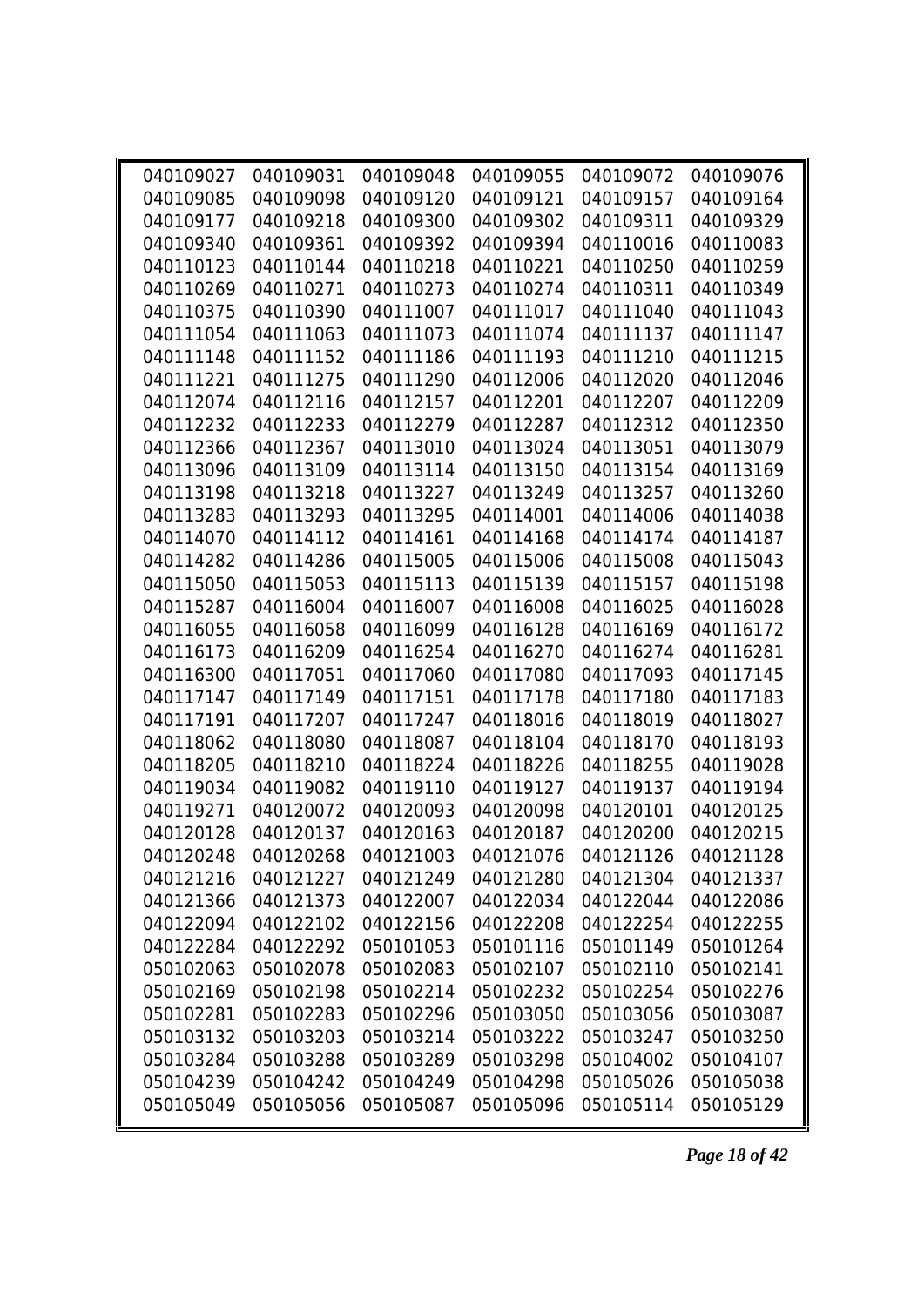| | | | | | |
|---|---|---|---|---|---|
| 040109027 | 040109031 | 040109048 | 040109055 | 040109072 | 040109076 |
| 040109085 | 040109098 | 040109120 | 040109121 | 040109157 | 040109164 |
| 040109177 | 040109218 | 040109300 | 040109302 | 040109311 | 040109329 |
| 040109340 | 040109361 | 040109392 | 040109394 | 040110016 | 040110083 |
| 040110123 | 040110144 | 040110218 | 040110221 | 040110250 | 040110259 |
| 040110269 | 040110271 | 040110273 | 040110274 | 040110311 | 040110349 |
| 040110375 | 040110390 | 040111007 | 040111017 | 040111040 | 040111043 |
| 040111054 | 040111063 | 040111073 | 040111074 | 040111137 | 040111147 |
| 040111148 | 040111152 | 040111186 | 040111193 | 040111210 | 040111215 |
| 040111221 | 040111275 | 040111290 | 040112006 | 040112020 | 040112046 |
| 040112074 | 040112116 | 040112157 | 040112201 | 040112207 | 040112209 |
| 040112232 | 040112233 | 040112279 | 040112287 | 040112312 | 040112350 |
| 040112366 | 040112367 | 040113010 | 040113024 | 040113051 | 040113079 |
| 040113096 | 040113109 | 040113114 | 040113150 | 040113154 | 040113169 |
| 040113198 | 040113218 | 040113227 | 040113249 | 040113257 | 040113260 |
| 040113283 | 040113293 | 040113295 | 040114001 | 040114006 | 040114038 |
| 040114070 | 040114112 | 040114161 | 040114168 | 040114174 | 040114187 |
| 040114282 | 040114286 | 040115005 | 040115006 | 040115008 | 040115043 |
| 040115050 | 040115053 | 040115113 | 040115139 | 040115157 | 040115198 |
| 040115287 | 040116004 | 040116007 | 040116008 | 040116025 | 040116028 |
| 040116055 | 040116058 | 040116099 | 040116128 | 040116169 | 040116172 |
| 040116173 | 040116209 | 040116254 | 040116270 | 040116274 | 040116281 |
| 040116300 | 040117051 | 040117060 | 040117080 | 040117093 | 040117145 |
| 040117147 | 040117149 | 040117151 | 040117178 | 040117180 | 040117183 |
| 040117191 | 040117207 | 040117247 | 040118016 | 040118019 | 040118027 |
| 040118062 | 040118080 | 040118087 | 040118104 | 040118170 | 040118193 |
| 040118205 | 040118210 | 040118224 | 040118226 | 040118255 | 040119028 |
| 040119034 | 040119082 | 040119110 | 040119127 | 040119137 | 040119194 |
| 040119271 | 040120072 | 040120093 | 040120098 | 040120101 | 040120125 |
| 040120128 | 040120137 | 040120163 | 040120187 | 040120200 | 040120215 |
| 040120248 | 040120268 | 040121003 | 040121076 | 040121126 | 040121128 |
| 040121216 | 040121227 | 040121249 | 040121280 | 040121304 | 040121337 |
| 040121366 | 040121373 | 040122007 | 040122034 | 040122044 | 040122086 |
| 040122094 | 040122102 | 040122156 | 040122208 | 040122254 | 040122255 |
| 040122284 | 040122292 | 050101053 | 050101116 | 050101149 | 050101264 |
| 050102063 | 050102078 | 050102083 | 050102107 | 050102110 | 050102141 |
| 050102169 | 050102198 | 050102214 | 050102232 | 050102254 | 050102276 |
| 050102281 | 050102283 | 050102296 | 050103050 | 050103056 | 050103087 |
| 050103132 | 050103203 | 050103214 | 050103222 | 050103247 | 050103250 |
| 050103284 | 050103288 | 050103289 | 050103298 | 050104002 | 050104107 |
| 050104239 | 050104242 | 050104249 | 050104298 | 050105026 | 050105038 |
| 050105049 | 050105056 | 050105087 | 050105096 | 050105114 | 050105129 |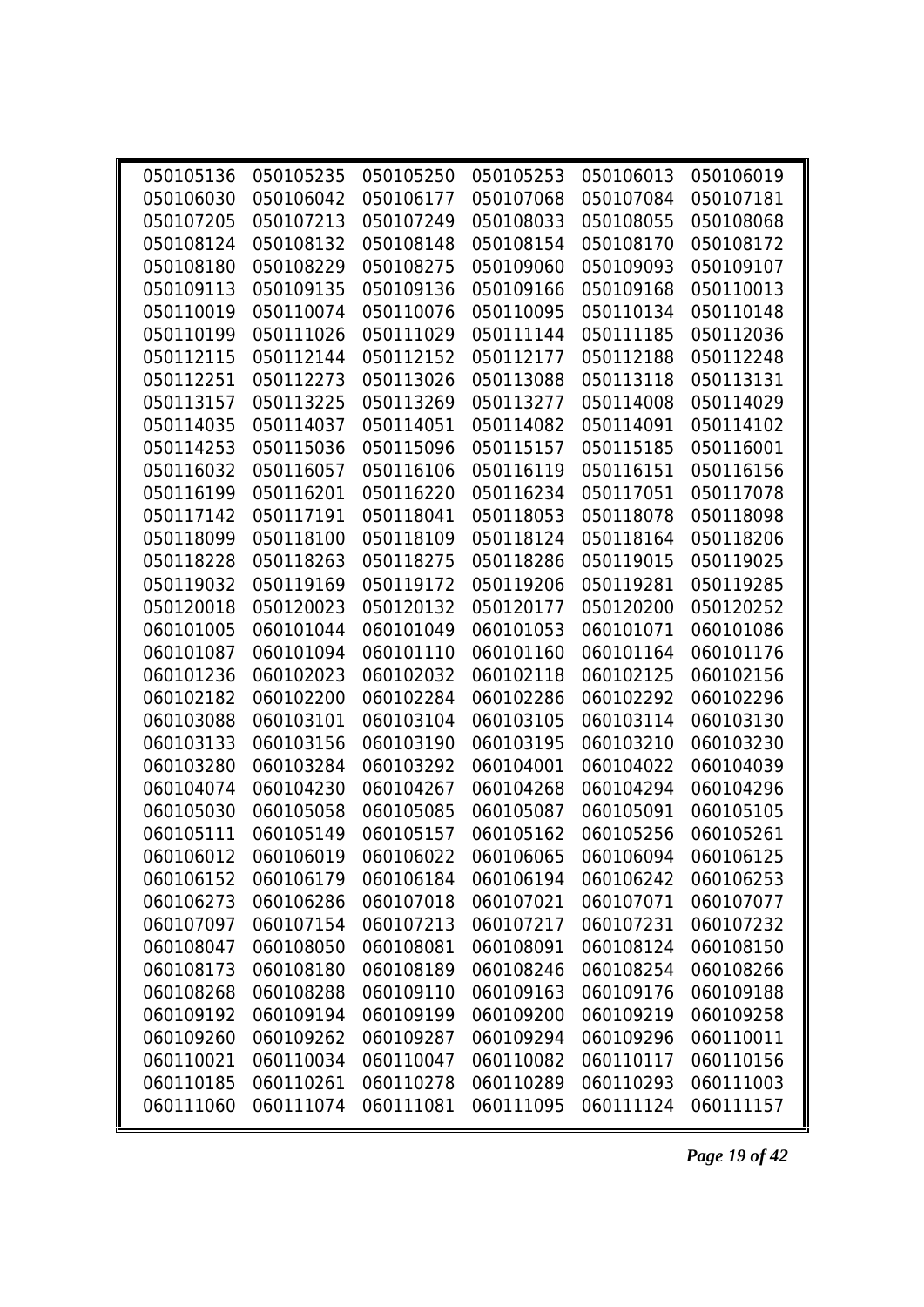| | | | | | |
|---|---|---|---|---|---|
| 050105136 | 050105235 | 050105250 | 050105253 | 050106013 | 050106019 |
| 050106030 | 050106042 | 050106177 | 050107068 | 050107084 | 050107181 |
| 050107205 | 050107213 | 050107249 | 050108033 | 050108055 | 050108068 |
| 050108124 | 050108132 | 050108148 | 050108154 | 050108170 | 050108172 |
| 050108180 | 050108229 | 050108275 | 050109060 | 050109093 | 050109107 |
| 050109113 | 050109135 | 050109136 | 050109166 | 050109168 | 050110013 |
| 050110019 | 050110074 | 050110076 | 050110095 | 050110134 | 050110148 |
| 050110199 | 050111026 | 050111029 | 050111144 | 050111185 | 050112036 |
| 050112115 | 050112144 | 050112152 | 050112177 | 050112188 | 050112248 |
| 050112251 | 050112273 | 050113026 | 050113088 | 050113118 | 050113131 |
| 050113157 | 050113225 | 050113269 | 050113277 | 050114008 | 050114029 |
| 050114035 | 050114037 | 050114051 | 050114082 | 050114091 | 050114102 |
| 050114253 | 050115036 | 050115096 | 050115157 | 050115185 | 050116001 |
| 050116032 | 050116057 | 050116106 | 050116119 | 050116151 | 050116156 |
| 050116199 | 050116201 | 050116220 | 050116234 | 050117051 | 050117078 |
| 050117142 | 050117191 | 050118041 | 050118053 | 050118078 | 050118098 |
| 050118099 | 050118100 | 050118109 | 050118124 | 050118164 | 050118206 |
| 050118228 | 050118263 | 050118275 | 050118286 | 050119015 | 050119025 |
| 050119032 | 050119169 | 050119172 | 050119206 | 050119281 | 050119285 |
| 050120018 | 050120023 | 050120132 | 050120177 | 050120200 | 050120252 |
| 060101005 | 060101044 | 060101049 | 060101053 | 060101071 | 060101086 |
| 060101087 | 060101094 | 060101110 | 060101160 | 060101164 | 060101176 |
| 060101236 | 060102023 | 060102032 | 060102118 | 060102125 | 060102156 |
| 060102182 | 060102200 | 060102284 | 060102286 | 060102292 | 060102296 |
| 060103088 | 060103101 | 060103104 | 060103105 | 060103114 | 060103130 |
| 060103133 | 060103156 | 060103190 | 060103195 | 060103210 | 060103230 |
| 060103280 | 060103284 | 060103292 | 060104001 | 060104022 | 060104039 |
| 060104074 | 060104230 | 060104267 | 060104268 | 060104294 | 060104296 |
| 060105030 | 060105058 | 060105085 | 060105087 | 060105091 | 060105105 |
| 060105111 | 060105149 | 060105157 | 060105162 | 060105256 | 060105261 |
| 060106012 | 060106019 | 060106022 | 060106065 | 060106094 | 060106125 |
| 060106152 | 060106179 | 060106184 | 060106194 | 060106242 | 060106253 |
| 060106273 | 060106286 | 060107018 | 060107021 | 060107071 | 060107077 |
| 060107097 | 060107154 | 060107213 | 060107217 | 060107231 | 060107232 |
| 060108047 | 060108050 | 060108081 | 060108091 | 060108124 | 060108150 |
| 060108173 | 060108180 | 060108189 | 060108246 | 060108254 | 060108266 |
| 060108268 | 060108288 | 060109110 | 060109163 | 060109176 | 060109188 |
| 060109192 | 060109194 | 060109199 | 060109200 | 060109219 | 060109258 |
| 060109260 | 060109262 | 060109287 | 060109294 | 060109296 | 060110011 |
| 060110021 | 060110034 | 060110047 | 060110082 | 060110117 | 060110156 |
| 060110185 | 060110261 | 060110278 | 060110289 | 060110293 | 060111003 |
| 060111060 | 060111074 | 060111081 | 060111095 | 060111124 | 060111157 |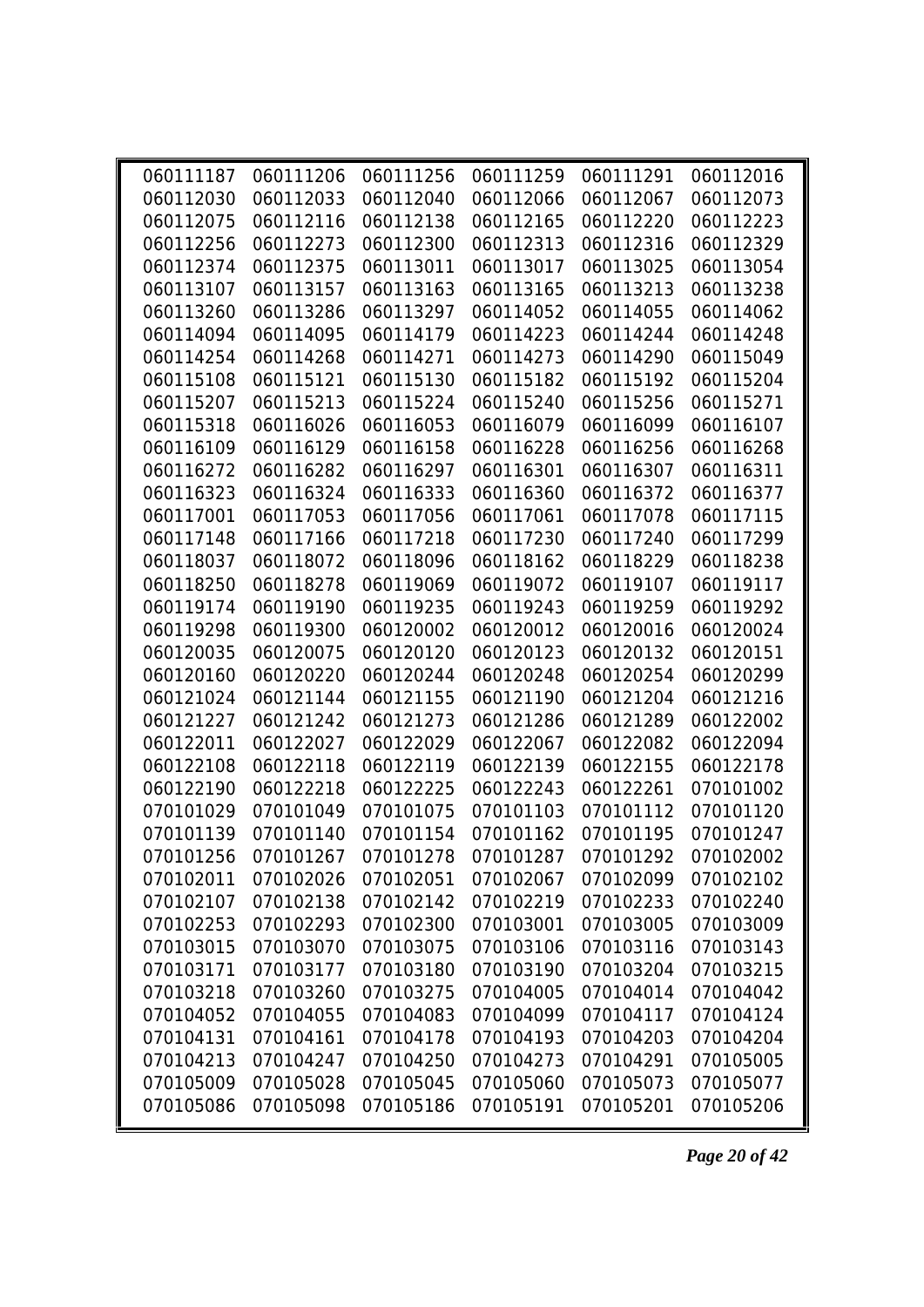| | | | | | |
|---|---|---|---|---|---|
| 060111187 | 060111206 | 060111256 | 060111259 | 060111291 | 060112016 |
| 060112030 | 060112033 | 060112040 | 060112066 | 060112067 | 060112073 |
| 060112075 | 060112116 | 060112138 | 060112165 | 060112220 | 060112223 |
| 060112256 | 060112273 | 060112300 | 060112313 | 060112316 | 060112329 |
| 060112374 | 060112375 | 060113011 | 060113017 | 060113025 | 060113054 |
| 060113107 | 060113157 | 060113163 | 060113165 | 060113213 | 060113238 |
| 060113260 | 060113286 | 060113297 | 060114052 | 060114055 | 060114062 |
| 060114094 | 060114095 | 060114179 | 060114223 | 060114244 | 060114248 |
| 060114254 | 060114268 | 060114271 | 060114273 | 060114290 | 060115049 |
| 060115108 | 060115121 | 060115130 | 060115182 | 060115192 | 060115204 |
| 060115207 | 060115213 | 060115224 | 060115240 | 060115256 | 060115271 |
| 060115318 | 060116026 | 060116053 | 060116079 | 060116099 | 060116107 |
| 060116109 | 060116129 | 060116158 | 060116228 | 060116256 | 060116268 |
| 060116272 | 060116282 | 060116297 | 060116301 | 060116307 | 060116311 |
| 060116323 | 060116324 | 060116333 | 060116360 | 060116372 | 060116377 |
| 060117001 | 060117053 | 060117056 | 060117061 | 060117078 | 060117115 |
| 060117148 | 060117166 | 060117218 | 060117230 | 060117240 | 060117299 |
| 060118037 | 060118072 | 060118096 | 060118162 | 060118229 | 060118238 |
| 060118250 | 060118278 | 060119069 | 060119072 | 060119107 | 060119117 |
| 060119174 | 060119190 | 060119235 | 060119243 | 060119259 | 060119292 |
| 060119298 | 060119300 | 060120002 | 060120012 | 060120016 | 060120024 |
| 060120035 | 060120075 | 060120120 | 060120123 | 060120132 | 060120151 |
| 060120160 | 060120220 | 060120244 | 060120248 | 060120254 | 060120299 |
| 060121024 | 060121144 | 060121155 | 060121190 | 060121204 | 060121216 |
| 060121227 | 060121242 | 060121273 | 060121286 | 060121289 | 060122002 |
| 060122011 | 060122027 | 060122029 | 060122067 | 060122082 | 060122094 |
| 060122108 | 060122118 | 060122119 | 060122139 | 060122155 | 060122178 |
| 060122190 | 060122218 | 060122225 | 060122243 | 060122261 | 070101002 |
| 070101029 | 070101049 | 070101075 | 070101103 | 070101112 | 070101120 |
| 070101139 | 070101140 | 070101154 | 070101162 | 070101195 | 070101247 |
| 070101256 | 070101267 | 070101278 | 070101287 | 070101292 | 070102002 |
| 070102011 | 070102026 | 070102051 | 070102067 | 070102099 | 070102102 |
| 070102107 | 070102138 | 070102142 | 070102219 | 070102233 | 070102240 |
| 070102253 | 070102293 | 070102300 | 070103001 | 070103005 | 070103009 |
| 070103015 | 070103070 | 070103075 | 070103106 | 070103116 | 070103143 |
| 070103171 | 070103177 | 070103180 | 070103190 | 070103204 | 070103215 |
| 070103218 | 070103260 | 070103275 | 070104005 | 070104014 | 070104042 |
| 070104052 | 070104055 | 070104083 | 070104099 | 070104117 | 070104124 |
| 070104131 | 070104161 | 070104178 | 070104193 | 070104203 | 070104204 |
| 070104213 | 070104247 | 070104250 | 070104273 | 070104291 | 070105005 |
| 070105009 | 070105028 | 070105045 | 070105060 | 070105073 | 070105077 |
| 070105086 | 070105098 | 070105186 | 070105191 | 070105201 | 070105206 |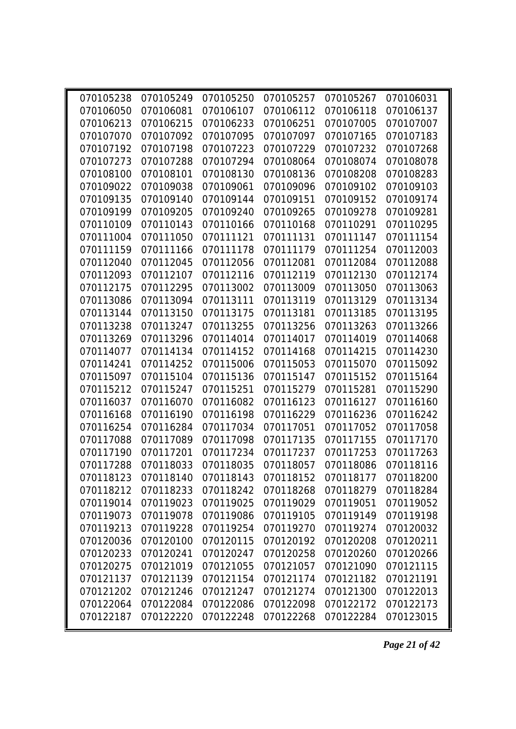| | | | | | |
|---|---|---|---|---|---|
| 070105238 | 070105249 | 070105250 | 070105257 | 070105267 | 070106031 |
| 070106050 | 070106081 | 070106107 | 070106112 | 070106118 | 070106137 |
| 070106213 | 070106215 | 070106233 | 070106251 | 070107005 | 070107007 |
| 070107070 | 070107092 | 070107095 | 070107097 | 070107165 | 070107183 |
| 070107192 | 070107198 | 070107223 | 070107229 | 070107232 | 070107268 |
| 070107273 | 070107288 | 070107294 | 070108064 | 070108074 | 070108078 |
| 070108100 | 070108101 | 070108130 | 070108136 | 070108208 | 070108283 |
| 070109022 | 070109038 | 070109061 | 070109096 | 070109102 | 070109103 |
| 070109135 | 070109140 | 070109144 | 070109151 | 070109152 | 070109174 |
| 070109199 | 070109205 | 070109240 | 070109265 | 070109278 | 070109281 |
| 070110109 | 070110143 | 070110166 | 070110168 | 070110291 | 070110295 |
| 070111004 | 070111050 | 070111121 | 070111131 | 070111147 | 070111154 |
| 070111159 | 070111166 | 070111178 | 070111179 | 070111254 | 070112003 |
| 070112040 | 070112045 | 070112056 | 070112081 | 070112084 | 070112088 |
| 070112093 | 070112107 | 070112116 | 070112119 | 070112130 | 070112174 |
| 070112175 | 070112295 | 070113002 | 070113009 | 070113050 | 070113063 |
| 070113086 | 070113094 | 070113111 | 070113119 | 070113129 | 070113134 |
| 070113144 | 070113150 | 070113175 | 070113181 | 070113185 | 070113195 |
| 070113238 | 070113247 | 070113255 | 070113256 | 070113263 | 070113266 |
| 070113269 | 070113296 | 070114014 | 070114017 | 070114019 | 070114068 |
| 070114077 | 070114134 | 070114152 | 070114168 | 070114215 | 070114230 |
| 070114241 | 070114252 | 070115006 | 070115053 | 070115070 | 070115092 |
| 070115097 | 070115104 | 070115136 | 070115147 | 070115152 | 070115164 |
| 070115212 | 070115247 | 070115251 | 070115279 | 070115281 | 070115290 |
| 070116037 | 070116070 | 070116082 | 070116123 | 070116127 | 070116160 |
| 070116168 | 070116190 | 070116198 | 070116229 | 070116236 | 070116242 |
| 070116254 | 070116284 | 070117034 | 070117051 | 070117052 | 070117058 |
| 070117088 | 070117089 | 070117098 | 070117135 | 070117155 | 070117170 |
| 070117190 | 070117201 | 070117234 | 070117237 | 070117253 | 070117263 |
| 070117288 | 070118033 | 070118035 | 070118057 | 070118086 | 070118116 |
| 070118123 | 070118140 | 070118143 | 070118152 | 070118177 | 070118200 |
| 070118212 | 070118233 | 070118242 | 070118268 | 070118279 | 070118284 |
| 070119014 | 070119023 | 070119025 | 070119029 | 070119051 | 070119052 |
| 070119073 | 070119078 | 070119086 | 070119105 | 070119149 | 070119198 |
| 070119213 | 070119228 | 070119254 | 070119270 | 070119274 | 070120032 |
| 070120036 | 070120100 | 070120115 | 070120192 | 070120208 | 070120211 |
| 070120233 | 070120241 | 070120247 | 070120258 | 070120260 | 070120266 |
| 070120275 | 070121019 | 070121055 | 070121057 | 070121090 | 070121115 |
| 070121137 | 070121139 | 070121154 | 070121174 | 070121182 | 070121191 |
| 070121202 | 070121246 | 070121247 | 070121274 | 070121300 | 070122013 |
| 070122064 | 070122084 | 070122086 | 070122098 | 070122172 | 070122173 |
| 070122187 | 070122220 | 070122248 | 070122268 | 070122284 | 070123015 |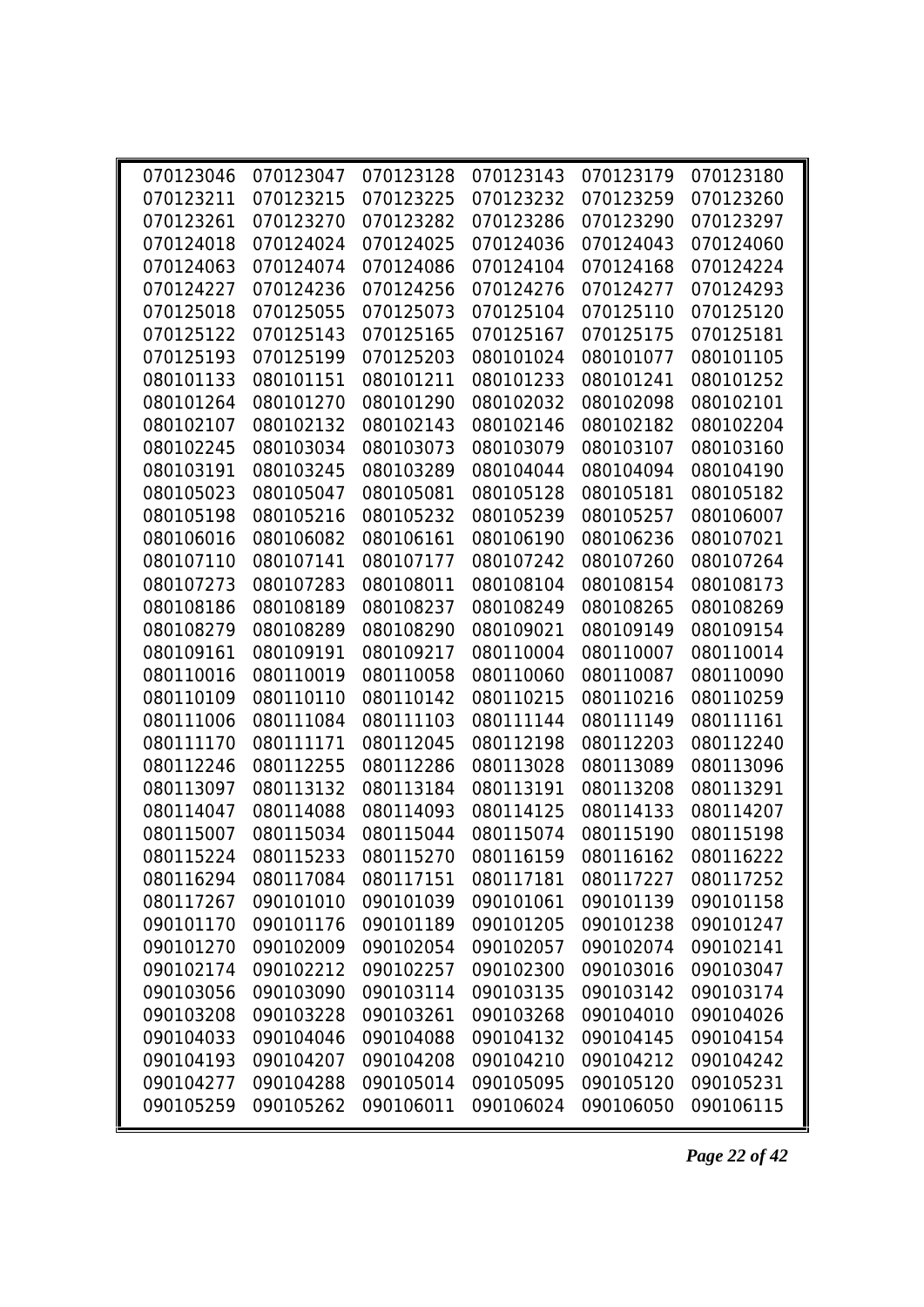| | | | | | |
|---|---|---|---|---|---|
| 070123046 | 070123047 | 070123128 | 070123143 | 070123179 | 070123180 |
| 070123211 | 070123215 | 070123225 | 070123232 | 070123259 | 070123260 |
| 070123261 | 070123270 | 070123282 | 070123286 | 070123290 | 070123297 |
| 070124018 | 070124024 | 070124025 | 070124036 | 070124043 | 070124060 |
| 070124063 | 070124074 | 070124086 | 070124104 | 070124168 | 070124224 |
| 070124227 | 070124236 | 070124256 | 070124276 | 070124277 | 070124293 |
| 070125018 | 070125055 | 070125073 | 070125104 | 070125110 | 070125120 |
| 070125122 | 070125143 | 070125165 | 070125167 | 070125175 | 070125181 |
| 070125193 | 070125199 | 070125203 | 080101024 | 080101077 | 080101105 |
| 080101133 | 080101151 | 080101211 | 080101233 | 080101241 | 080101252 |
| 080101264 | 080101270 | 080101290 | 080102032 | 080102098 | 080102101 |
| 080102107 | 080102132 | 080102143 | 080102146 | 080102182 | 080102204 |
| 080102245 | 080103034 | 080103073 | 080103079 | 080103107 | 080103160 |
| 080103191 | 080103245 | 080103289 | 080104044 | 080104094 | 080104190 |
| 080105023 | 080105047 | 080105081 | 080105128 | 080105181 | 080105182 |
| 080105198 | 080105216 | 080105232 | 080105239 | 080105257 | 080106007 |
| 080106016 | 080106082 | 080106161 | 080106190 | 080106236 | 080107021 |
| 080107110 | 080107141 | 080107177 | 080107242 | 080107260 | 080107264 |
| 080107273 | 080107283 | 080108011 | 080108104 | 080108154 | 080108173 |
| 080108186 | 080108189 | 080108237 | 080108249 | 080108265 | 080108269 |
| 080108279 | 080108289 | 080108290 | 080109021 | 080109149 | 080109154 |
| 080109161 | 080109191 | 080109217 | 080110004 | 080110007 | 080110014 |
| 080110016 | 080110019 | 080110058 | 080110060 | 080110087 | 080110090 |
| 080110109 | 080110110 | 080110142 | 080110215 | 080110216 | 080110259 |
| 080111006 | 080111084 | 080111103 | 080111144 | 080111149 | 080111161 |
| 080111170 | 080111171 | 080112045 | 080112198 | 080112203 | 080112240 |
| 080112246 | 080112255 | 080112286 | 080113028 | 080113089 | 080113096 |
| 080113097 | 080113132 | 080113184 | 080113191 | 080113208 | 080113291 |
| 080114047 | 080114088 | 080114093 | 080114125 | 080114133 | 080114207 |
| 080115007 | 080115034 | 080115044 | 080115074 | 080115190 | 080115198 |
| 080115224 | 080115233 | 080115270 | 080116159 | 080116162 | 080116222 |
| 080116294 | 080117084 | 080117151 | 080117181 | 080117227 | 080117252 |
| 080117267 | 090101010 | 090101039 | 090101061 | 090101139 | 090101158 |
| 090101170 | 090101176 | 090101189 | 090101205 | 090101238 | 090101247 |
| 090101270 | 090102009 | 090102054 | 090102057 | 090102074 | 090102141 |
| 090102174 | 090102212 | 090102257 | 090102300 | 090103016 | 090103047 |
| 090103056 | 090103090 | 090103114 | 090103135 | 090103142 | 090103174 |
| 090103208 | 090103228 | 090103261 | 090103268 | 090104010 | 090104026 |
| 090104033 | 090104046 | 090104088 | 090104132 | 090104145 | 090104154 |
| 090104193 | 090104207 | 090104208 | 090104210 | 090104212 | 090104242 |
| 090104277 | 090104288 | 090105014 | 090105095 | 090105120 | 090105231 |
| 090105259 | 090105262 | 090106011 | 090106024 | 090106050 | 090106115 |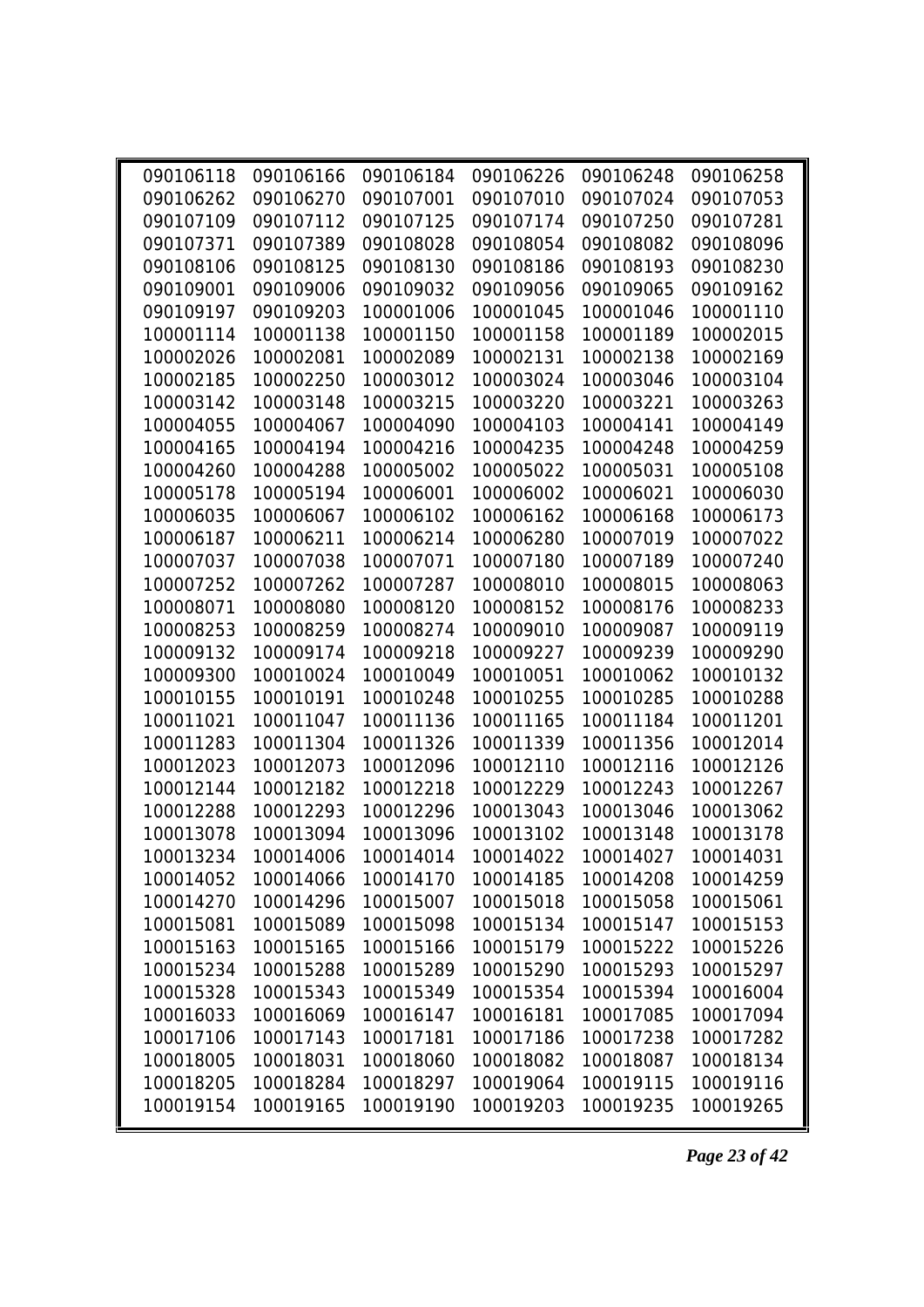| | | | | | |
|---|---|---|---|---|---|
| 090106118 | 090106166 | 090106184 | 090106226 | 090106248 | 090106258 |
| 090106262 | 090106270 | 090107001 | 090107010 | 090107024 | 090107053 |
| 090107109 | 090107112 | 090107125 | 090107174 | 090107250 | 090107281 |
| 090107371 | 090107389 | 090108028 | 090108054 | 090108082 | 090108096 |
| 090108106 | 090108125 | 090108130 | 090108186 | 090108193 | 090108230 |
| 090109001 | 090109006 | 090109032 | 090109056 | 090109065 | 090109162 |
| 090109197 | 090109203 | 100001006 | 100001045 | 100001046 | 100001110 |
| 100001114 | 100001138 | 100001150 | 100001158 | 100001189 | 100002015 |
| 100002026 | 100002081 | 100002089 | 100002131 | 100002138 | 100002169 |
| 100002185 | 100002250 | 100003012 | 100003024 | 100003046 | 100003104 |
| 100003142 | 100003148 | 100003215 | 100003220 | 100003221 | 100003263 |
| 100004055 | 100004067 | 100004090 | 100004103 | 100004141 | 100004149 |
| 100004165 | 100004194 | 100004216 | 100004235 | 100004248 | 100004259 |
| 100004260 | 100004288 | 100005002 | 100005022 | 100005031 | 100005108 |
| 100005178 | 100005194 | 100006001 | 100006002 | 100006021 | 100006030 |
| 100006035 | 100006067 | 100006102 | 100006162 | 100006168 | 100006173 |
| 100006187 | 100006211 | 100006214 | 100006280 | 100007019 | 100007022 |
| 100007037 | 100007038 | 100007071 | 100007180 | 100007189 | 100007240 |
| 100007252 | 100007262 | 100007287 | 100008010 | 100008015 | 100008063 |
| 100008071 | 100008080 | 100008120 | 100008152 | 100008176 | 100008233 |
| 100008253 | 100008259 | 100008274 | 100009010 | 100009087 | 100009119 |
| 100009132 | 100009174 | 100009218 | 100009227 | 100009239 | 100009290 |
| 100009300 | 100010024 | 100010049 | 100010051 | 100010062 | 100010132 |
| 100010155 | 100010191 | 100010248 | 100010255 | 100010285 | 100010288 |
| 100011021 | 100011047 | 100011136 | 100011165 | 100011184 | 100011201 |
| 100011283 | 100011304 | 100011326 | 100011339 | 100011356 | 100012014 |
| 100012023 | 100012073 | 100012096 | 100012110 | 100012116 | 100012126 |
| 100012144 | 100012182 | 100012218 | 100012229 | 100012243 | 100012267 |
| 100012288 | 100012293 | 100012296 | 100013043 | 100013046 | 100013062 |
| 100013078 | 100013094 | 100013096 | 100013102 | 100013148 | 100013178 |
| 100013234 | 100014006 | 100014014 | 100014022 | 100014027 | 100014031 |
| 100014052 | 100014066 | 100014170 | 100014185 | 100014208 | 100014259 |
| 100014270 | 100014296 | 100015007 | 100015018 | 100015058 | 100015061 |
| 100015081 | 100015089 | 100015098 | 100015134 | 100015147 | 100015153 |
| 100015163 | 100015165 | 100015166 | 100015179 | 100015222 | 100015226 |
| 100015234 | 100015288 | 100015289 | 100015290 | 100015293 | 100015297 |
| 100015328 | 100015343 | 100015349 | 100015354 | 100015394 | 100016004 |
| 100016033 | 100016069 | 100016147 | 100016181 | 100017085 | 100017094 |
| 100017106 | 100017143 | 100017181 | 100017186 | 100017238 | 100017282 |
| 100018005 | 100018031 | 100018060 | 100018082 | 100018087 | 100018134 |
| 100018205 | 100018284 | 100018297 | 100019064 | 100019115 | 100019116 |
| 100019154 | 100019165 | 100019190 | 100019203 | 100019235 | 100019265 |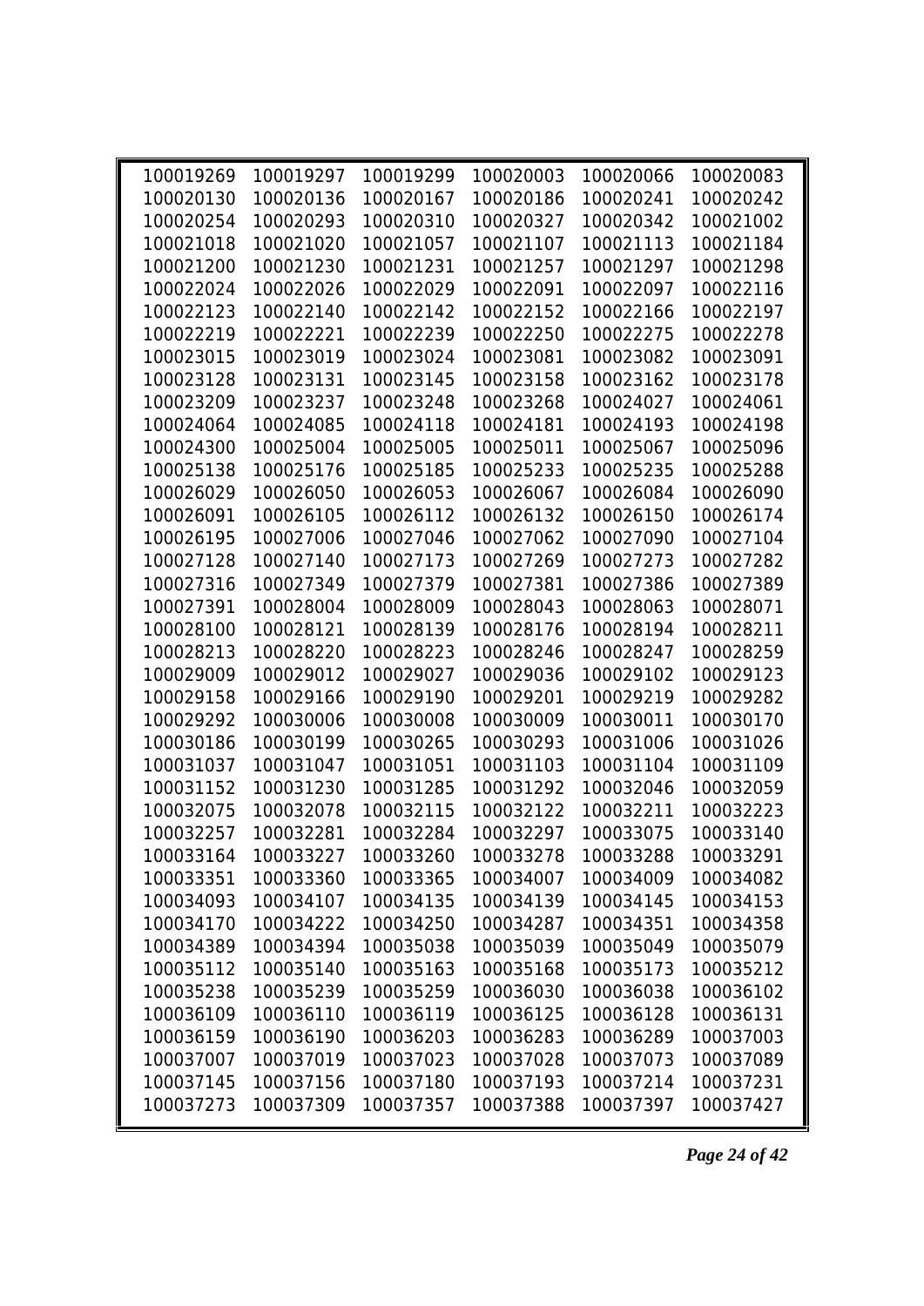| | | | | | |
|---|---|---|---|---|---|
| 100019269 | 100019297 | 100019299 | 100020003 | 100020066 | 100020083 |
| 100020130 | 100020136 | 100020167 | 100020186 | 100020241 | 100020242 |
| 100020254 | 100020293 | 100020310 | 100020327 | 100020342 | 100021002 |
| 100021018 | 100021020 | 100021057 | 100021107 | 100021113 | 100021184 |
| 100021200 | 100021230 | 100021231 | 100021257 | 100021297 | 100021298 |
| 100022024 | 100022026 | 100022029 | 100022091 | 100022097 | 100022116 |
| 100022123 | 100022140 | 100022142 | 100022152 | 100022166 | 100022197 |
| 100022219 | 100022221 | 100022239 | 100022250 | 100022275 | 100022278 |
| 100023015 | 100023019 | 100023024 | 100023081 | 100023082 | 100023091 |
| 100023128 | 100023131 | 100023145 | 100023158 | 100023162 | 100023178 |
| 100023209 | 100023237 | 100023248 | 100023268 | 100024027 | 100024061 |
| 100024064 | 100024085 | 100024118 | 100024181 | 100024193 | 100024198 |
| 100024300 | 100025004 | 100025005 | 100025011 | 100025067 | 100025096 |
| 100025138 | 100025176 | 100025185 | 100025233 | 100025235 | 100025288 |
| 100026029 | 100026050 | 100026053 | 100026067 | 100026084 | 100026090 |
| 100026091 | 100026105 | 100026112 | 100026132 | 100026150 | 100026174 |
| 100026195 | 100027006 | 100027046 | 100027062 | 100027090 | 100027104 |
| 100027128 | 100027140 | 100027173 | 100027269 | 100027273 | 100027282 |
| 100027316 | 100027349 | 100027379 | 100027381 | 100027386 | 100027389 |
| 100027391 | 100028004 | 100028009 | 100028043 | 100028063 | 100028071 |
| 100028100 | 100028121 | 100028139 | 100028176 | 100028194 | 100028211 |
| 100028213 | 100028220 | 100028223 | 100028246 | 100028247 | 100028259 |
| 100029009 | 100029012 | 100029027 | 100029036 | 100029102 | 100029123 |
| 100029158 | 100029166 | 100029190 | 100029201 | 100029219 | 100029282 |
| 100029292 | 100030006 | 100030008 | 100030009 | 100030011 | 100030170 |
| 100030186 | 100030199 | 100030265 | 100030293 | 100031006 | 100031026 |
| 100031037 | 100031047 | 100031051 | 100031103 | 100031104 | 100031109 |
| 100031152 | 100031230 | 100031285 | 100031292 | 100032046 | 100032059 |
| 100032075 | 100032078 | 100032115 | 100032122 | 100032211 | 100032223 |
| 100032257 | 100032281 | 100032284 | 100032297 | 100033075 | 100033140 |
| 100033164 | 100033227 | 100033260 | 100033278 | 100033288 | 100033291 |
| 100033351 | 100033360 | 100033365 | 100034007 | 100034009 | 100034082 |
| 100034093 | 100034107 | 100034135 | 100034139 | 100034145 | 100034153 |
| 100034170 | 100034222 | 100034250 | 100034287 | 100034351 | 100034358 |
| 100034389 | 100034394 | 100035038 | 100035039 | 100035049 | 100035079 |
| 100035112 | 100035140 | 100035163 | 100035168 | 100035173 | 100035212 |
| 100035238 | 100035239 | 100035259 | 100036030 | 100036038 | 100036102 |
| 100036109 | 100036110 | 100036119 | 100036125 | 100036128 | 100036131 |
| 100036159 | 100036190 | 100036203 | 100036283 | 100036289 | 100037003 |
| 100037007 | 100037019 | 100037023 | 100037028 | 100037073 | 100037089 |
| 100037145 | 100037156 | 100037180 | 100037193 | 100037214 | 100037231 |
| 100037273 | 100037309 | 100037357 | 100037388 | 100037397 | 100037427 |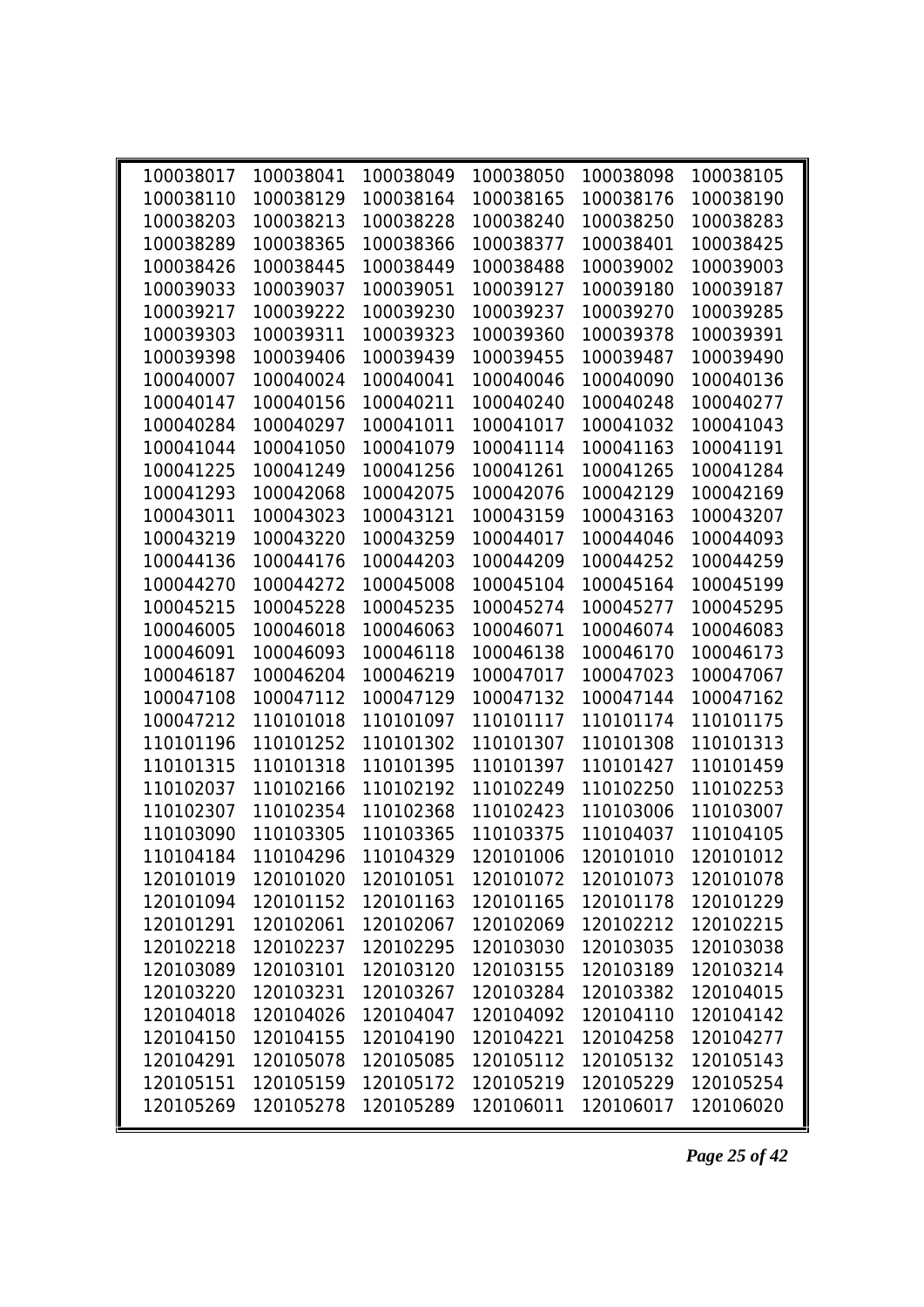| | | | | | |
|---|---|---|---|---|---|
| 100038017 | 100038041 | 100038049 | 100038050 | 100038098 | 100038105 |
| 100038110 | 100038129 | 100038164 | 100038165 | 100038176 | 100038190 |
| 100038203 | 100038213 | 100038228 | 100038240 | 100038250 | 100038283 |
| 100038289 | 100038365 | 100038366 | 100038377 | 100038401 | 100038425 |
| 100038426 | 100038445 | 100038449 | 100038488 | 100039002 | 100039003 |
| 100039033 | 100039037 | 100039051 | 100039127 | 100039180 | 100039187 |
| 100039217 | 100039222 | 100039230 | 100039237 | 100039270 | 100039285 |
| 100039303 | 100039311 | 100039323 | 100039360 | 100039378 | 100039391 |
| 100039398 | 100039406 | 100039439 | 100039455 | 100039487 | 100039490 |
| 100040007 | 100040024 | 100040041 | 100040046 | 100040090 | 100040136 |
| 100040147 | 100040156 | 100040211 | 100040240 | 100040248 | 100040277 |
| 100040284 | 100040297 | 100041011 | 100041017 | 100041032 | 100041043 |
| 100041044 | 100041050 | 100041079 | 100041114 | 100041163 | 100041191 |
| 100041225 | 100041249 | 100041256 | 100041261 | 100041265 | 100041284 |
| 100041293 | 100042068 | 100042075 | 100042076 | 100042129 | 100042169 |
| 100043011 | 100043023 | 100043121 | 100043159 | 100043163 | 100043207 |
| 100043219 | 100043220 | 100043259 | 100044017 | 100044046 | 100044093 |
| 100044136 | 100044176 | 100044203 | 100044209 | 100044252 | 100044259 |
| 100044270 | 100044272 | 100045008 | 100045104 | 100045164 | 100045199 |
| 100045215 | 100045228 | 100045235 | 100045274 | 100045277 | 100045295 |
| 100046005 | 100046018 | 100046063 | 100046071 | 100046074 | 100046083 |
| 100046091 | 100046093 | 100046118 | 100046138 | 100046170 | 100046173 |
| 100046187 | 100046204 | 100046219 | 100047017 | 100047023 | 100047067 |
| 100047108 | 100047112 | 100047129 | 100047132 | 100047144 | 100047162 |
| 100047212 | 110101018 | 110101097 | 110101117 | 110101174 | 110101175 |
| 110101196 | 110101252 | 110101302 | 110101307 | 110101308 | 110101313 |
| 110101315 | 110101318 | 110101395 | 110101397 | 110101427 | 110101459 |
| 110102037 | 110102166 | 110102192 | 110102249 | 110102250 | 110102253 |
| 110102307 | 110102354 | 110102368 | 110102423 | 110103006 | 110103007 |
| 110103090 | 110103305 | 110103365 | 110103375 | 110104037 | 110104105 |
| 110104184 | 110104296 | 110104329 | 120101006 | 120101010 | 120101012 |
| 120101019 | 120101020 | 120101051 | 120101072 | 120101073 | 120101078 |
| 120101094 | 120101152 | 120101163 | 120101165 | 120101178 | 120101229 |
| 120101291 | 120102061 | 120102067 | 120102069 | 120102212 | 120102215 |
| 120102218 | 120102237 | 120102295 | 120103030 | 120103035 | 120103038 |
| 120103089 | 120103101 | 120103120 | 120103155 | 120103189 | 120103214 |
| 120103220 | 120103231 | 120103267 | 120103284 | 120103382 | 120104015 |
| 120104018 | 120104026 | 120104047 | 120104092 | 120104110 | 120104142 |
| 120104150 | 120104155 | 120104190 | 120104221 | 120104258 | 120104277 |
| 120104291 | 120105078 | 120105085 | 120105112 | 120105132 | 120105143 |
| 120105151 | 120105159 | 120105172 | 120105219 | 120105229 | 120105254 |
| 120105269 | 120105278 | 120105289 | 120106011 | 120106017 | 120106020 |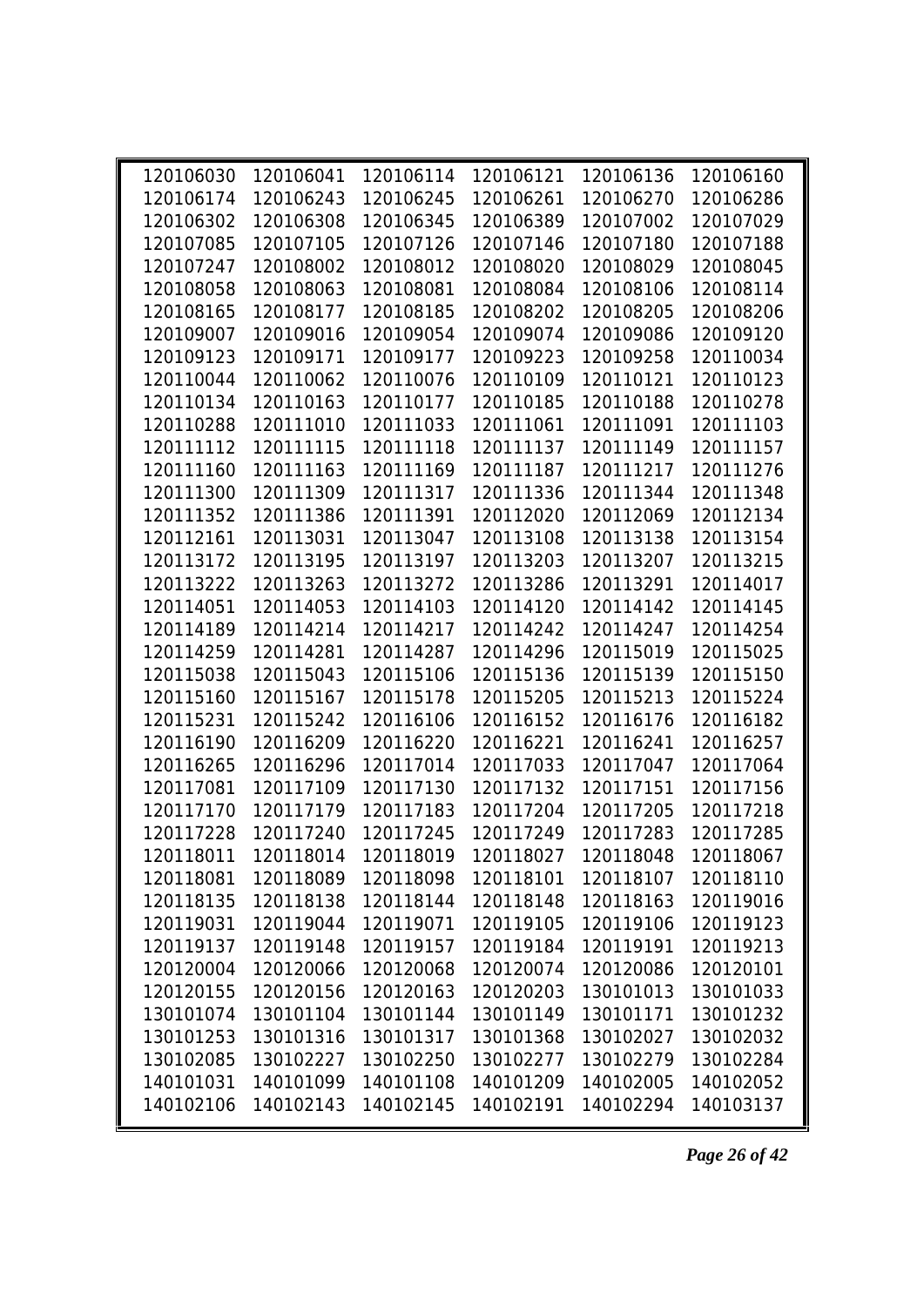| | | | | | |
|---|---|---|---|---|---|
| 120106030 | 120106041 | 120106114 | 120106121 | 120106136 | 120106160 |
| 120106174 | 120106243 | 120106245 | 120106261 | 120106270 | 120106286 |
| 120106302 | 120106308 | 120106345 | 120106389 | 120107002 | 120107029 |
| 120107085 | 120107105 | 120107126 | 120107146 | 120107180 | 120107188 |
| 120107247 | 120108002 | 120108012 | 120108020 | 120108029 | 120108045 |
| 120108058 | 120108063 | 120108081 | 120108084 | 120108106 | 120108114 |
| 120108165 | 120108177 | 120108185 | 120108202 | 120108205 | 120108206 |
| 120109007 | 120109016 | 120109054 | 120109074 | 120109086 | 120109120 |
| 120109123 | 120109171 | 120109177 | 120109223 | 120109258 | 120110034 |
| 120110044 | 120110062 | 120110076 | 120110109 | 120110121 | 120110123 |
| 120110134 | 120110163 | 120110177 | 120110185 | 120110188 | 120110278 |
| 120110288 | 120111010 | 120111033 | 120111061 | 120111091 | 120111103 |
| 120111112 | 120111115 | 120111118 | 120111137 | 120111149 | 120111157 |
| 120111160 | 120111163 | 120111169 | 120111187 | 120111217 | 120111276 |
| 120111300 | 120111309 | 120111317 | 120111336 | 120111344 | 120111348 |
| 120111352 | 120111386 | 120111391 | 120112020 | 120112069 | 120112134 |
| 120112161 | 120113031 | 120113047 | 120113108 | 120113138 | 120113154 |
| 120113172 | 120113195 | 120113197 | 120113203 | 120113207 | 120113215 |
| 120113222 | 120113263 | 120113272 | 120113286 | 120113291 | 120114017 |
| 120114051 | 120114053 | 120114103 | 120114120 | 120114142 | 120114145 |
| 120114189 | 120114214 | 120114217 | 120114242 | 120114247 | 120114254 |
| 120114259 | 120114281 | 120114287 | 120114296 | 120115019 | 120115025 |
| 120115038 | 120115043 | 120115106 | 120115136 | 120115139 | 120115150 |
| 120115160 | 120115167 | 120115178 | 120115205 | 120115213 | 120115224 |
| 120115231 | 120115242 | 120116106 | 120116152 | 120116176 | 120116182 |
| 120116190 | 120116209 | 120116220 | 120116221 | 120116241 | 120116257 |
| 120116265 | 120116296 | 120117014 | 120117033 | 120117047 | 120117064 |
| 120117081 | 120117109 | 120117130 | 120117132 | 120117151 | 120117156 |
| 120117170 | 120117179 | 120117183 | 120117204 | 120117205 | 120117218 |
| 120117228 | 120117240 | 120117245 | 120117249 | 120117283 | 120117285 |
| 120118011 | 120118014 | 120118019 | 120118027 | 120118048 | 120118067 |
| 120118081 | 120118089 | 120118098 | 120118101 | 120118107 | 120118110 |
| 120118135 | 120118138 | 120118144 | 120118148 | 120118163 | 120119016 |
| 120119031 | 120119044 | 120119071 | 120119105 | 120119106 | 120119123 |
| 120119137 | 120119148 | 120119157 | 120119184 | 120119191 | 120119213 |
| 120120004 | 120120066 | 120120068 | 120120074 | 120120086 | 120120101 |
| 120120155 | 120120156 | 120120163 | 120120203 | 130101013 | 130101033 |
| 130101074 | 130101104 | 130101144 | 130101149 | 130101171 | 130101232 |
| 130101253 | 130101316 | 130101317 | 130101368 | 130102027 | 130102032 |
| 130102085 | 130102227 | 130102250 | 130102277 | 130102279 | 130102284 |
| 140101031 | 140101099 | 140101108 | 140101209 | 140102005 | 140102052 |
| 140102106 | 140102143 | 140102145 | 140102191 | 140102294 | 140103137 |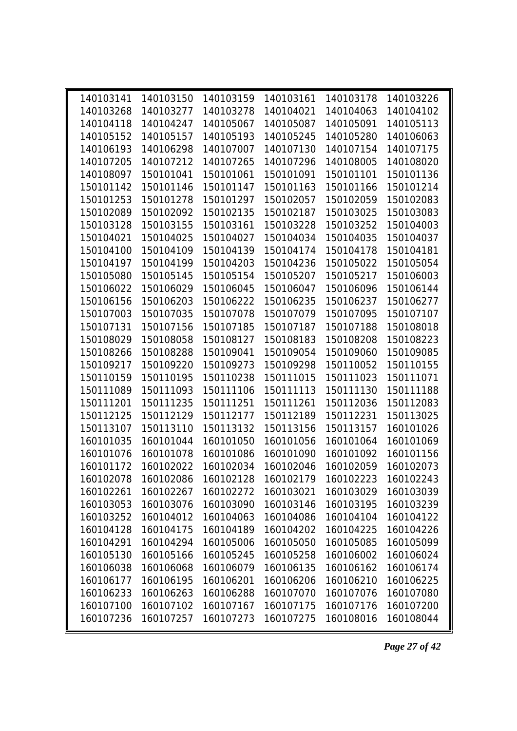| | | | | | |
|---|---|---|---|---|---|
| 140103141 | 140103150 | 140103159 | 140103161 | 140103178 | 140103226 |
| 140103268 | 140103277 | 140103278 | 140104021 | 140104063 | 140104102 |
| 140104118 | 140104247 | 140105067 | 140105087 | 140105091 | 140105113 |
| 140105152 | 140105157 | 140105193 | 140105245 | 140105280 | 140106063 |
| 140106193 | 140106298 | 140107007 | 140107130 | 140107154 | 140107175 |
| 140107205 | 140107212 | 140107265 | 140107296 | 140108005 | 140108020 |
| 140108097 | 150101041 | 150101061 | 150101091 | 150101101 | 150101136 |
| 150101142 | 150101146 | 150101147 | 150101163 | 150101166 | 150101214 |
| 150101253 | 150101278 | 150101297 | 150102057 | 150102059 | 150102083 |
| 150102089 | 150102092 | 150102135 | 150102187 | 150103025 | 150103083 |
| 150103128 | 150103155 | 150103161 | 150103228 | 150103252 | 150104003 |
| 150104021 | 150104025 | 150104027 | 150104034 | 150104035 | 150104037 |
| 150104100 | 150104109 | 150104139 | 150104174 | 150104178 | 150104181 |
| 150104197 | 150104199 | 150104203 | 150104236 | 150105022 | 150105054 |
| 150105080 | 150105145 | 150105154 | 150105207 | 150105217 | 150106003 |
| 150106022 | 150106029 | 150106045 | 150106047 | 150106096 | 150106144 |
| 150106156 | 150106203 | 150106222 | 150106235 | 150106237 | 150106277 |
| 150107003 | 150107035 | 150107078 | 150107079 | 150107095 | 150107107 |
| 150107131 | 150107156 | 150107185 | 150107187 | 150107188 | 150108018 |
| 150108029 | 150108058 | 150108127 | 150108183 | 150108208 | 150108223 |
| 150108266 | 150108288 | 150109041 | 150109054 | 150109060 | 150109085 |
| 150109217 | 150109220 | 150109273 | 150109298 | 150110052 | 150110155 |
| 150110159 | 150110195 | 150110238 | 150111015 | 150111023 | 150111071 |
| 150111089 | 150111093 | 150111106 | 150111113 | 150111130 | 150111188 |
| 150111201 | 150111235 | 150111251 | 150111261 | 150112036 | 150112083 |
| 150112125 | 150112129 | 150112177 | 150112189 | 150112231 | 150113025 |
| 150113107 | 150113110 | 150113132 | 150113156 | 150113157 | 160101026 |
| 160101035 | 160101044 | 160101050 | 160101056 | 160101064 | 160101069 |
| 160101076 | 160101078 | 160101086 | 160101090 | 160101092 | 160101156 |
| 160101172 | 160102022 | 160102034 | 160102046 | 160102059 | 160102073 |
| 160102078 | 160102086 | 160102128 | 160102179 | 160102223 | 160102243 |
| 160102261 | 160102267 | 160102272 | 160103021 | 160103029 | 160103039 |
| 160103053 | 160103076 | 160103090 | 160103146 | 160103195 | 160103239 |
| 160103252 | 160104012 | 160104063 | 160104086 | 160104104 | 160104122 |
| 160104128 | 160104175 | 160104189 | 160104202 | 160104225 | 160104226 |
| 160104291 | 160104294 | 160105006 | 160105050 | 160105085 | 160105099 |
| 160105130 | 160105166 | 160105245 | 160105258 | 160106002 | 160106024 |
| 160106038 | 160106068 | 160106079 | 160106135 | 160106162 | 160106174 |
| 160106177 | 160106195 | 160106201 | 160106206 | 160106210 | 160106225 |
| 160106233 | 160106263 | 160106288 | 160107070 | 160107076 | 160107080 |
| 160107100 | 160107102 | 160107167 | 160107175 | 160107176 | 160107200 |
| 160107236 | 160107257 | 160107273 | 160107275 | 160108016 | 160108044 |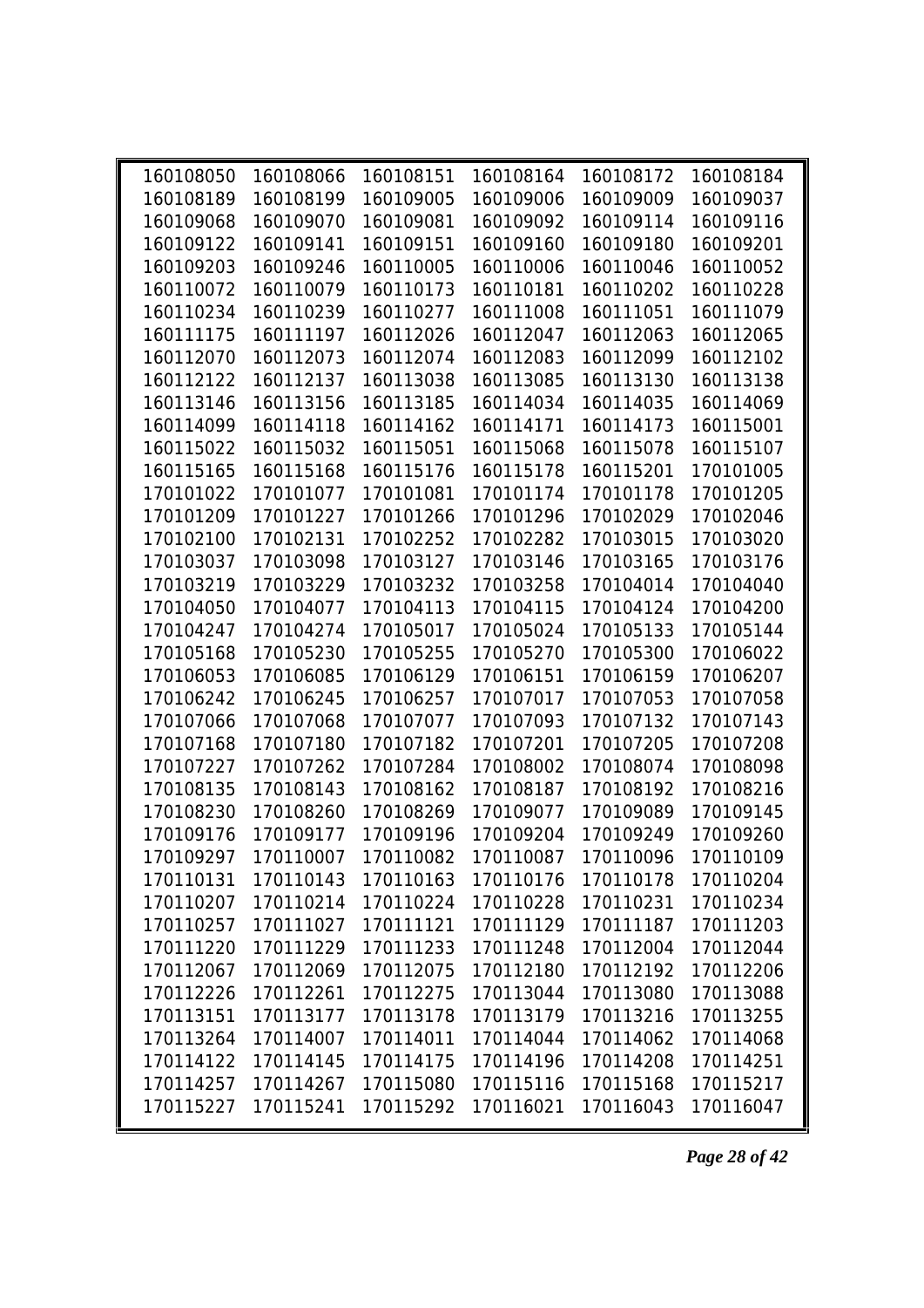| | | | | | |
|---|---|---|---|---|---|
| 160108050 | 160108066 | 160108151 | 160108164 | 160108172 | 160108184 |
| 160108189 | 160108199 | 160109005 | 160109006 | 160109009 | 160109037 |
| 160109068 | 160109070 | 160109081 | 160109092 | 160109114 | 160109116 |
| 160109122 | 160109141 | 160109151 | 160109160 | 160109180 | 160109201 |
| 160109203 | 160109246 | 160110005 | 160110006 | 160110046 | 160110052 |
| 160110072 | 160110079 | 160110173 | 160110181 | 160110202 | 160110228 |
| 160110234 | 160110239 | 160110277 | 160111008 | 160111051 | 160111079 |
| 160111175 | 160111197 | 160112026 | 160112047 | 160112063 | 160112065 |
| 160112070 | 160112073 | 160112074 | 160112083 | 160112099 | 160112102 |
| 160112122 | 160112137 | 160113038 | 160113085 | 160113130 | 160113138 |
| 160113146 | 160113156 | 160113185 | 160114034 | 160114035 | 160114069 |
| 160114099 | 160114118 | 160114162 | 160114171 | 160114173 | 160115001 |
| 160115022 | 160115032 | 160115051 | 160115068 | 160115078 | 160115107 |
| 160115165 | 160115168 | 160115176 | 160115178 | 160115201 | 170101005 |
| 170101022 | 170101077 | 170101081 | 170101174 | 170101178 | 170101205 |
| 170101209 | 170101227 | 170101266 | 170101296 | 170102029 | 170102046 |
| 170102100 | 170102131 | 170102252 | 170102282 | 170103015 | 170103020 |
| 170103037 | 170103098 | 170103127 | 170103146 | 170103165 | 170103176 |
| 170103219 | 170103229 | 170103232 | 170103258 | 170104014 | 170104040 |
| 170104050 | 170104077 | 170104113 | 170104115 | 170104124 | 170104200 |
| 170104247 | 170104274 | 170105017 | 170105024 | 170105133 | 170105144 |
| 170105168 | 170105230 | 170105255 | 170105270 | 170105300 | 170106022 |
| 170106053 | 170106085 | 170106129 | 170106151 | 170106159 | 170106207 |
| 170106242 | 170106245 | 170106257 | 170107017 | 170107053 | 170107058 |
| 170107066 | 170107068 | 170107077 | 170107093 | 170107132 | 170107143 |
| 170107168 | 170107180 | 170107182 | 170107201 | 170107205 | 170107208 |
| 170107227 | 170107262 | 170107284 | 170108002 | 170108074 | 170108098 |
| 170108135 | 170108143 | 170108162 | 170108187 | 170108192 | 170108216 |
| 170108230 | 170108260 | 170108269 | 170109077 | 170109089 | 170109145 |
| 170109176 | 170109177 | 170109196 | 170109204 | 170109249 | 170109260 |
| 170109297 | 170110007 | 170110082 | 170110087 | 170110096 | 170110109 |
| 170110131 | 170110143 | 170110163 | 170110176 | 170110178 | 170110204 |
| 170110207 | 170110214 | 170110224 | 170110228 | 170110231 | 170110234 |
| 170110257 | 170111027 | 170111121 | 170111129 | 170111187 | 170111203 |
| 170111220 | 170111229 | 170111233 | 170111248 | 170112004 | 170112044 |
| 170112067 | 170112069 | 170112075 | 170112180 | 170112192 | 170112206 |
| 170112226 | 170112261 | 170112275 | 170113044 | 170113080 | 170113088 |
| 170113151 | 170113177 | 170113178 | 170113179 | 170113216 | 170113255 |
| 170113264 | 170114007 | 170114011 | 170114044 | 170114062 | 170114068 |
| 170114122 | 170114145 | 170114175 | 170114196 | 170114208 | 170114251 |
| 170114257 | 170114267 | 170115080 | 170115116 | 170115168 | 170115217 |
| 170115227 | 170115241 | 170115292 | 170116021 | 170116043 | 170116047 |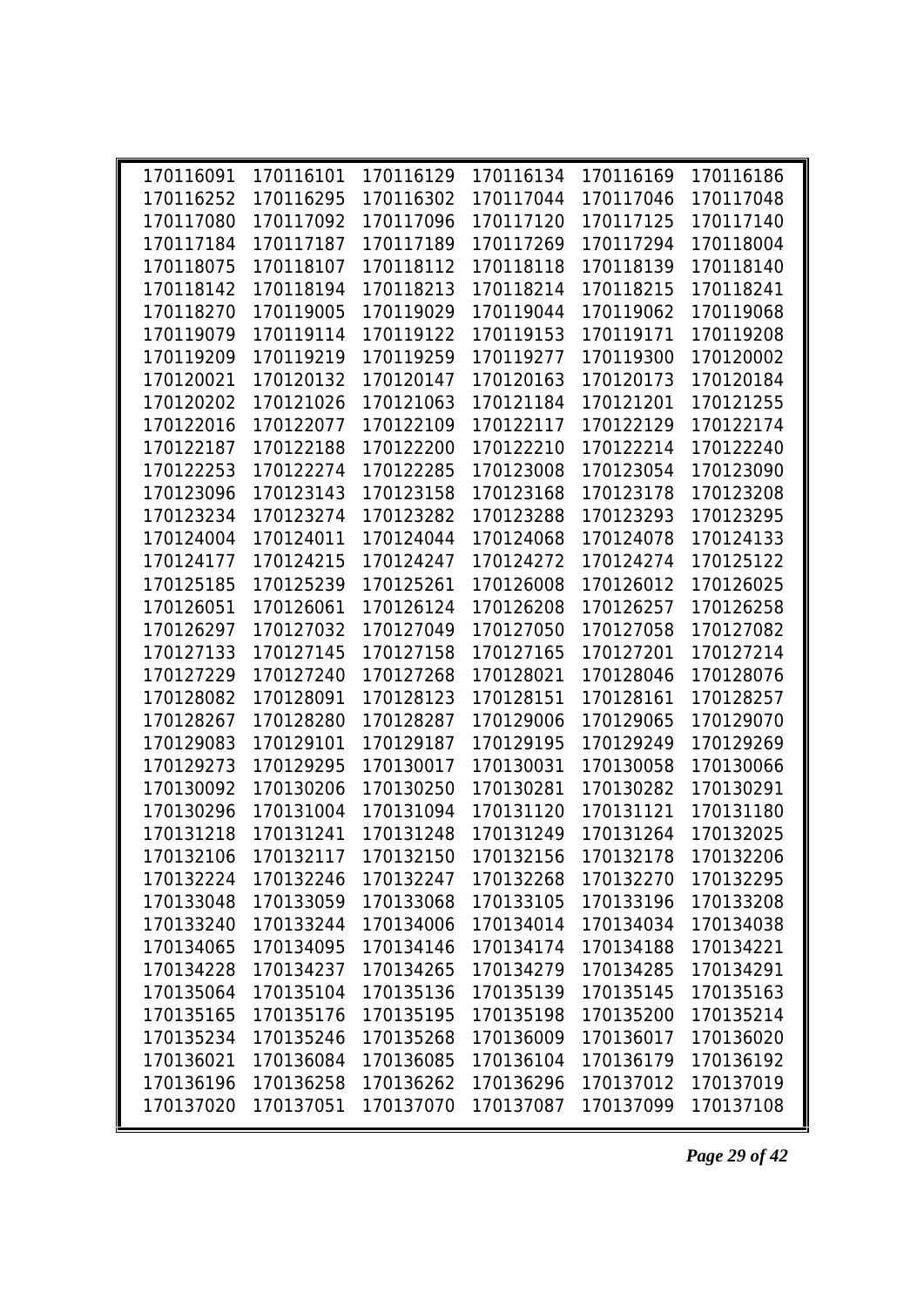| | | | | | |
|---|---|---|---|---|---|
| 170116091 | 170116101 | 170116129 | 170116134 | 170116169 | 170116186 |
| 170116252 | 170116295 | 170116302 | 170117044 | 170117046 | 170117048 |
| 170117080 | 170117092 | 170117096 | 170117120 | 170117125 | 170117140 |
| 170117184 | 170117187 | 170117189 | 170117269 | 170117294 | 170118004 |
| 170118075 | 170118107 | 170118112 | 170118118 | 170118139 | 170118140 |
| 170118142 | 170118194 | 170118213 | 170118214 | 170118215 | 170118241 |
| 170118270 | 170119005 | 170119029 | 170119044 | 170119062 | 170119068 |
| 170119079 | 170119114 | 170119122 | 170119153 | 170119171 | 170119208 |
| 170119209 | 170119219 | 170119259 | 170119277 | 170119300 | 170120002 |
| 170120021 | 170120132 | 170120147 | 170120163 | 170120173 | 170120184 |
| 170120202 | 170121026 | 170121063 | 170121184 | 170121201 | 170121255 |
| 170122016 | 170122077 | 170122109 | 170122117 | 170122129 | 170122174 |
| 170122187 | 170122188 | 170122200 | 170122210 | 170122214 | 170122240 |
| 170122253 | 170122274 | 170122285 | 170123008 | 170123054 | 170123090 |
| 170123096 | 170123143 | 170123158 | 170123168 | 170123178 | 170123208 |
| 170123234 | 170123274 | 170123282 | 170123288 | 170123293 | 170123295 |
| 170124004 | 170124011 | 170124044 | 170124068 | 170124078 | 170124133 |
| 170124177 | 170124215 | 170124247 | 170124272 | 170124274 | 170125122 |
| 170125185 | 170125239 | 170125261 | 170126008 | 170126012 | 170126025 |
| 170126051 | 170126061 | 170126124 | 170126208 | 170126257 | 170126258 |
| 170126297 | 170127032 | 170127049 | 170127050 | 170127058 | 170127082 |
| 170127133 | 170127145 | 170127158 | 170127165 | 170127201 | 170127214 |
| 170127229 | 170127240 | 170127268 | 170128021 | 170128046 | 170128076 |
| 170128082 | 170128091 | 170128123 | 170128151 | 170128161 | 170128257 |
| 170128267 | 170128280 | 170128287 | 170129006 | 170129065 | 170129070 |
| 170129083 | 170129101 | 170129187 | 170129195 | 170129249 | 170129269 |
| 170129273 | 170129295 | 170130017 | 170130031 | 170130058 | 170130066 |
| 170130092 | 170130206 | 170130250 | 170130281 | 170130282 | 170130291 |
| 170130296 | 170131004 | 170131094 | 170131120 | 170131121 | 170131180 |
| 170131218 | 170131241 | 170131248 | 170131249 | 170131264 | 170132025 |
| 170132106 | 170132117 | 170132150 | 170132156 | 170132178 | 170132206 |
| 170132224 | 170132246 | 170132247 | 170132268 | 170132270 | 170132295 |
| 170133048 | 170133059 | 170133068 | 170133105 | 170133196 | 170133208 |
| 170133240 | 170133244 | 170134006 | 170134014 | 170134034 | 170134038 |
| 170134065 | 170134095 | 170134146 | 170134174 | 170134188 | 170134221 |
| 170134228 | 170134237 | 170134265 | 170134279 | 170134285 | 170134291 |
| 170135064 | 170135104 | 170135136 | 170135139 | 170135145 | 170135163 |
| 170135165 | 170135176 | 170135195 | 170135198 | 170135200 | 170135214 |
| 170135234 | 170135246 | 170135268 | 170136009 | 170136017 | 170136020 |
| 170136021 | 170136084 | 170136085 | 170136104 | 170136179 | 170136192 |
| 170136196 | 170136258 | 170136262 | 170136296 | 170137012 | 170137019 |
| 170137020 | 170137051 | 170137070 | 170137087 | 170137099 | 170137108 |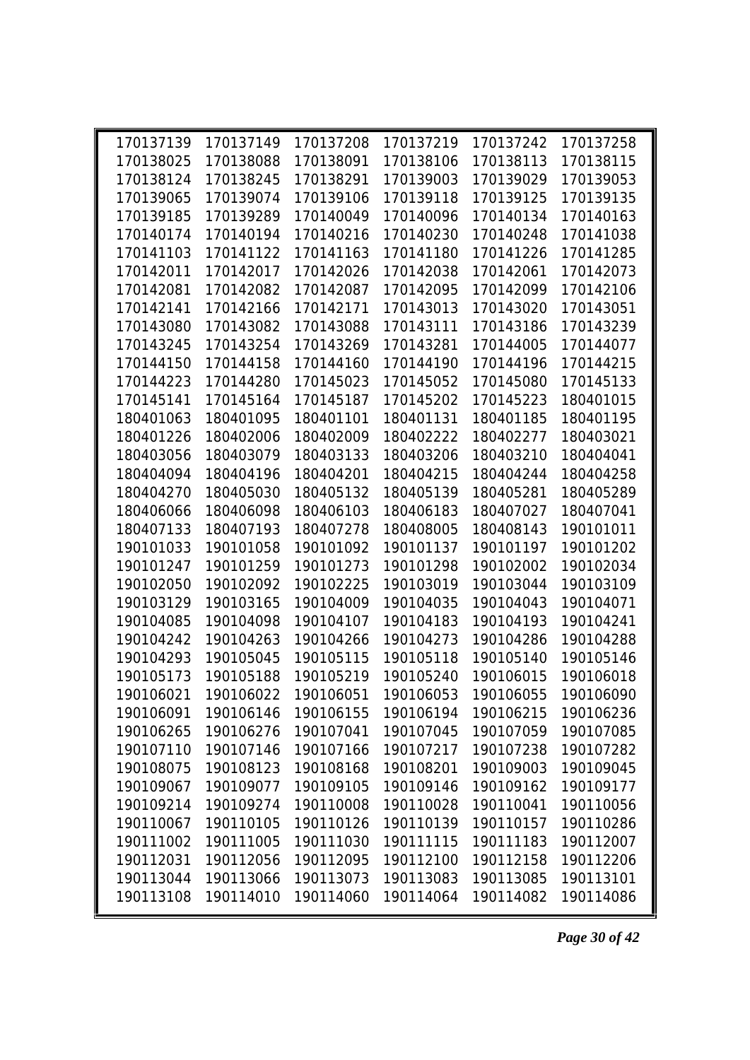| | | | | | |
|---|---|---|---|---|---|
| 170137139 | 170137149 | 170137208 | 170137219 | 170137242 | 170137258 |
| 170138025 | 170138088 | 170138091 | 170138106 | 170138113 | 170138115 |
| 170138124 | 170138245 | 170138291 | 170139003 | 170139029 | 170139053 |
| 170139065 | 170139074 | 170139106 | 170139118 | 170139125 | 170139135 |
| 170139185 | 170139289 | 170140049 | 170140096 | 170140134 | 170140163 |
| 170140174 | 170140194 | 170140216 | 170140230 | 170140248 | 170141038 |
| 170141103 | 170141122 | 170141163 | 170141180 | 170141226 | 170141285 |
| 170142011 | 170142017 | 170142026 | 170142038 | 170142061 | 170142073 |
| 170142081 | 170142082 | 170142087 | 170142095 | 170142099 | 170142106 |
| 170142141 | 170142166 | 170142171 | 170143013 | 170143020 | 170143051 |
| 170143080 | 170143082 | 170143088 | 170143111 | 170143186 | 170143239 |
| 170143245 | 170143254 | 170143269 | 170143281 | 170144005 | 170144077 |
| 170144150 | 170144158 | 170144160 | 170144190 | 170144196 | 170144215 |
| 170144223 | 170144280 | 170145023 | 170145052 | 170145080 | 170145133 |
| 170145141 | 170145164 | 170145187 | 170145202 | 170145223 | 180401015 |
| 180401063 | 180401095 | 180401101 | 180401131 | 180401185 | 180401195 |
| 180401226 | 180402006 | 180402009 | 180402222 | 180402277 | 180403021 |
| 180403056 | 180403079 | 180403133 | 180403206 | 180403210 | 180404041 |
| 180404094 | 180404196 | 180404201 | 180404215 | 180404244 | 180404258 |
| 180404270 | 180405030 | 180405132 | 180405139 | 180405281 | 180405289 |
| 180406066 | 180406098 | 180406103 | 180406183 | 180407027 | 180407041 |
| 180407133 | 180407193 | 180407278 | 180408005 | 180408143 | 190101011 |
| 190101033 | 190101058 | 190101092 | 190101137 | 190101197 | 190101202 |
| 190101247 | 190101259 | 190101273 | 190101298 | 190102002 | 190102034 |
| 190102050 | 190102092 | 190102225 | 190103019 | 190103044 | 190103109 |
| 190103129 | 190103165 | 190104009 | 190104035 | 190104043 | 190104071 |
| 190104085 | 190104098 | 190104107 | 190104183 | 190104193 | 190104241 |
| 190104242 | 190104263 | 190104266 | 190104273 | 190104286 | 190104288 |
| 190104293 | 190105045 | 190105115 | 190105118 | 190105140 | 190105146 |
| 190105173 | 190105188 | 190105219 | 190105240 | 190106015 | 190106018 |
| 190106021 | 190106022 | 190106051 | 190106053 | 190106055 | 190106090 |
| 190106091 | 190106146 | 190106155 | 190106194 | 190106215 | 190106236 |
| 190106265 | 190106276 | 190107041 | 190107045 | 190107059 | 190107085 |
| 190107110 | 190107146 | 190107166 | 190107217 | 190107238 | 190107282 |
| 190108075 | 190108123 | 190108168 | 190108201 | 190109003 | 190109045 |
| 190109067 | 190109077 | 190109105 | 190109146 | 190109162 | 190109177 |
| 190109214 | 190109274 | 190110008 | 190110028 | 190110041 | 190110056 |
| 190110067 | 190110105 | 190110126 | 190110139 | 190110157 | 190110286 |
| 190111002 | 190111005 | 190111030 | 190111115 | 190111183 | 190112007 |
| 190112031 | 190112056 | 190112095 | 190112100 | 190112158 | 190112206 |
| 190113044 | 190113066 | 190113073 | 190113083 | 190113085 | 190113101 |
| 190113108 | 190114010 | 190114060 | 190114064 | 190114082 | 190114086 |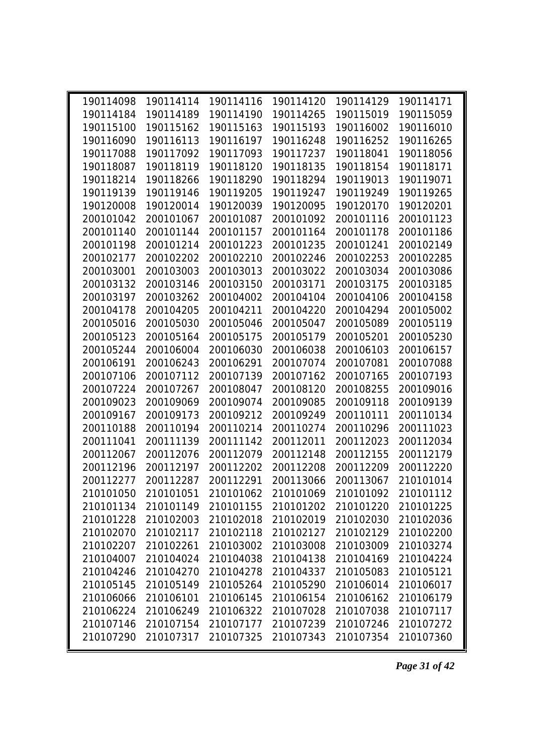| | | | | | |
|---|---|---|---|---|---|
| 190114098 | 190114114 | 190114116 | 190114120 | 190114129 | 190114171 |
| 190114184 | 190114189 | 190114190 | 190114265 | 190115019 | 190115059 |
| 190115100 | 190115162 | 190115163 | 190115193 | 190116002 | 190116010 |
| 190116090 | 190116113 | 190116197 | 190116248 | 190116252 | 190116265 |
| 190117088 | 190117092 | 190117093 | 190117237 | 190118041 | 190118056 |
| 190118087 | 190118119 | 190118120 | 190118135 | 190118154 | 190118171 |
| 190118214 | 190118266 | 190118290 | 190118294 | 190119013 | 190119071 |
| 190119139 | 190119146 | 190119205 | 190119247 | 190119249 | 190119265 |
| 190120008 | 190120014 | 190120039 | 190120095 | 190120170 | 190120201 |
| 200101042 | 200101067 | 200101087 | 200101092 | 200101116 | 200101123 |
| 200101140 | 200101144 | 200101157 | 200101164 | 200101178 | 200101186 |
| 200101198 | 200101214 | 200101223 | 200101235 | 200101241 | 200102149 |
| 200102177 | 200102202 | 200102210 | 200102246 | 200102253 | 200102285 |
| 200103001 | 200103003 | 200103013 | 200103022 | 200103034 | 200103086 |
| 200103132 | 200103146 | 200103150 | 200103171 | 200103175 | 200103185 |
| 200103197 | 200103262 | 200104002 | 200104104 | 200104106 | 200104158 |
| 200104178 | 200104205 | 200104211 | 200104220 | 200104294 | 200105002 |
| 200105016 | 200105030 | 200105046 | 200105047 | 200105089 | 200105119 |
| 200105123 | 200105164 | 200105175 | 200105179 | 200105201 | 200105230 |
| 200105244 | 200106004 | 200106030 | 200106038 | 200106103 | 200106157 |
| 200106191 | 200106243 | 200106291 | 200107074 | 200107081 | 200107088 |
| 200107106 | 200107112 | 200107139 | 200107162 | 200107165 | 200107193 |
| 200107224 | 200107267 | 200108047 | 200108120 | 200108255 | 200109016 |
| 200109023 | 200109069 | 200109074 | 200109085 | 200109118 | 200109139 |
| 200109167 | 200109173 | 200109212 | 200109249 | 200110111 | 200110134 |
| 200110188 | 200110194 | 200110214 | 200110274 | 200110296 | 200111023 |
| 200111041 | 200111139 | 200111142 | 200112011 | 200112023 | 200112034 |
| 200112067 | 200112076 | 200112079 | 200112148 | 200112155 | 200112179 |
| 200112196 | 200112197 | 200112202 | 200112208 | 200112209 | 200112220 |
| 200112277 | 200112287 | 200112291 | 200113066 | 200113067 | 210101014 |
| 210101050 | 210101051 | 210101062 | 210101069 | 210101092 | 210101112 |
| 210101134 | 210101149 | 210101155 | 210101202 | 210101220 | 210101225 |
| 210101228 | 210102003 | 210102018 | 210102019 | 210102030 | 210102036 |
| 210102070 | 210102117 | 210102118 | 210102127 | 210102129 | 210102200 |
| 210102207 | 210102261 | 210103002 | 210103008 | 210103009 | 210103274 |
| 210104007 | 210104024 | 210104038 | 210104138 | 210104169 | 210104224 |
| 210104246 | 210104270 | 210104278 | 210104337 | 210105083 | 210105121 |
| 210105145 | 210105149 | 210105264 | 210105290 | 210106014 | 210106017 |
| 210106066 | 210106101 | 210106145 | 210106154 | 210106162 | 210106179 |
| 210106224 | 210106249 | 210106322 | 210107028 | 210107038 | 210107117 |
| 210107146 | 210107154 | 210107177 | 210107239 | 210107246 | 210107272 |
| 210107290 | 210107317 | 210107325 | 210107343 | 210107354 | 210107360 |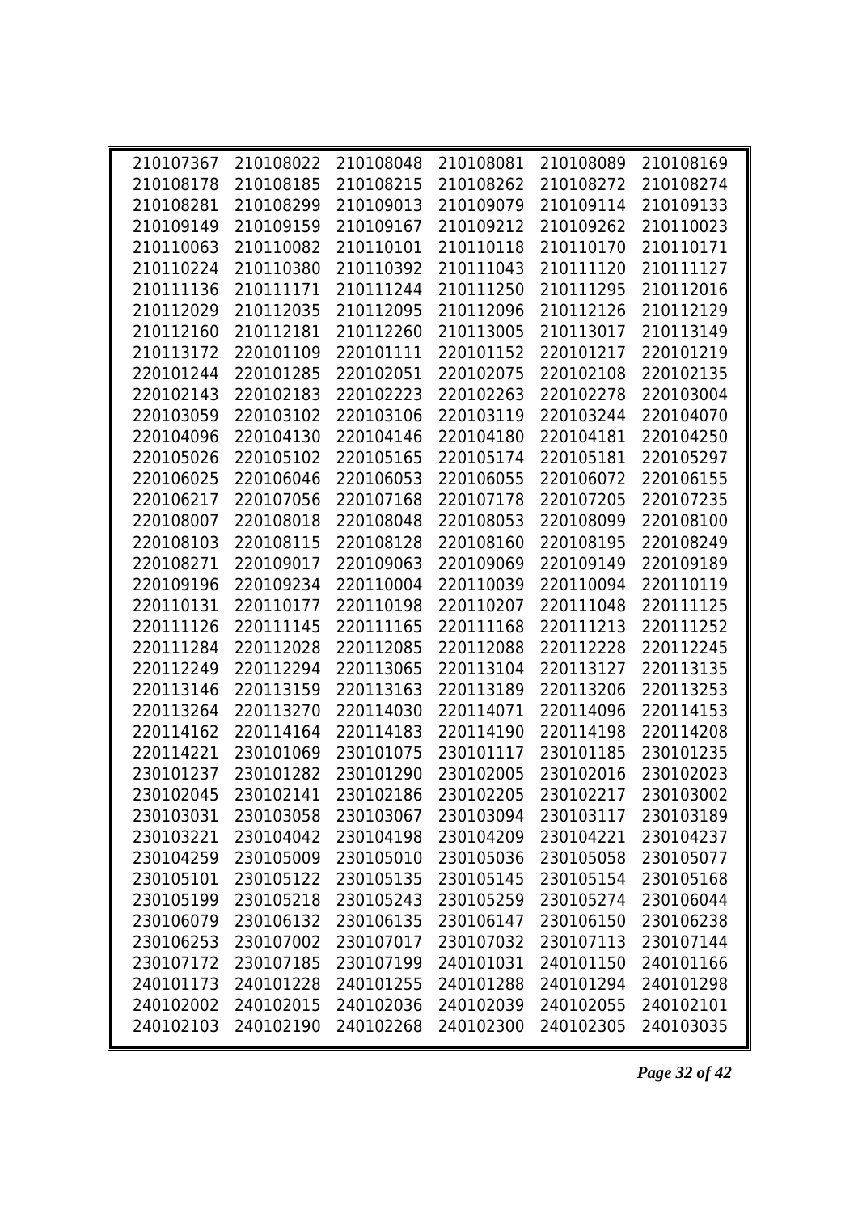| | | | | | |
|---|---|---|---|---|---|
| 210107367 | 210108022 | 210108048 | 210108081 | 210108089 | 210108169 |
| 210108178 | 210108185 | 210108215 | 210108262 | 210108272 | 210108274 |
| 210108281 | 210108299 | 210109013 | 210109079 | 210109114 | 210109133 |
| 210109149 | 210109159 | 210109167 | 210109212 | 210109262 | 210110023 |
| 210110063 | 210110082 | 210110101 | 210110118 | 210110170 | 210110171 |
| 210110224 | 210110380 | 210110392 | 210111043 | 210111120 | 210111127 |
| 210111136 | 210111171 | 210111244 | 210111250 | 210111295 | 210112016 |
| 210112029 | 210112035 | 210112095 | 210112096 | 210112126 | 210112129 |
| 210112160 | 210112181 | 210112260 | 210113005 | 210113017 | 210113149 |
| 210113172 | 220101109 | 220101111 | 220101152 | 220101217 | 220101219 |
| 220101244 | 220101285 | 220102051 | 220102075 | 220102108 | 220102135 |
| 220102143 | 220102183 | 220102223 | 220102263 | 220102278 | 220103004 |
| 220103059 | 220103102 | 220103106 | 220103119 | 220103244 | 220104070 |
| 220104096 | 220104130 | 220104146 | 220104180 | 220104181 | 220104250 |
| 220105026 | 220105102 | 220105165 | 220105174 | 220105181 | 220105297 |
| 220106025 | 220106046 | 220106053 | 220106055 | 220106072 | 220106155 |
| 220106217 | 220107056 | 220107168 | 220107178 | 220107205 | 220107235 |
| 220108007 | 220108018 | 220108048 | 220108053 | 220108099 | 220108100 |
| 220108103 | 220108115 | 220108128 | 220108160 | 220108195 | 220108249 |
| 220108271 | 220109017 | 220109063 | 220109069 | 220109149 | 220109189 |
| 220109196 | 220109234 | 220110004 | 220110039 | 220110094 | 220110119 |
| 220110131 | 220110177 | 220110198 | 220110207 | 220111048 | 220111125 |
| 220111126 | 220111145 | 220111165 | 220111168 | 220111213 | 220111252 |
| 220111284 | 220112028 | 220112085 | 220112088 | 220112228 | 220112245 |
| 220112249 | 220112294 | 220113065 | 220113104 | 220113127 | 220113135 |
| 220113146 | 220113159 | 220113163 | 220113189 | 220113206 | 220113253 |
| 220113264 | 220113270 | 220114030 | 220114071 | 220114096 | 220114153 |
| 220114162 | 220114164 | 220114183 | 220114190 | 220114198 | 220114208 |
| 220114221 | 230101069 | 230101075 | 230101117 | 230101185 | 230101235 |
| 230101237 | 230101282 | 230101290 | 230102005 | 230102016 | 230102023 |
| 230102045 | 230102141 | 230102186 | 230102205 | 230102217 | 230103002 |
| 230103031 | 230103058 | 230103067 | 230103094 | 230103117 | 230103189 |
| 230103221 | 230104042 | 230104198 | 230104209 | 230104221 | 230104237 |
| 230104259 | 230105009 | 230105010 | 230105036 | 230105058 | 230105077 |
| 230105101 | 230105122 | 230105135 | 230105145 | 230105154 | 230105168 |
| 230105199 | 230105218 | 230105243 | 230105259 | 230105274 | 230106044 |
| 230106079 | 230106132 | 230106135 | 230106147 | 230106150 | 230106238 |
| 230106253 | 230107002 | 230107017 | 230107032 | 230107113 | 230107144 |
| 230107172 | 230107185 | 230107199 | 240101031 | 240101150 | 240101166 |
| 240101173 | 240101228 | 240101255 | 240101288 | 240101294 | 240101298 |
| 240102002 | 240102015 | 240102036 | 240102039 | 240102055 | 240102101 |
| 240102103 | 240102190 | 240102268 | 240102300 | 240102305 | 240103035 |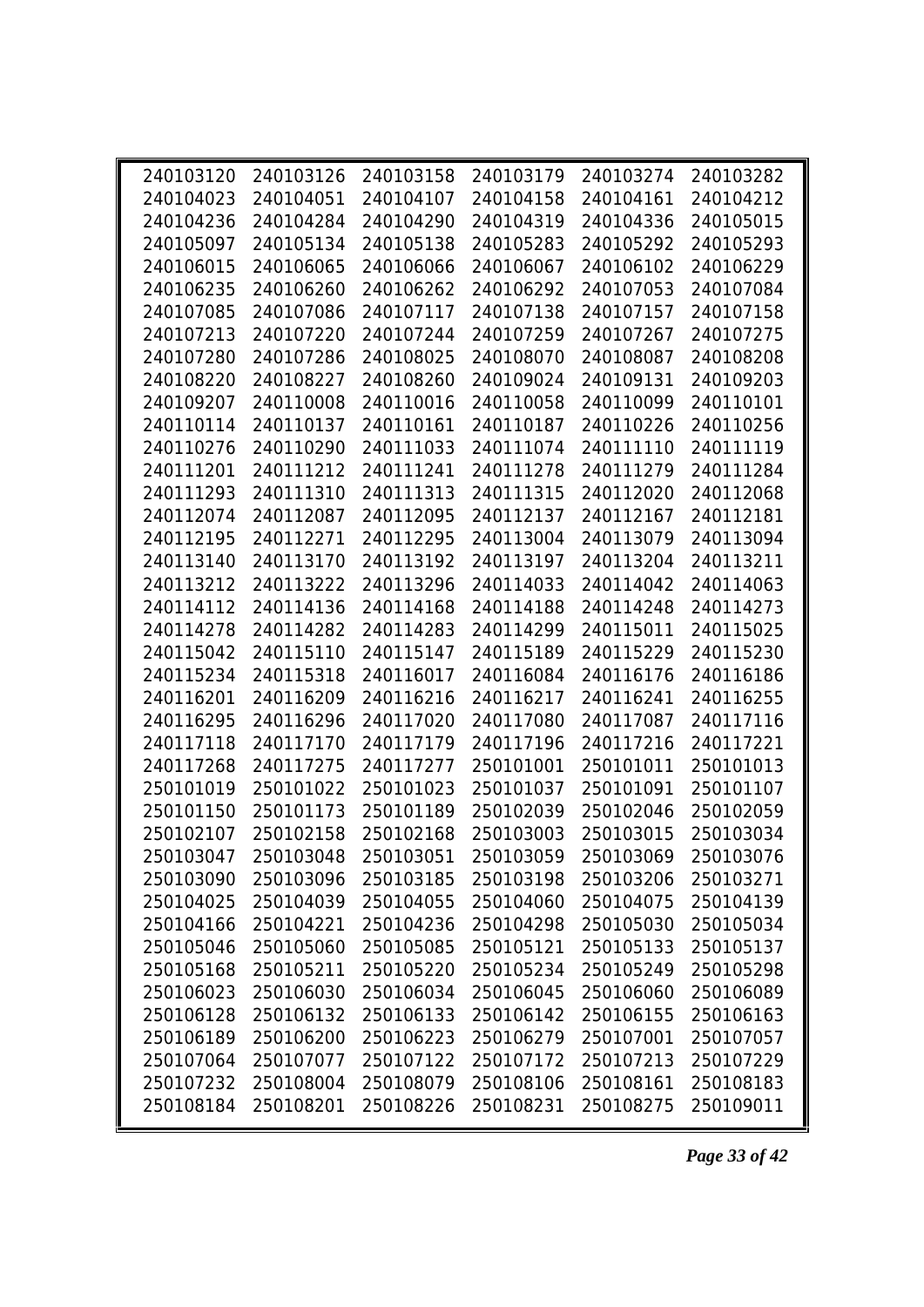| | | | | | |
|---|---|---|---|---|---|
| 240103120 | 240103126 | 240103158 | 240103179 | 240103274 | 240103282 |
| 240104023 | 240104051 | 240104107 | 240104158 | 240104161 | 240104212 |
| 240104236 | 240104284 | 240104290 | 240104319 | 240104336 | 240105015 |
| 240105097 | 240105134 | 240105138 | 240105283 | 240105292 | 240105293 |
| 240106015 | 240106065 | 240106066 | 240106067 | 240106102 | 240106229 |
| 240106235 | 240106260 | 240106262 | 240106292 | 240107053 | 240107084 |
| 240107085 | 240107086 | 240107117 | 240107138 | 240107157 | 240107158 |
| 240107213 | 240107220 | 240107244 | 240107259 | 240107267 | 240107275 |
| 240107280 | 240107286 | 240108025 | 240108070 | 240108087 | 240108208 |
| 240108220 | 240108227 | 240108260 | 240109024 | 240109131 | 240109203 |
| 240109207 | 240110008 | 240110016 | 240110058 | 240110099 | 240110101 |
| 240110114 | 240110137 | 240110161 | 240110187 | 240110226 | 240110256 |
| 240110276 | 240110290 | 240111033 | 240111074 | 240111110 | 240111119 |
| 240111201 | 240111212 | 240111241 | 240111278 | 240111279 | 240111284 |
| 240111293 | 240111310 | 240111313 | 240111315 | 240112020 | 240112068 |
| 240112074 | 240112087 | 240112095 | 240112137 | 240112167 | 240112181 |
| 240112195 | 240112271 | 240112295 | 240113004 | 240113079 | 240113094 |
| 240113140 | 240113170 | 240113192 | 240113197 | 240113204 | 240113211 |
| 240113212 | 240113222 | 240113296 | 240114033 | 240114042 | 240114063 |
| 240114112 | 240114136 | 240114168 | 240114188 | 240114248 | 240114273 |
| 240114278 | 240114282 | 240114283 | 240114299 | 240115011 | 240115025 |
| 240115042 | 240115110 | 240115147 | 240115189 | 240115229 | 240115230 |
| 240115234 | 240115318 | 240116017 | 240116084 | 240116176 | 240116186 |
| 240116201 | 240116209 | 240116216 | 240116217 | 240116241 | 240116255 |
| 240116295 | 240116296 | 240117020 | 240117080 | 240117087 | 240117116 |
| 240117118 | 240117170 | 240117179 | 240117196 | 240117216 | 240117221 |
| 240117268 | 240117275 | 240117277 | 250101001 | 250101011 | 250101013 |
| 250101019 | 250101022 | 250101023 | 250101037 | 250101091 | 250101107 |
| 250101150 | 250101173 | 250101189 | 250102039 | 250102046 | 250102059 |
| 250102107 | 250102158 | 250102168 | 250103003 | 250103015 | 250103034 |
| 250103047 | 250103048 | 250103051 | 250103059 | 250103069 | 250103076 |
| 250103090 | 250103096 | 250103185 | 250103198 | 250103206 | 250103271 |
| 250104025 | 250104039 | 250104055 | 250104060 | 250104075 | 250104139 |
| 250104166 | 250104221 | 250104236 | 250104298 | 250105030 | 250105034 |
| 250105046 | 250105060 | 250105085 | 250105121 | 250105133 | 250105137 |
| 250105168 | 250105211 | 250105220 | 250105234 | 250105249 | 250105298 |
| 250106023 | 250106030 | 250106034 | 250106045 | 250106060 | 250106089 |
| 250106128 | 250106132 | 250106133 | 250106142 | 250106155 | 250106163 |
| 250106189 | 250106200 | 250106223 | 250106279 | 250107001 | 250107057 |
| 250107064 | 250107077 | 250107122 | 250107172 | 250107213 | 250107229 |
| 250107232 | 250108004 | 250108079 | 250108106 | 250108161 | 250108183 |
| 250108184 | 250108201 | 250108226 | 250108231 | 250108275 | 250109011 |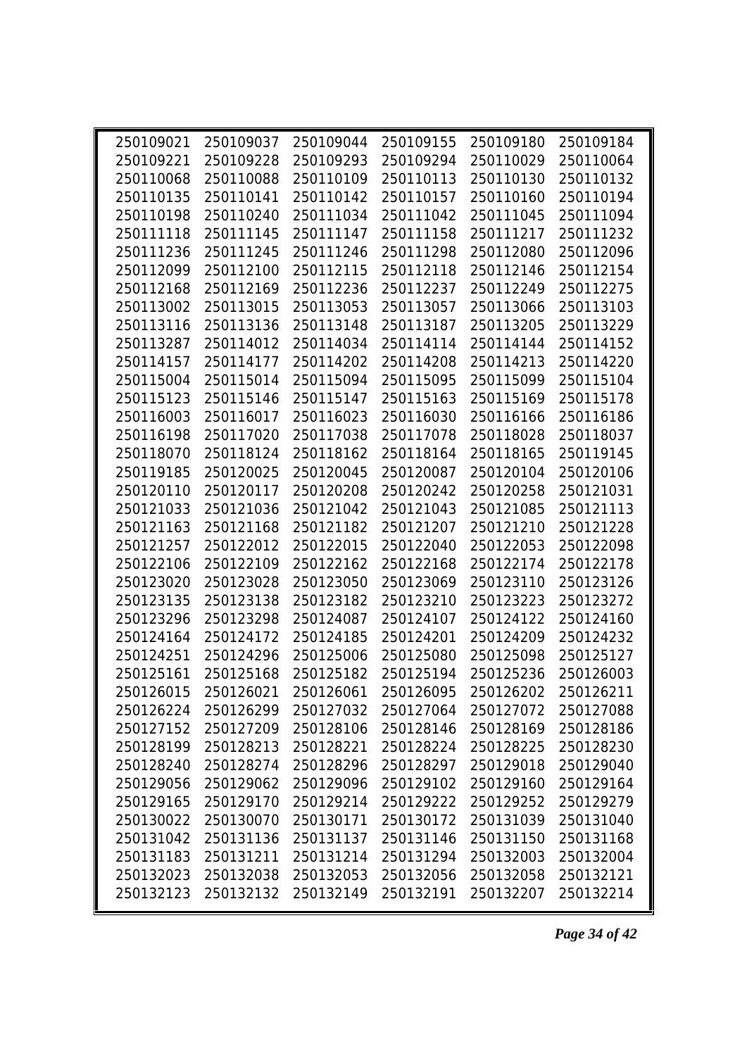| | | | | | |
|---|---|---|---|---|---|
| 250109021 | 250109037 | 250109044 | 250109155 | 250109180 | 250109184 |
| 250109221 | 250109228 | 250109293 | 250109294 | 250110029 | 250110064 |
| 250110068 | 250110088 | 250110109 | 250110113 | 250110130 | 250110132 |
| 250110135 | 250110141 | 250110142 | 250110157 | 250110160 | 250110194 |
| 250110198 | 250110240 | 250111034 | 250111042 | 250111045 | 250111094 |
| 250111118 | 250111145 | 250111147 | 250111158 | 250111217 | 250111232 |
| 250111236 | 250111245 | 250111246 | 250111298 | 250112080 | 250112096 |
| 250112099 | 250112100 | 250112115 | 250112118 | 250112146 | 250112154 |
| 250112168 | 250112169 | 250112236 | 250112237 | 250112249 | 250112275 |
| 250113002 | 250113015 | 250113053 | 250113057 | 250113066 | 250113103 |
| 250113116 | 250113136 | 250113148 | 250113187 | 250113205 | 250113229 |
| 250113287 | 250114012 | 250114034 | 250114114 | 250114144 | 250114152 |
| 250114157 | 250114177 | 250114202 | 250114208 | 250114213 | 250114220 |
| 250115004 | 250115014 | 250115094 | 250115095 | 250115099 | 250115104 |
| 250115123 | 250115146 | 250115147 | 250115163 | 250115169 | 250115178 |
| 250116003 | 250116017 | 250116023 | 250116030 | 250116166 | 250116186 |
| 250116198 | 250117020 | 250117038 | 250117078 | 250118028 | 250118037 |
| 250118070 | 250118124 | 250118162 | 250118164 | 250118165 | 250119145 |
| 250119185 | 250120025 | 250120045 | 250120087 | 250120104 | 250120106 |
| 250120110 | 250120117 | 250120208 | 250120242 | 250120258 | 250121031 |
| 250121033 | 250121036 | 250121042 | 250121043 | 250121085 | 250121113 |
| 250121163 | 250121168 | 250121182 | 250121207 | 250121210 | 250121228 |
| 250121257 | 250122012 | 250122015 | 250122040 | 250122053 | 250122098 |
| 250122106 | 250122109 | 250122162 | 250122168 | 250122174 | 250122178 |
| 250123020 | 250123028 | 250123050 | 250123069 | 250123110 | 250123126 |
| 250123135 | 250123138 | 250123182 | 250123210 | 250123223 | 250123272 |
| 250123296 | 250123298 | 250124087 | 250124107 | 250124122 | 250124160 |
| 250124164 | 250124172 | 250124185 | 250124201 | 250124209 | 250124232 |
| 250124251 | 250124296 | 250125006 | 250125080 | 250125098 | 250125127 |
| 250125161 | 250125168 | 250125182 | 250125194 | 250125236 | 250126003 |
| 250126015 | 250126021 | 250126061 | 250126095 | 250126202 | 250126211 |
| 250126224 | 250126299 | 250127032 | 250127064 | 250127072 | 250127088 |
| 250127152 | 250127209 | 250128106 | 250128146 | 250128169 | 250128186 |
| 250128199 | 250128213 | 250128221 | 250128224 | 250128225 | 250128230 |
| 250128240 | 250128274 | 250128296 | 250128297 | 250129018 | 250129040 |
| 250129056 | 250129062 | 250129096 | 250129102 | 250129160 | 250129164 |
| 250129165 | 250129170 | 250129214 | 250129222 | 250129252 | 250129279 |
| 250130022 | 250130070 | 250130171 | 250130172 | 250131039 | 250131040 |
| 250131042 | 250131136 | 250131137 | 250131146 | 250131150 | 250131168 |
| 250131183 | 250131211 | 250131214 | 250131294 | 250132003 | 250132004 |
| 250132023 | 250132038 | 250132053 | 250132056 | 250132058 | 250132121 |
| 250132123 | 250132132 | 250132149 | 250132191 | 250132207 | 250132214 |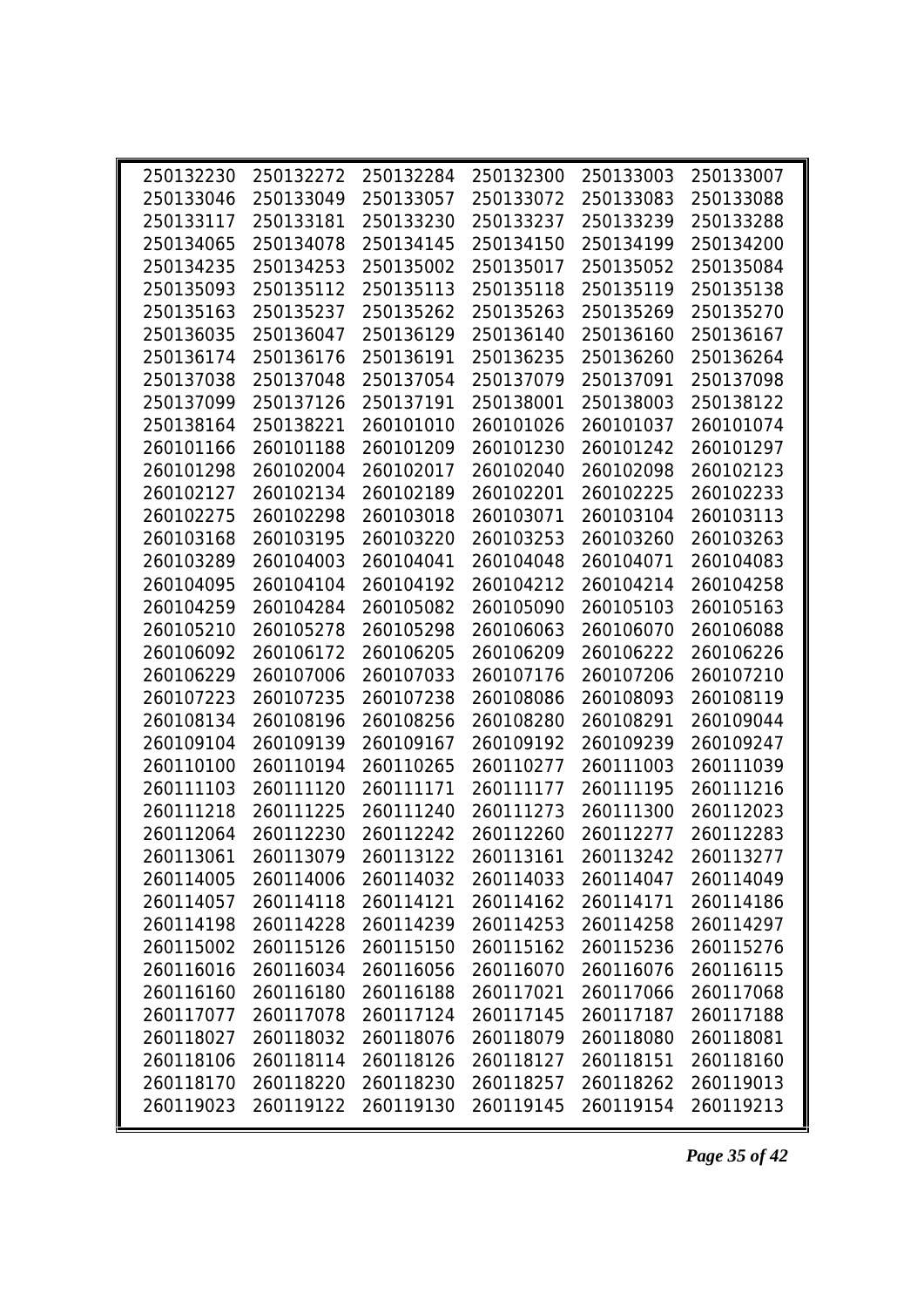| | | | | | |
|---|---|---|---|---|---|
| 250132230 | 250132272 | 250132284 | 250132300 | 250133003 | 250133007 |
| 250133046 | 250133049 | 250133057 | 250133072 | 250133083 | 250133088 |
| 250133117 | 250133181 | 250133230 | 250133237 | 250133239 | 250133288 |
| 250134065 | 250134078 | 250134145 | 250134150 | 250134199 | 250134200 |
| 250134235 | 250134253 | 250135002 | 250135017 | 250135052 | 250135084 |
| 250135093 | 250135112 | 250135113 | 250135118 | 250135119 | 250135138 |
| 250135163 | 250135237 | 250135262 | 250135263 | 250135269 | 250135270 |
| 250136035 | 250136047 | 250136129 | 250136140 | 250136160 | 250136167 |
| 250136174 | 250136176 | 250136191 | 250136235 | 250136260 | 250136264 |
| 250137038 | 250137048 | 250137054 | 250137079 | 250137091 | 250137098 |
| 250137099 | 250137126 | 250137191 | 250138001 | 250138003 | 250138122 |
| 250138164 | 250138221 | 260101010 | 260101026 | 260101037 | 260101074 |
| 260101166 | 260101188 | 260101209 | 260101230 | 260101242 | 260101297 |
| 260101298 | 260102004 | 260102017 | 260102040 | 260102098 | 260102123 |
| 260102127 | 260102134 | 260102189 | 260102201 | 260102225 | 260102233 |
| 260102275 | 260102298 | 260103018 | 260103071 | 260103104 | 260103113 |
| 260103168 | 260103195 | 260103220 | 260103253 | 260103260 | 260103263 |
| 260103289 | 260104003 | 260104041 | 260104048 | 260104071 | 260104083 |
| 260104095 | 260104104 | 260104192 | 260104212 | 260104214 | 260104258 |
| 260104259 | 260104284 | 260105082 | 260105090 | 260105103 | 260105163 |
| 260105210 | 260105278 | 260105298 | 260106063 | 260106070 | 260106088 |
| 260106092 | 260106172 | 260106205 | 260106209 | 260106222 | 260106226 |
| 260106229 | 260107006 | 260107033 | 260107176 | 260107206 | 260107210 |
| 260107223 | 260107235 | 260107238 | 260108086 | 260108093 | 260108119 |
| 260108134 | 260108196 | 260108256 | 260108280 | 260108291 | 260109044 |
| 260109104 | 260109139 | 260109167 | 260109192 | 260109239 | 260109247 |
| 260110100 | 260110194 | 260110265 | 260110277 | 260111003 | 260111039 |
| 260111103 | 260111120 | 260111171 | 260111177 | 260111195 | 260111216 |
| 260111218 | 260111225 | 260111240 | 260111273 | 260111300 | 260112023 |
| 260112064 | 260112230 | 260112242 | 260112260 | 260112277 | 260112283 |
| 260113061 | 260113079 | 260113122 | 260113161 | 260113242 | 260113277 |
| 260114005 | 260114006 | 260114032 | 260114033 | 260114047 | 260114049 |
| 260114057 | 260114118 | 260114121 | 260114162 | 260114171 | 260114186 |
| 260114198 | 260114228 | 260114239 | 260114253 | 260114258 | 260114297 |
| 260115002 | 260115126 | 260115150 | 260115162 | 260115236 | 260115276 |
| 260116016 | 260116034 | 260116056 | 260116070 | 260116076 | 260116115 |
| 260116160 | 260116180 | 260116188 | 260117021 | 260117066 | 260117068 |
| 260117077 | 260117078 | 260117124 | 260117145 | 260117187 | 260117188 |
| 260118027 | 260118032 | 260118076 | 260118079 | 260118080 | 260118081 |
| 260118106 | 260118114 | 260118126 | 260118127 | 260118151 | 260118160 |
| 260118170 | 260118220 | 260118230 | 260118257 | 260118262 | 260119013 |
| 260119023 | 260119122 | 260119130 | 260119145 | 260119154 | 260119213 |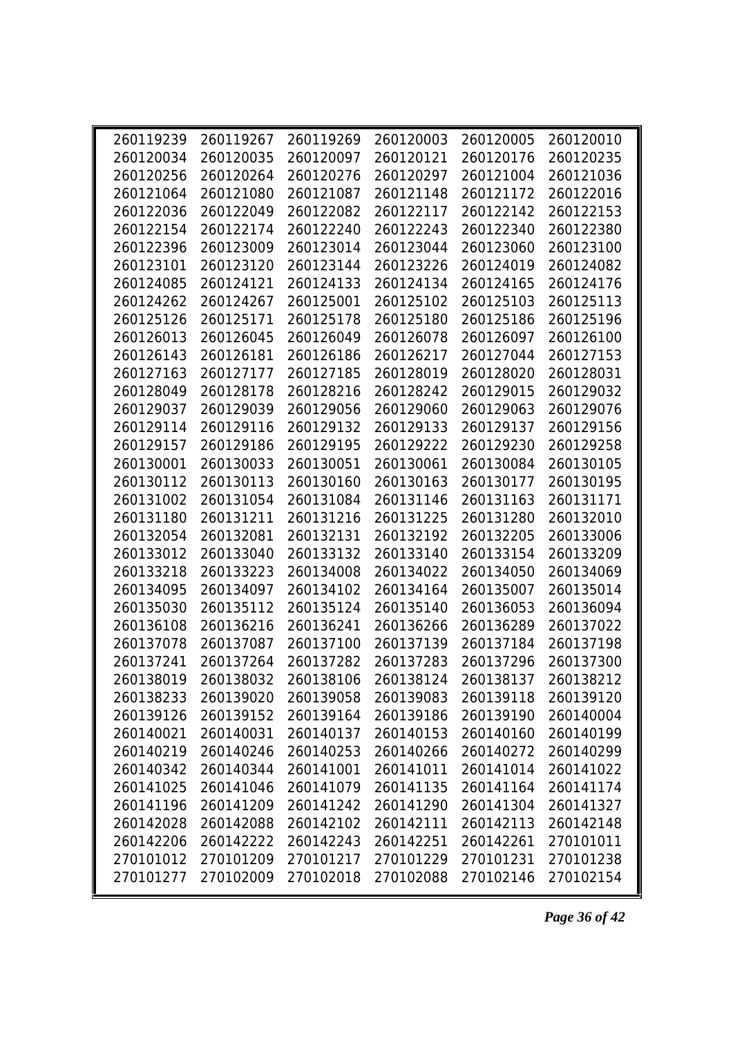| 260119239 | 260119267 | 260119269 | 260120003 | 260120005 | 260120010 |
|---|---|---|---|---|---|
| 260120034 | 260120035 | 260120097 | 260120121 | 260120176 | 260120235 |
| 260120256 | 260120264 | 260120276 | 260120297 | 260121004 | 260121036 |
| 260121064 | 260121080 | 260121087 | 260121148 | 260121172 | 260122016 |
| 260122036 | 260122049 | 260122082 | 260122117 | 260122142 | 260122153 |
| 260122154 | 260122174 | 260122240 | 260122243 | 260122340 | 260122380 |
| 260122396 | 260123009 | 260123014 | 260123044 | 260123060 | 260123100 |
| 260123101 | 260123120 | 260123144 | 260123226 | 260124019 | 260124082 |
| 260124085 | 260124121 | 260124133 | 260124134 | 260124165 | 260124176 |
| 260124262 | 260124267 | 260125001 | 260125102 | 260125103 | 260125113 |
| 260125126 | 260125171 | 260125178 | 260125180 | 260125186 | 260125196 |
| 260126013 | 260126045 | 260126049 | 260126078 | 260126097 | 260126100 |
| 260126143 | 260126181 | 260126186 | 260126217 | 260127044 | 260127153 |
| 260127163 | 260127177 | 260127185 | 260128019 | 260128020 | 260128031 |
| 260128049 | 260128178 | 260128216 | 260128242 | 260129015 | 260129032 |
| 260129037 | 260129039 | 260129056 | 260129060 | 260129063 | 260129076 |
| 260129114 | 260129116 | 260129132 | 260129133 | 260129137 | 260129156 |
| 260129157 | 260129186 | 260129195 | 260129222 | 260129230 | 260129258 |
| 260130001 | 260130033 | 260130051 | 260130061 | 260130084 | 260130105 |
| 260130112 | 260130113 | 260130160 | 260130163 | 260130177 | 260130195 |
| 260131002 | 260131054 | 260131084 | 260131146 | 260131163 | 260131171 |
| 260131180 | 260131211 | 260131216 | 260131225 | 260131280 | 260132010 |
| 260132054 | 260132081 | 260132131 | 260132192 | 260132205 | 260133006 |
| 260133012 | 260133040 | 260133132 | 260133140 | 260133154 | 260133209 |
| 260133218 | 260133223 | 260134008 | 260134022 | 260134050 | 260134069 |
| 260134095 | 260134097 | 260134102 | 260134164 | 260135007 | 260135014 |
| 260135030 | 260135112 | 260135124 | 260135140 | 260136053 | 260136094 |
| 260136108 | 260136216 | 260136241 | 260136266 | 260136289 | 260137022 |
| 260137078 | 260137087 | 260137100 | 260137139 | 260137184 | 260137198 |
| 260137241 | 260137264 | 260137282 | 260137283 | 260137296 | 260137300 |
| 260138019 | 260138032 | 260138106 | 260138124 | 260138137 | 260138212 |
| 260138233 | 260139020 | 260139058 | 260139083 | 260139118 | 260139120 |
| 260139126 | 260139152 | 260139164 | 260139186 | 260139190 | 260140004 |
| 260140021 | 260140031 | 260140137 | 260140153 | 260140160 | 260140199 |
| 260140219 | 260140246 | 260140253 | 260140266 | 260140272 | 260140299 |
| 260140342 | 260140344 | 260141001 | 260141011 | 260141014 | 260141022 |
| 260141025 | 260141046 | 260141079 | 260141135 | 260141164 | 260141174 |
| 260141196 | 260141209 | 260141242 | 260141290 | 260141304 | 260141327 |
| 260142028 | 260142088 | 260142102 | 260142111 | 260142113 | 260142148 |
| 260142206 | 260142222 | 260142243 | 260142251 | 260142261 | 270101011 |
| 270101012 | 270101209 | 270101217 | 270101229 | 270101231 | 270101238 |
| 270101277 | 270102009 | 270102018 | 270102088 | 270102146 | 270102154 |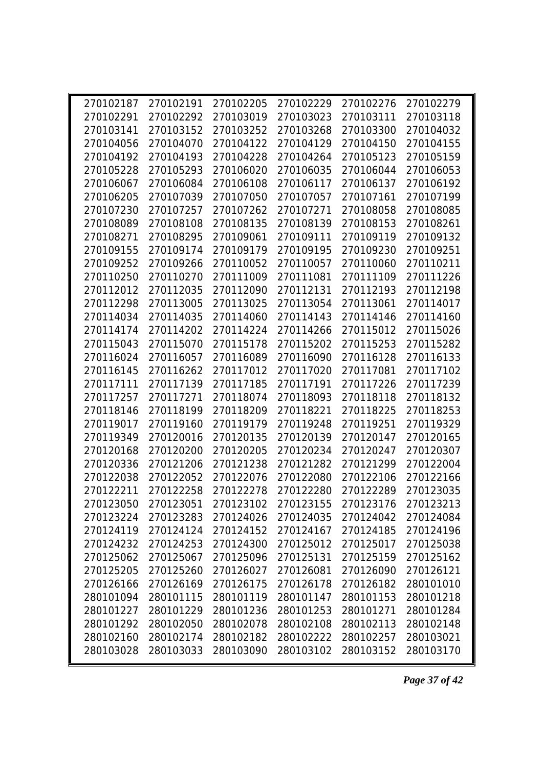| | | | | | |
|---|---|---|---|---|---|
| 270102187 | 270102191 | 270102205 | 270102229 | 270102276 | 270102279 |
| 270102291 | 270102292 | 270103019 | 270103023 | 270103111 | 270103118 |
| 270103141 | 270103152 | 270103252 | 270103268 | 270103300 | 270104032 |
| 270104056 | 270104070 | 270104122 | 270104129 | 270104150 | 270104155 |
| 270104192 | 270104193 | 270104228 | 270104264 | 270105123 | 270105159 |
| 270105228 | 270105293 | 270106020 | 270106035 | 270106044 | 270106053 |
| 270106067 | 270106084 | 270106108 | 270106117 | 270106137 | 270106192 |
| 270106205 | 270107039 | 270107050 | 270107057 | 270107161 | 270107199 |
| 270107230 | 270107257 | 270107262 | 270107271 | 270108058 | 270108085 |
| 270108089 | 270108108 | 270108135 | 270108139 | 270108153 | 270108261 |
| 270108271 | 270108295 | 270109061 | 270109111 | 270109119 | 270109132 |
| 270109155 | 270109174 | 270109179 | 270109195 | 270109230 | 270109251 |
| 270109252 | 270109266 | 270110052 | 270110057 | 270110060 | 270110211 |
| 270110250 | 270110270 | 270111009 | 270111081 | 270111109 | 270111226 |
| 270112012 | 270112035 | 270112090 | 270112131 | 270112193 | 270112198 |
| 270112298 | 270113005 | 270113025 | 270113054 | 270113061 | 270114017 |
| 270114034 | 270114035 | 270114060 | 270114143 | 270114146 | 270114160 |
| 270114174 | 270114202 | 270114224 | 270114266 | 270115012 | 270115026 |
| 270115043 | 270115070 | 270115178 | 270115202 | 270115253 | 270115282 |
| 270116024 | 270116057 | 270116089 | 270116090 | 270116128 | 270116133 |
| 270116145 | 270116262 | 270117012 | 270117020 | 270117081 | 270117102 |
| 270117111 | 270117139 | 270117185 | 270117191 | 270117226 | 270117239 |
| 270117257 | 270117271 | 270118074 | 270118093 | 270118118 | 270118132 |
| 270118146 | 270118199 | 270118209 | 270118221 | 270118225 | 270118253 |
| 270119017 | 270119160 | 270119179 | 270119248 | 270119251 | 270119329 |
| 270119349 | 270120016 | 270120135 | 270120139 | 270120147 | 270120165 |
| 270120168 | 270120200 | 270120205 | 270120234 | 270120247 | 270120307 |
| 270120336 | 270121206 | 270121238 | 270121282 | 270121299 | 270122004 |
| 270122038 | 270122052 | 270122076 | 270122080 | 270122106 | 270122166 |
| 270122211 | 270122258 | 270122278 | 270122280 | 270122289 | 270123035 |
| 270123050 | 270123051 | 270123102 | 270123155 | 270123176 | 270123213 |
| 270123224 | 270123283 | 270124026 | 270124035 | 270124042 | 270124084 |
| 270124119 | 270124124 | 270124152 | 270124167 | 270124185 | 270124196 |
| 270124232 | 270124253 | 270124300 | 270125012 | 270125017 | 270125038 |
| 270125062 | 270125067 | 270125096 | 270125131 | 270125159 | 270125162 |
| 270125205 | 270125260 | 270126027 | 270126081 | 270126090 | 270126121 |
| 270126166 | 270126169 | 270126175 | 270126178 | 270126182 | 280101010 |
| 280101094 | 280101115 | 280101119 | 280101147 | 280101153 | 280101218 |
| 280101227 | 280101229 | 280101236 | 280101253 | 280101271 | 280101284 |
| 280101292 | 280102050 | 280102078 | 280102108 | 280102113 | 280102148 |
| 280102160 | 280102174 | 280102182 | 280102222 | 280102257 | 280103021 |
| 280103028 | 280103033 | 280103090 | 280103102 | 280103152 | 280103170 |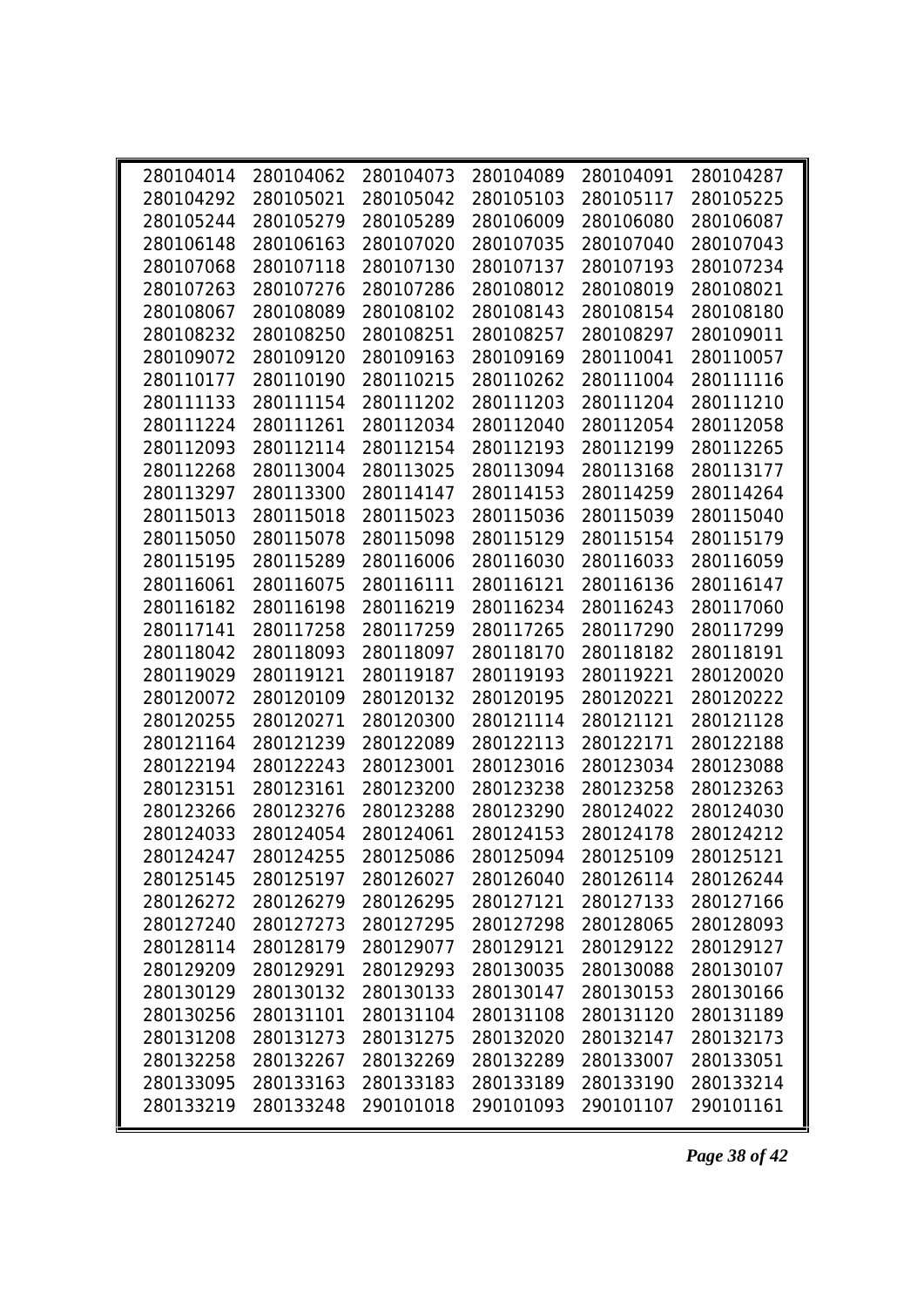| | | | | | |
|---|---|---|---|---|---|
| 280104014 | 280104062 | 280104073 | 280104089 | 280104091 | 280104287 |
| 280104292 | 280105021 | 280105042 | 280105103 | 280105117 | 280105225 |
| 280105244 | 280105279 | 280105289 | 280106009 | 280106080 | 280106087 |
| 280106148 | 280106163 | 280107020 | 280107035 | 280107040 | 280107043 |
| 280107068 | 280107118 | 280107130 | 280107137 | 280107193 | 280107234 |
| 280107263 | 280107276 | 280107286 | 280108012 | 280108019 | 280108021 |
| 280108067 | 280108089 | 280108102 | 280108143 | 280108154 | 280108180 |
| 280108232 | 280108250 | 280108251 | 280108257 | 280108297 | 280109011 |
| 280109072 | 280109120 | 280109163 | 280109169 | 280110041 | 280110057 |
| 280110177 | 280110190 | 280110215 | 280110262 | 280111004 | 280111116 |
| 280111133 | 280111154 | 280111202 | 280111203 | 280111204 | 280111210 |
| 280111224 | 280111261 | 280112034 | 280112040 | 280112054 | 280112058 |
| 280112093 | 280112114 | 280112154 | 280112193 | 280112199 | 280112265 |
| 280112268 | 280113004 | 280113025 | 280113094 | 280113168 | 280113177 |
| 280113297 | 280113300 | 280114147 | 280114153 | 280114259 | 280114264 |
| 280115013 | 280115018 | 280115023 | 280115036 | 280115039 | 280115040 |
| 280115050 | 280115078 | 280115098 | 280115129 | 280115154 | 280115179 |
| 280115195 | 280115289 | 280116006 | 280116030 | 280116033 | 280116059 |
| 280116061 | 280116075 | 280116111 | 280116121 | 280116136 | 280116147 |
| 280116182 | 280116198 | 280116219 | 280116234 | 280116243 | 280117060 |
| 280117141 | 280117258 | 280117259 | 280117265 | 280117290 | 280117299 |
| 280118042 | 280118093 | 280118097 | 280118170 | 280118182 | 280118191 |
| 280119029 | 280119121 | 280119187 | 280119193 | 280119221 | 280120020 |
| 280120072 | 280120109 | 280120132 | 280120195 | 280120221 | 280120222 |
| 280120255 | 280120271 | 280120300 | 280121114 | 280121121 | 280121128 |
| 280121164 | 280121239 | 280122089 | 280122113 | 280122171 | 280122188 |
| 280122194 | 280122243 | 280123001 | 280123016 | 280123034 | 280123088 |
| 280123151 | 280123161 | 280123200 | 280123238 | 280123258 | 280123263 |
| 280123266 | 280123276 | 280123288 | 280123290 | 280124022 | 280124030 |
| 280124033 | 280124054 | 280124061 | 280124153 | 280124178 | 280124212 |
| 280124247 | 280124255 | 280125086 | 280125094 | 280125109 | 280125121 |
| 280125145 | 280125197 | 280126027 | 280126040 | 280126114 | 280126244 |
| 280126272 | 280126279 | 280126295 | 280127121 | 280127133 | 280127166 |
| 280127240 | 280127273 | 280127295 | 280127298 | 280128065 | 280128093 |
| 280128114 | 280128179 | 280129077 | 280129121 | 280129122 | 280129127 |
| 280129209 | 280129291 | 280129293 | 280130035 | 280130088 | 280130107 |
| 280130129 | 280130132 | 280130133 | 280130147 | 280130153 | 280130166 |
| 280130256 | 280131101 | 280131104 | 280131108 | 280131120 | 280131189 |
| 280131208 | 280131273 | 280131275 | 280132020 | 280132147 | 280132173 |
| 280132258 | 280132267 | 280132269 | 280132289 | 280133007 | 280133051 |
| 280133095 | 280133163 | 280133183 | 280133189 | 280133190 | 280133214 |
| 280133219 | 280133248 | 290101018 | 290101093 | 290101107 | 290101161 |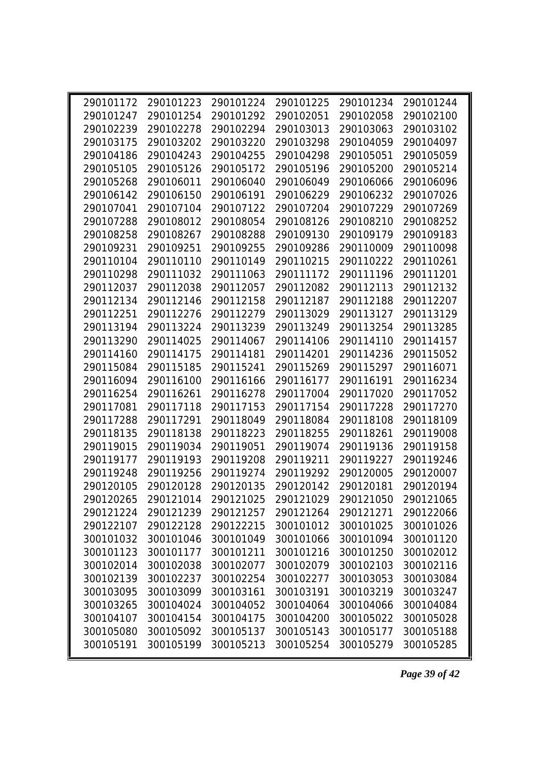| | | | | | |
|---|---|---|---|---|---|
| 290101172 | 290101223 | 290101224 | 290101225 | 290101234 | 290101244 |
| 290101247 | 290101254 | 290101292 | 290102051 | 290102058 | 290102100 |
| 290102239 | 290102278 | 290102294 | 290103013 | 290103063 | 290103102 |
| 290103175 | 290103202 | 290103220 | 290103298 | 290104059 | 290104097 |
| 290104186 | 290104243 | 290104255 | 290104298 | 290105051 | 290105059 |
| 290105105 | 290105126 | 290105172 | 290105196 | 290105200 | 290105214 |
| 290105268 | 290106011 | 290106040 | 290106049 | 290106066 | 290106096 |
| 290106142 | 290106150 | 290106191 | 290106229 | 290106232 | 290107026 |
| 290107041 | 290107104 | 290107122 | 290107204 | 290107229 | 290107269 |
| 290107288 | 290108012 | 290108054 | 290108126 | 290108210 | 290108252 |
| 290108258 | 290108267 | 290108288 | 290109130 | 290109179 | 290109183 |
| 290109231 | 290109251 | 290109255 | 290109286 | 290110009 | 290110098 |
| 290110104 | 290110110 | 290110149 | 290110215 | 290110222 | 290110261 |
| 290110298 | 290111032 | 290111063 | 290111172 | 290111196 | 290111201 |
| 290112037 | 290112038 | 290112057 | 290112082 | 290112113 | 290112132 |
| 290112134 | 290112146 | 290112158 | 290112187 | 290112188 | 290112207 |
| 290112251 | 290112276 | 290112279 | 290113029 | 290113127 | 290113129 |
| 290113194 | 290113224 | 290113239 | 290113249 | 290113254 | 290113285 |
| 290113290 | 290114025 | 290114067 | 290114106 | 290114110 | 290114157 |
| 290114160 | 290114175 | 290114181 | 290114201 | 290114236 | 290115052 |
| 290115084 | 290115185 | 290115241 | 290115269 | 290115297 | 290116071 |
| 290116094 | 290116100 | 290116166 | 290116177 | 290116191 | 290116234 |
| 290116254 | 290116261 | 290116278 | 290117004 | 290117020 | 290117052 |
| 290117081 | 290117118 | 290117153 | 290117154 | 290117228 | 290117270 |
| 290117288 | 290117291 | 290118049 | 290118084 | 290118108 | 290118109 |
| 290118135 | 290118138 | 290118223 | 290118255 | 290118261 | 290119008 |
| 290119015 | 290119034 | 290119051 | 290119074 | 290119136 | 290119158 |
| 290119177 | 290119193 | 290119208 | 290119211 | 290119227 | 290119246 |
| 290119248 | 290119256 | 290119274 | 290119292 | 290120005 | 290120007 |
| 290120105 | 290120128 | 290120135 | 290120142 | 290120181 | 290120194 |
| 290120265 | 290121014 | 290121025 | 290121029 | 290121050 | 290121065 |
| 290121224 | 290121239 | 290121257 | 290121264 | 290121271 | 290122066 |
| 290122107 | 290122128 | 290122215 | 300101012 | 300101025 | 300101026 |
| 300101032 | 300101046 | 300101049 | 300101066 | 300101094 | 300101120 |
| 300101123 | 300101177 | 300101211 | 300101216 | 300101250 | 300102012 |
| 300102014 | 300102038 | 300102077 | 300102079 | 300102103 | 300102116 |
| 300102139 | 300102237 | 300102254 | 300102277 | 300103053 | 300103084 |
| 300103095 | 300103099 | 300103161 | 300103191 | 300103219 | 300103247 |
| 300103265 | 300104024 | 300104052 | 300104064 | 300104066 | 300104084 |
| 300104107 | 300104154 | 300104175 | 300104200 | 300105022 | 300105028 |
| 300105080 | 300105092 | 300105137 | 300105143 | 300105177 | 300105188 |
| 300105191 | 300105199 | 300105213 | 300105254 | 300105279 | 300105285 |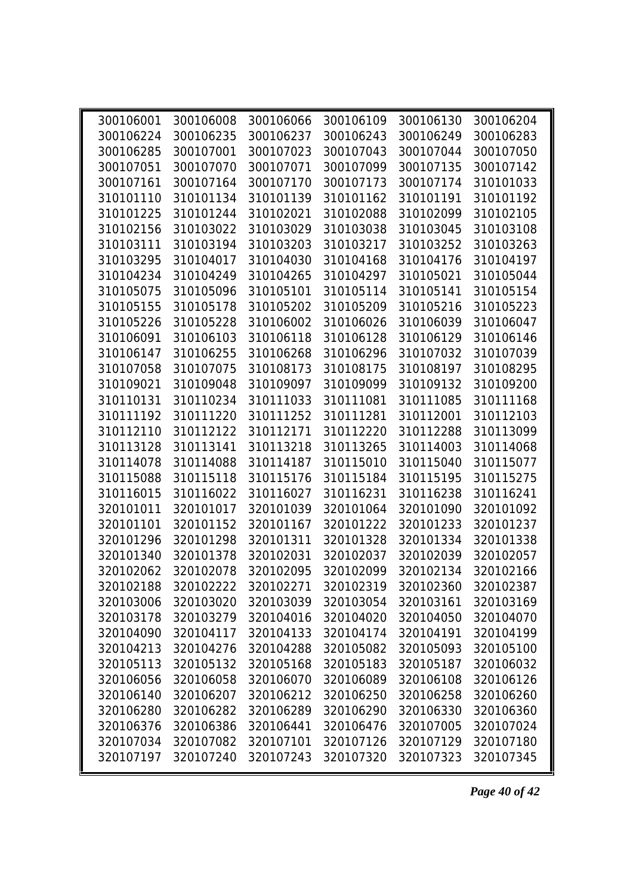| | | | | | |
|---|---|---|---|---|---|
| 300106001 | 300106008 | 300106066 | 300106109 | 300106130 | 300106204 |
| 300106224 | 300106235 | 300106237 | 300106243 | 300106249 | 300106283 |
| 300106285 | 300107001 | 300107023 | 300107043 | 300107044 | 300107050 |
| 300107051 | 300107070 | 300107071 | 300107099 | 300107135 | 300107142 |
| 300107161 | 300107164 | 300107170 | 300107173 | 300107174 | 310101033 |
| 310101110 | 310101134 | 310101139 | 310101162 | 310101191 | 310101192 |
| 310101225 | 310101244 | 310102021 | 310102088 | 310102099 | 310102105 |
| 310102156 | 310103022 | 310103029 | 310103038 | 310103045 | 310103108 |
| 310103111 | 310103194 | 310103203 | 310103217 | 310103252 | 310103263 |
| 310103295 | 310104017 | 310104030 | 310104168 | 310104176 | 310104197 |
| 310104234 | 310104249 | 310104265 | 310104297 | 310105021 | 310105044 |
| 310105075 | 310105096 | 310105101 | 310105114 | 310105141 | 310105154 |
| 310105155 | 310105178 | 310105202 | 310105209 | 310105216 | 310105223 |
| 310105226 | 310105228 | 310106002 | 310106026 | 310106039 | 310106047 |
| 310106091 | 310106103 | 310106118 | 310106128 | 310106129 | 310106146 |
| 310106147 | 310106255 | 310106268 | 310106296 | 310107032 | 310107039 |
| 310107058 | 310107075 | 310108173 | 310108175 | 310108197 | 310108295 |
| 310109021 | 310109048 | 310109097 | 310109099 | 310109132 | 310109200 |
| 310110131 | 310110234 | 310111033 | 310111081 | 310111085 | 310111168 |
| 310111192 | 310111220 | 310111252 | 310111281 | 310112001 | 310112103 |
| 310112110 | 310112122 | 310112171 | 310112220 | 310112288 | 310113099 |
| 310113128 | 310113141 | 310113218 | 310113265 | 310114003 | 310114068 |
| 310114078 | 310114088 | 310114187 | 310115010 | 310115040 | 310115077 |
| 310115088 | 310115118 | 310115176 | 310115184 | 310115195 | 310115275 |
| 310116015 | 310116022 | 310116027 | 310116231 | 310116238 | 310116241 |
| 320101011 | 320101017 | 320101039 | 320101064 | 320101090 | 320101092 |
| 320101101 | 320101152 | 320101167 | 320101222 | 320101233 | 320101237 |
| 320101296 | 320101298 | 320101311 | 320101328 | 320101334 | 320101338 |
| 320101340 | 320101378 | 320102031 | 320102037 | 320102039 | 320102057 |
| 320102062 | 320102078 | 320102095 | 320102099 | 320102134 | 320102166 |
| 320102188 | 320102222 | 320102271 | 320102319 | 320102360 | 320102387 |
| 320103006 | 320103020 | 320103039 | 320103054 | 320103161 | 320103169 |
| 320103178 | 320103279 | 320104016 | 320104020 | 320104050 | 320104070 |
| 320104090 | 320104117 | 320104133 | 320104174 | 320104191 | 320104199 |
| 320104213 | 320104276 | 320104288 | 320105082 | 320105093 | 320105100 |
| 320105113 | 320105132 | 320105168 | 320105183 | 320105187 | 320106032 |
| 320106056 | 320106058 | 320106070 | 320106089 | 320106108 | 320106126 |
| 320106140 | 320106207 | 320106212 | 320106250 | 320106258 | 320106260 |
| 320106280 | 320106282 | 320106289 | 320106290 | 320106330 | 320106360 |
| 320106376 | 320106386 | 320106441 | 320106476 | 320107005 | 320107024 |
| 320107034 | 320107082 | 320107101 | 320107126 | 320107129 | 320107180 |
| 320107197 | 320107240 | 320107243 | 320107320 | 320107323 | 320107345 |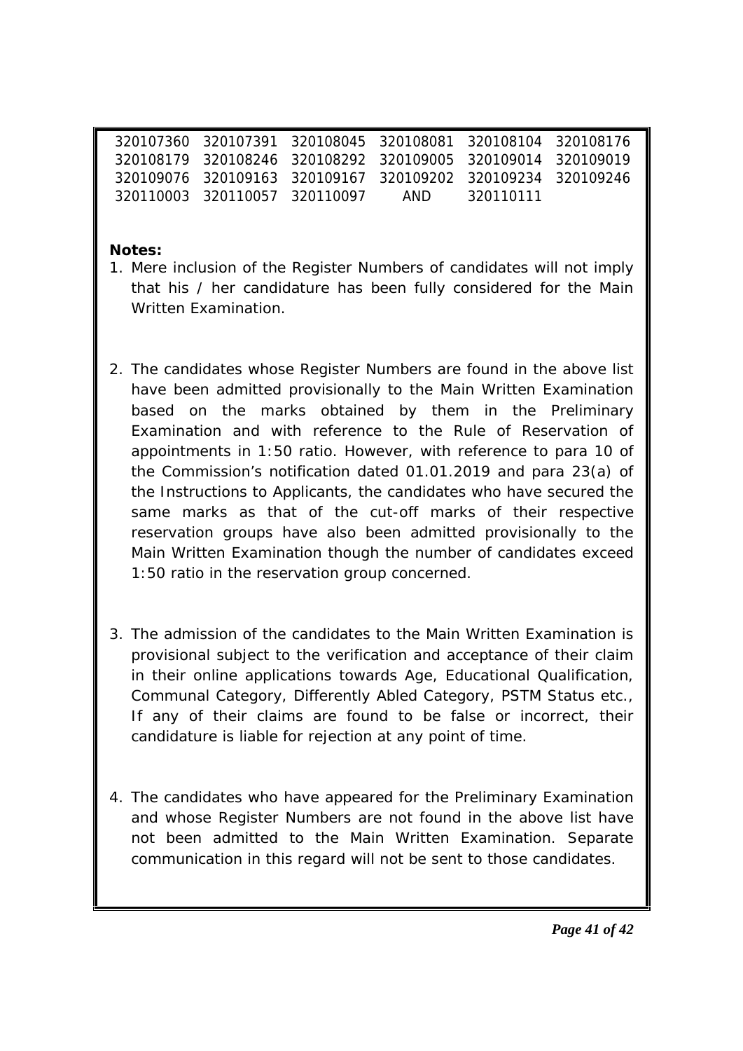320107360 320107391 320108045 320108081 320108104 320108176
320108179 320108246 320108292 320109005 320109014 320109019
320109076 320109163 320109167 320109202 320109234 320109246
320110003 320110057 320110097 AND 320110111

**Notes:**

1. Mere inclusion of the Register Numbers of candidates will not imply that his / her candidature has been fully considered for the Main Written Examination.

2. The candidates whose Register Numbers are found in the above list have been admitted provisionally to the Main Written Examination based on the marks obtained by them in the Preliminary Examination and with reference to the Rule of Reservation of appointments in 1:50 ratio. However, with reference to para 10 of the Commission's notification dated 01.01.2019 and para 23(a) of the Instructions to Applicants, the candidates who have secured the same marks as that of the cut-off marks of their respective reservation groups have also been admitted provisionally to the Main Written Examination though the number of candidates exceed 1:50 ratio in the reservation group concerned.

3. The admission of the candidates to the Main Written Examination is provisional subject to the verification and acceptance of their claim in their online applications towards Age, Educational Qualification, Communal Category, Differently Abled Category, PSTM Status etc., If any of their claims are found to be false or incorrect, their candidature is liable for rejection at any point of time.

4. The candidates who have appeared for the Preliminary Examination and whose Register Numbers are not found in the above list have not been admitted to the Main Written Examination. Separate communication in this regard will not be sent to those candidates.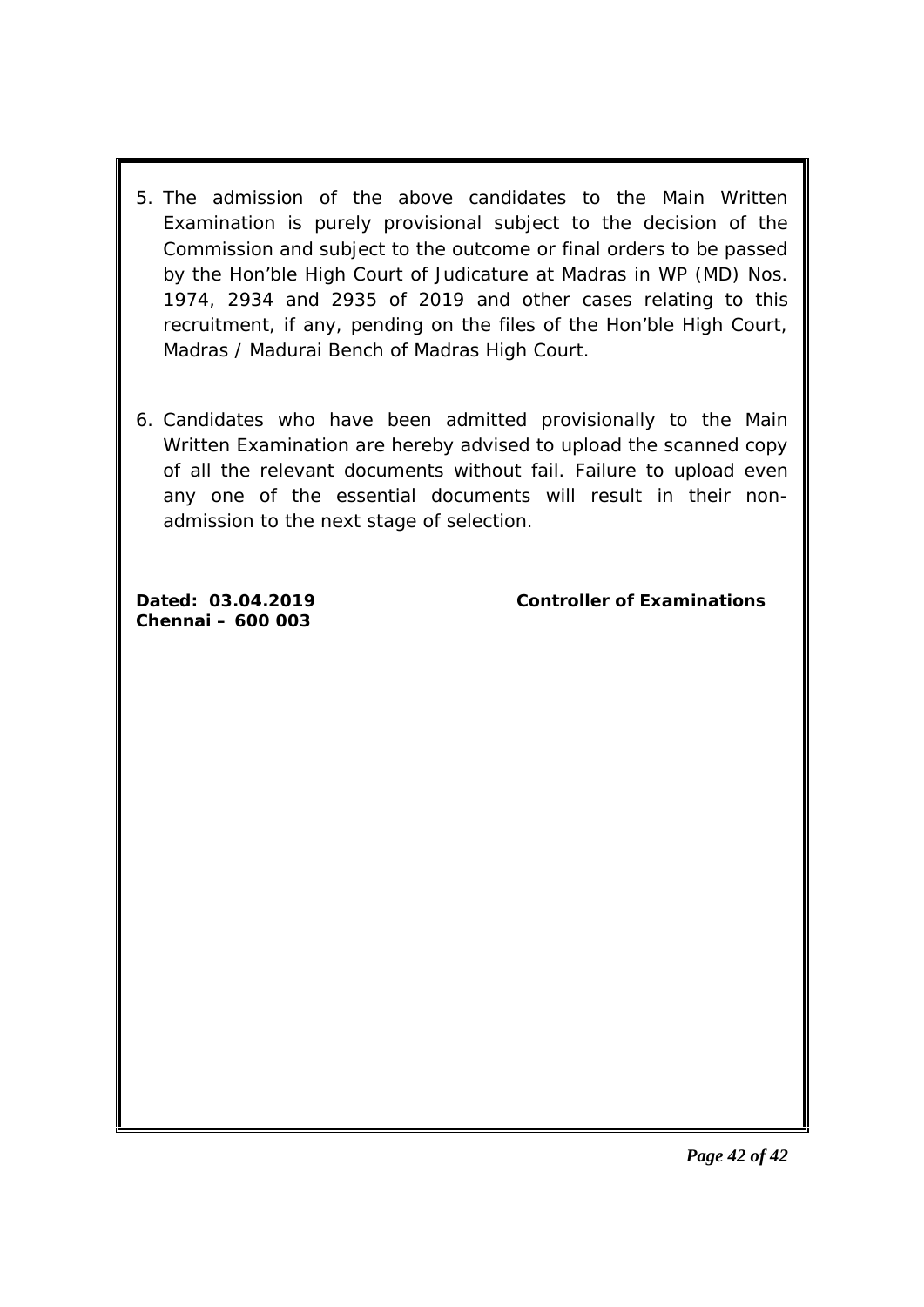5. The admission of the above candidates to the Main Written Examination is purely provisional subject to the decision of the Commission and subject to the outcome or final orders to be passed by the Hon'ble High Court of Judicature at Madras in WP (MD) Nos. 1974, 2934 and 2935 of 2019 and other cases relating to this recruitment, if any, pending on the files of the Hon'ble High Court, Madras / Madurai Bench of Madras High Court.

6. Candidates who have been admitted provisionally to the Main Written Examination are hereby advised to upload the scanned copy of all the relevant documents without fail. Failure to upload even any one of the essential documents will result in their non-admission to the next stage of selection.

**Dated: 03.04.2019**
**Chennai – 600 003**

**Controller of Examinations**